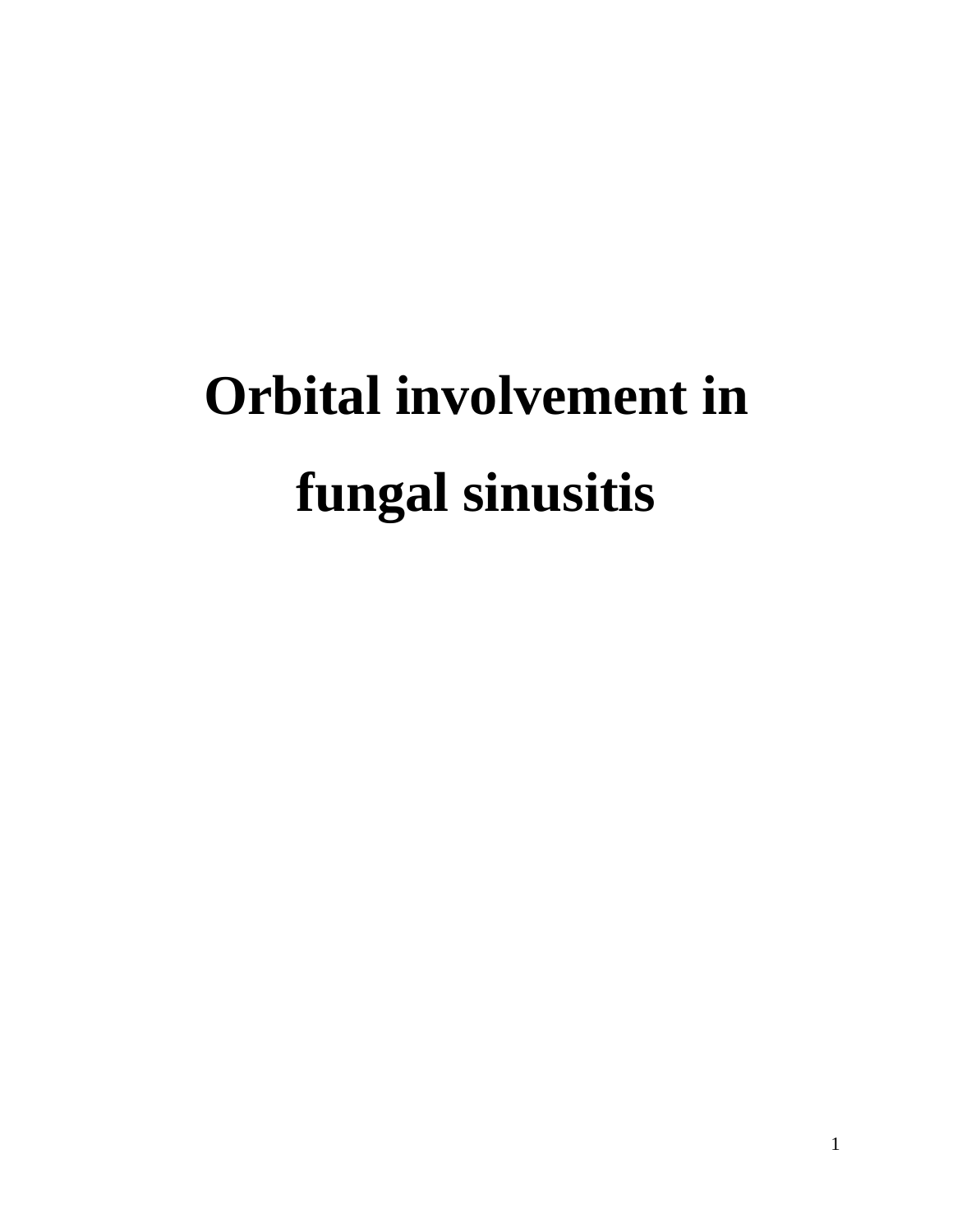# Orbital involvement in fungal sinusitis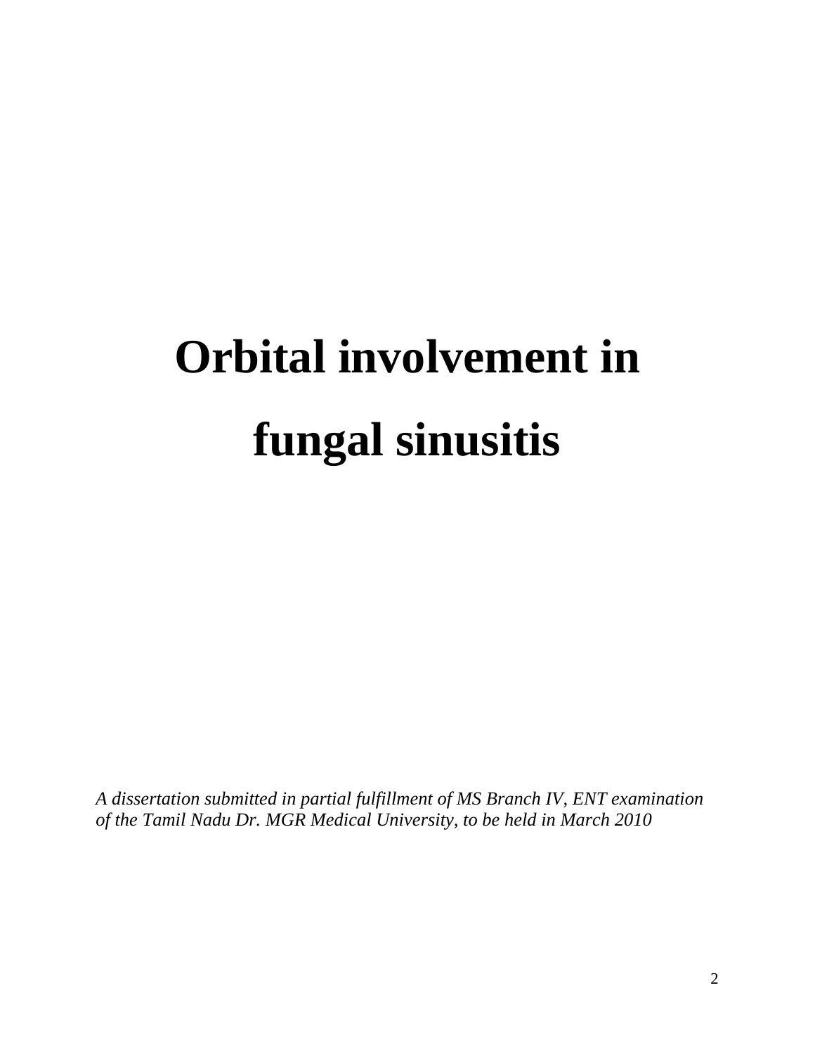# Orbital involvement in fungal sinusitis

*A dissertation submitted in partial fulfillment of MS Branch IV, ENT examination of the Tamil Nadu Dr. MGR Medical University, to be held in March 2010*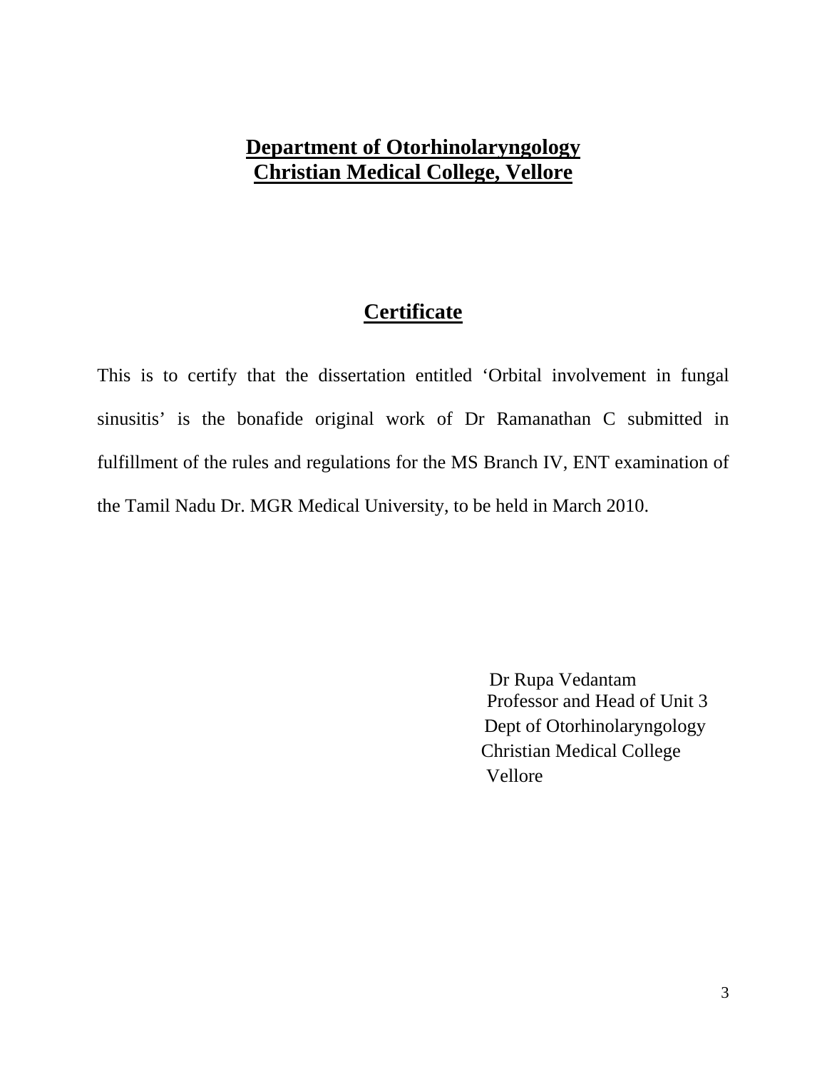# Department of Otorhinolaryngology
# Christian Medical College, Vellore

## Certificate

This is to certify that the dissertation entitled 'Orbital involvement in fungal sinusitis' is the bonafide original work of Dr Ramanathan C submitted in fulfillment of the rules and regulations for the MS Branch IV, ENT examination of the Tamil Nadu Dr. MGR Medical University, to be held in March 2010.

Dr Rupa Vedantam
Professor and Head of Unit 3
Dept of Otorhinolaryngology
Christian Medical College
Vellore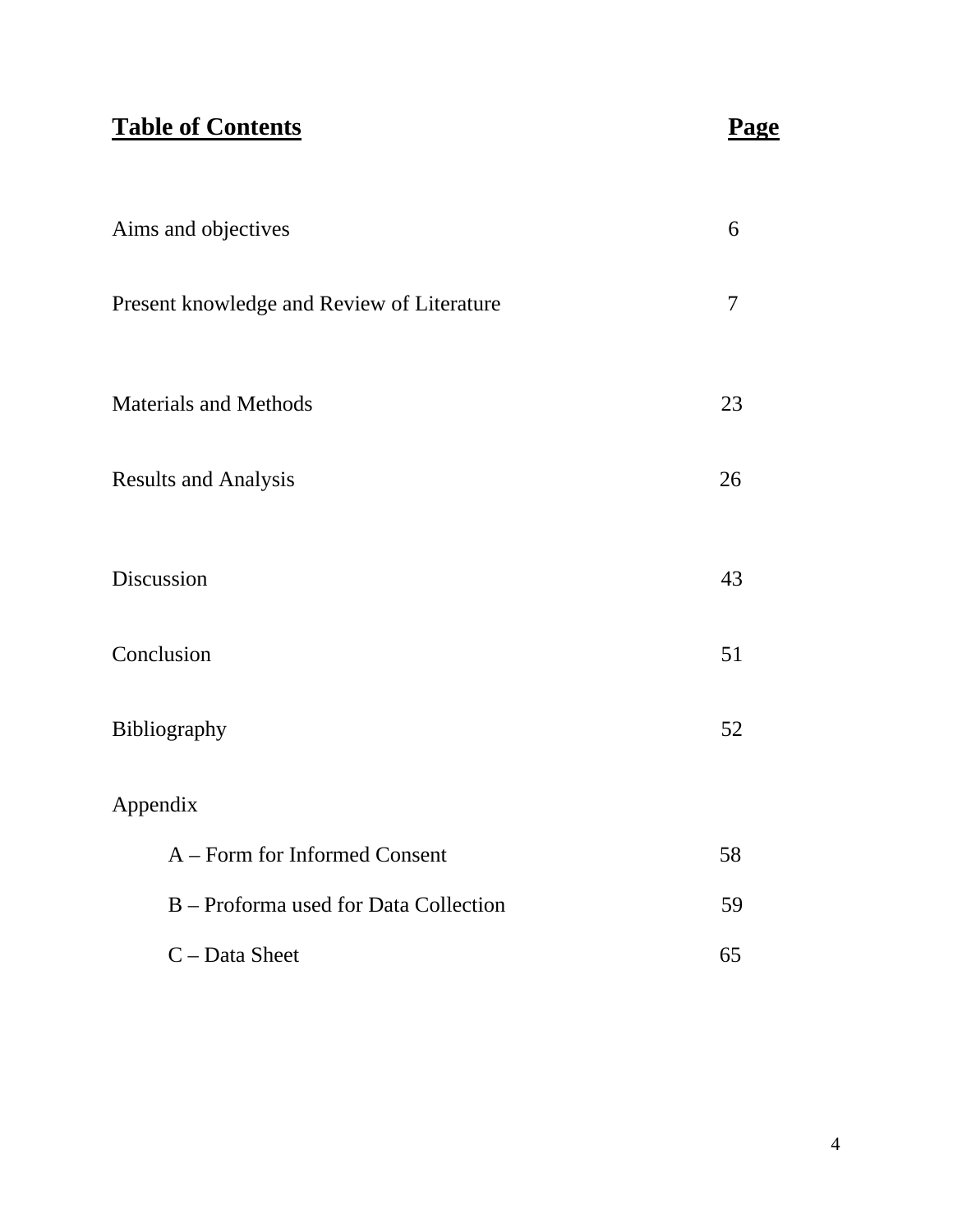| **Table of Contents** | **Page** |
|---|---|
| Aims and objectives | 6 |
| Present knowledge and Review of Literature | 7 |
| Materials and Methods | 23 |
| Results and Analysis | 26 |
| Discussion | 43 |
| Conclusion | 51 |
| Bibliography | 52 |
| Appendix | |
| A – Form for Informed Consent | 58 |
| B – Proforma used for Data Collection | 59 |
| C – Data Sheet | 65 |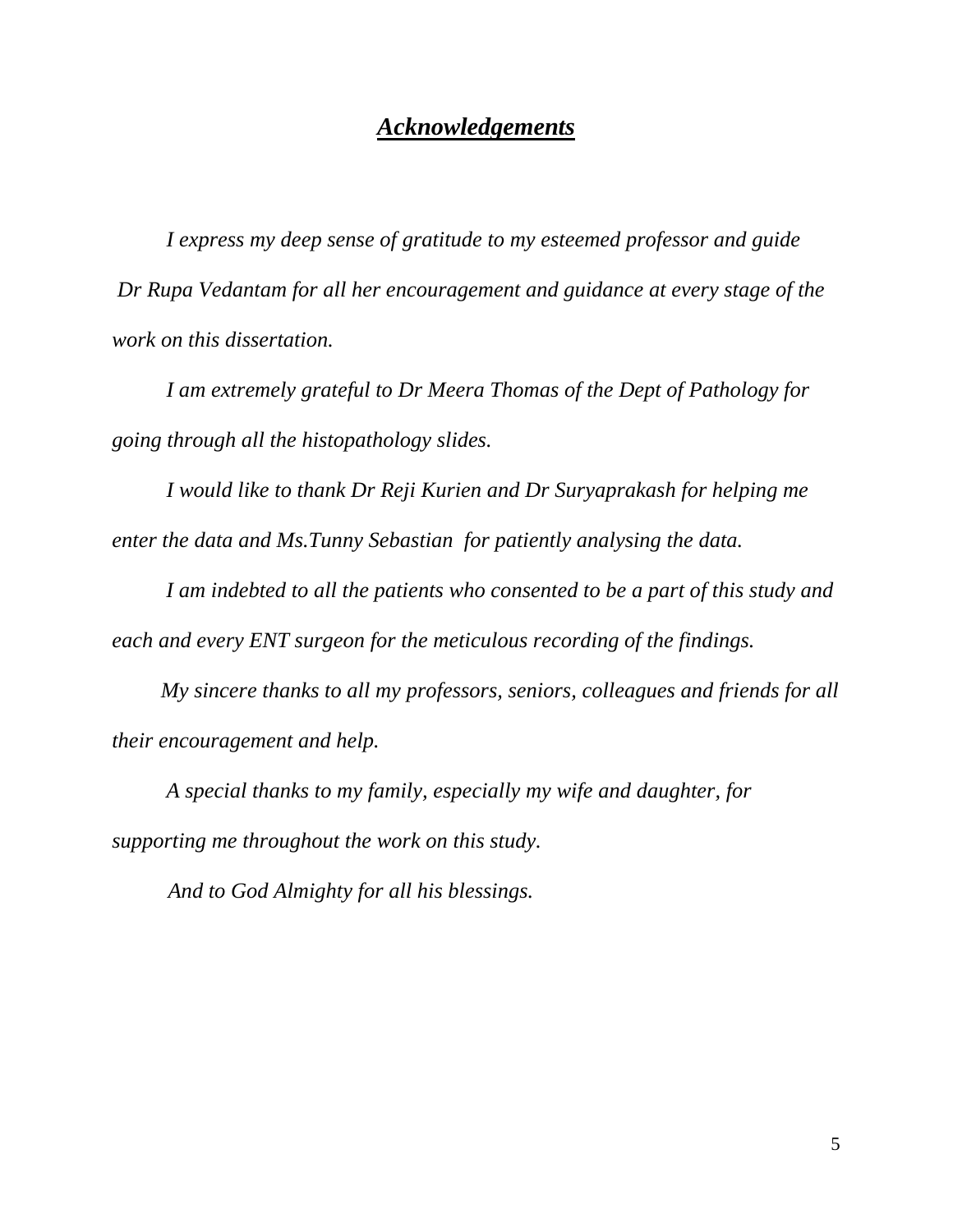## ***Acknowledgements***

*I express my deep sense of gratitude to my esteemed professor and guide Dr Rupa Vedantam for all her encouragement and guidance at every stage of the work on this dissertation.*

*I am extremely grateful to Dr Meera Thomas of the Dept of Pathology for going through all the histopathology slides.*

*I would like to thank Dr Reji Kurien and Dr Suryaprakash for helping me enter the data and Ms.Tunny Sebastian for patiently analysing the data.*

*I am indebted to all the patients who consented to be a part of this study and each and every ENT surgeon for the meticulous recording of the findings.*

*My sincere thanks to all my professors, seniors, colleagues and friends for all their encouragement and help.*

*A special thanks to my family, especially my wife and daughter, for supporting me throughout the work on this study.*

*And to God Almighty for all his blessings.*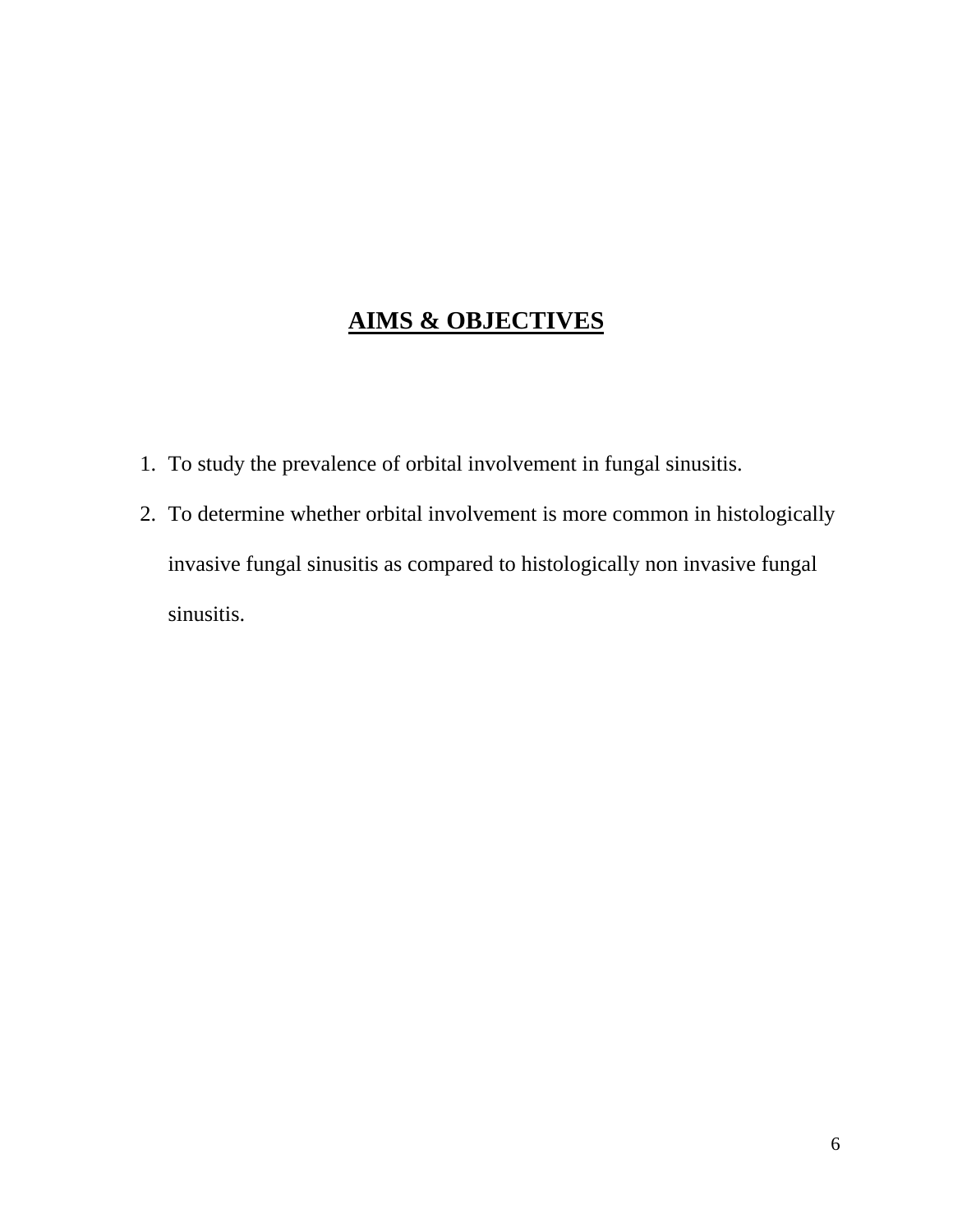# AIMS & OBJECTIVES

1. To study the prevalence of orbital involvement in fungal sinusitis.
2. To determine whether orbital involvement is more common in histologically invasive fungal sinusitis as compared to histologically non invasive fungal sinusitis.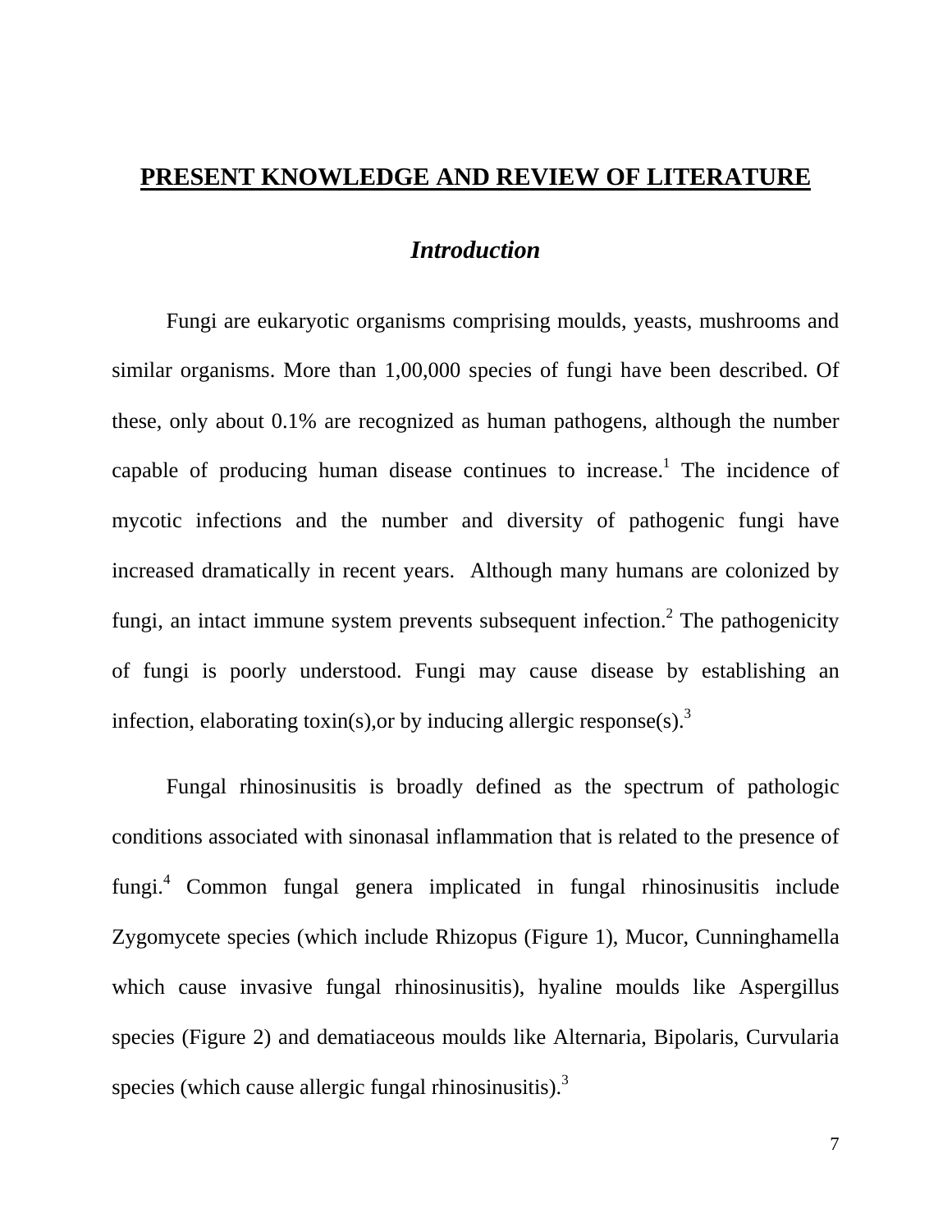# PRESENT KNOWLEDGE AND REVIEW OF LITERATURE

## *Introduction*

Fungi are eukaryotic organisms comprising moulds, yeasts, mushrooms and similar organisms. More than 1,00,000 species of fungi have been described. Of these, only about 0.1% are recognized as human pathogens, although the number capable of producing human disease continues to increase.[1] The incidence of mycotic infections and the number and diversity of pathogenic fungi have increased dramatically in recent years. Although many humans are colonized by fungi, an intact immune system prevents subsequent infection.[2] The pathogenicity of fungi is poorly understood. Fungi may cause disease by establishing an infection, elaborating toxin(s),or by inducing allergic response(s).[3]

Fungal rhinosinusitis is broadly defined as the spectrum of pathologic conditions associated with sinonasal inflammation that is related to the presence of fungi.[4] Common fungal genera implicated in fungal rhinosinusitis include Zygomycete species (which include Rhizopus (Figure 1), Mucor, Cunninghamella which cause invasive fungal rhinosinusitis), hyaline moulds like Aspergillus species (Figure 2) and dematiaceous moulds like Alternaria, Bipolaris, Curvularia species (which cause allergic fungal rhinosinusitis).[3]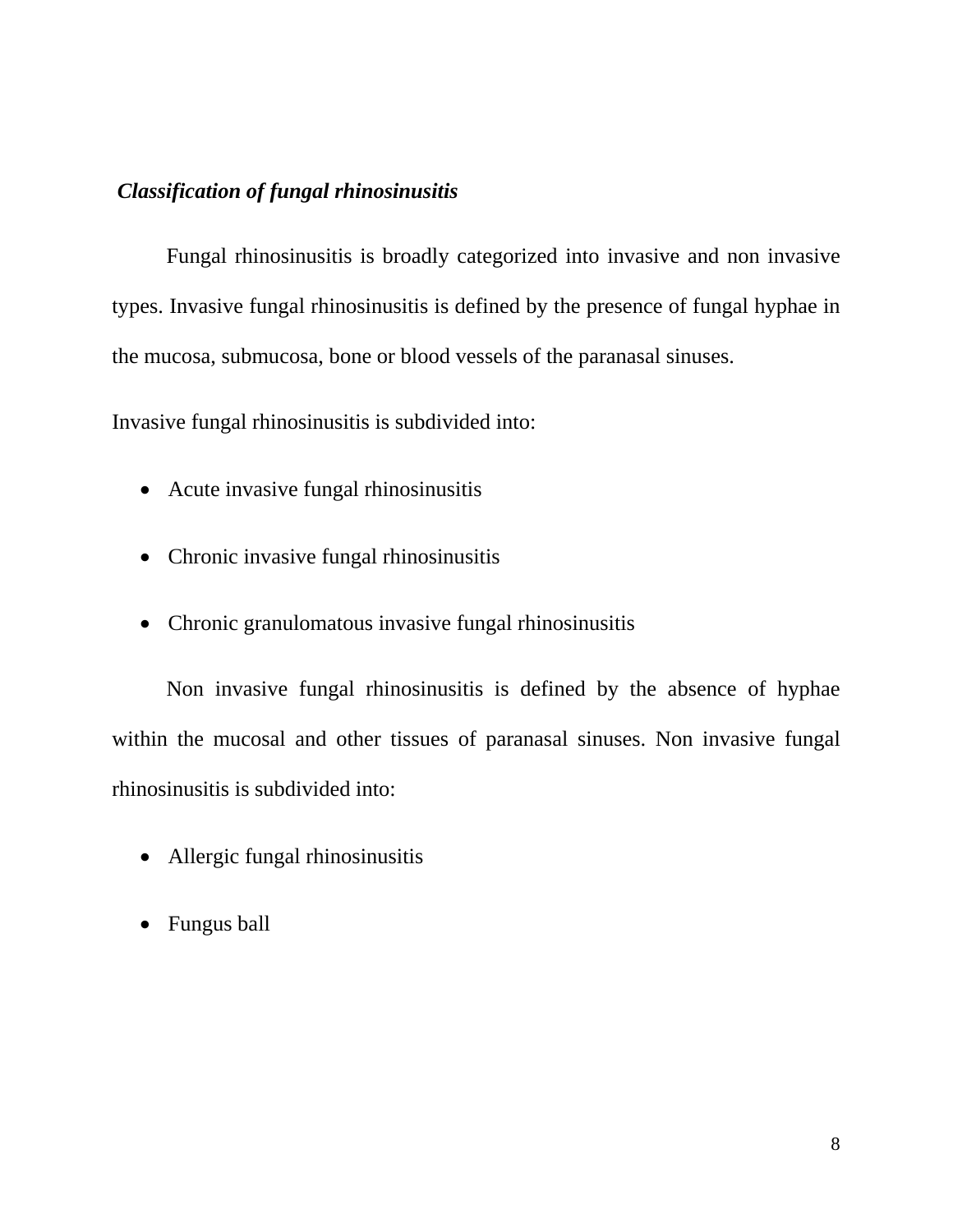***Classification of fungal rhinosinusitis***

Fungal rhinosinusitis is broadly categorized into invasive and non invasive types. Invasive fungal rhinosinusitis is defined by the presence of fungal hyphae in the mucosa, submucosa, bone or blood vessels of the paranasal sinuses.

Invasive fungal rhinosinusitis is subdivided into:

- Acute invasive fungal rhinosinusitis
- Chronic invasive fungal rhinosinusitis
- Chronic granulomatous invasive fungal rhinosinusitis

Non invasive fungal rhinosinusitis is defined by the absence of hyphae within the mucosal and other tissues of paranasal sinuses. Non invasive fungal rhinosinusitis is subdivided into:

- Allergic fungal rhinosinusitis
- Fungus ball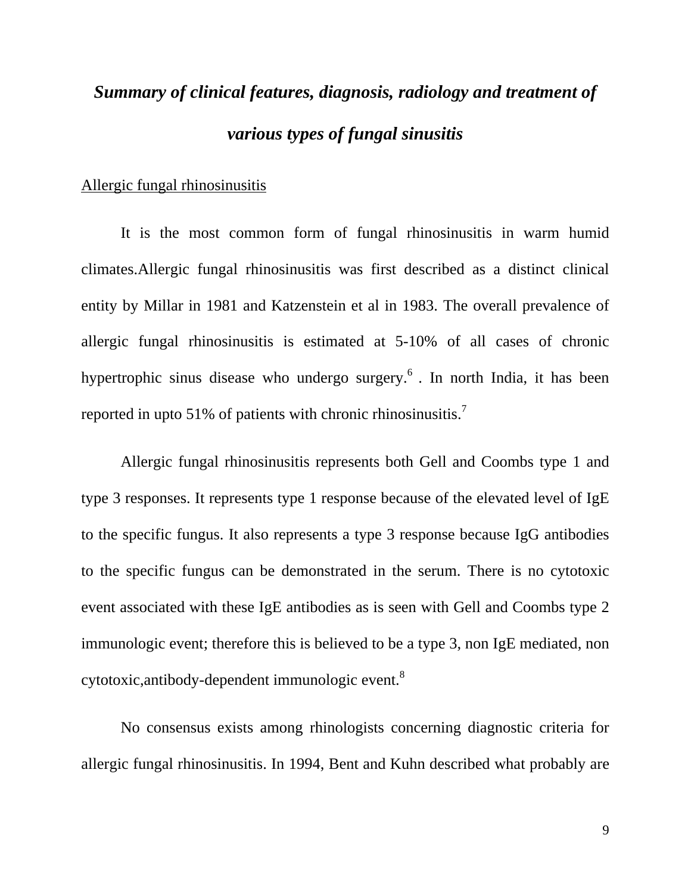## *Summary of clinical features, diagnosis, radiology and treatment of various types of fungal sinusitis*

Allergic fungal rhinosinusitis

It is the most common form of fungal rhinosinusitis in warm humid climates.Allergic fungal rhinosinusitis was first described as a distinct clinical entity by Millar in 1981 and Katzenstein et al in 1983. The overall prevalence of allergic fungal rhinosinusitis is estimated at 5-10% of all cases of chronic hypertrophic sinus disease who undergo surgery.[6] . In north India, it has been reported in upto 51% of patients with chronic rhinosinusitis.[7]

Allergic fungal rhinosinusitis represents both Gell and Coombs type 1 and type 3 responses. It represents type 1 response because of the elevated level of IgE to the specific fungus. It also represents a type 3 response because IgG antibodies to the specific fungus can be demonstrated in the serum. There is no cytotoxic event associated with these IgE antibodies as is seen with Gell and Coombs type 2 immunologic event; therefore this is believed to be a type 3, non IgE mediated, non cytotoxic,antibody-dependent immunologic event.[8]

No consensus exists among rhinologists concerning diagnostic criteria for allergic fungal rhinosinusitis. In 1994, Bent and Kuhn described what probably are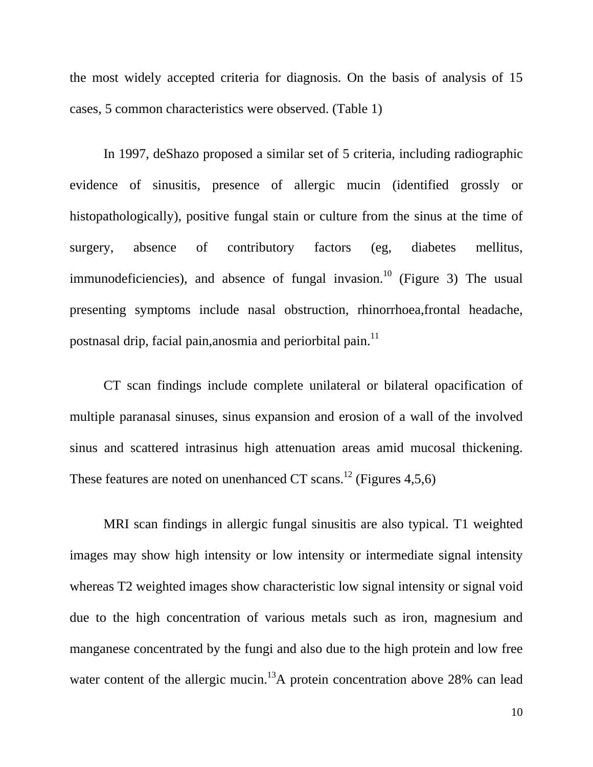the most widely accepted criteria for diagnosis. On the basis of analysis of 15 cases, 5 common characteristics were observed. (Table 1)

In 1997, deShazo proposed a similar set of 5 criteria, including radiographic evidence of sinusitis, presence of allergic mucin (identified grossly or histopathologically), positive fungal stain or culture from the sinus at the time of surgery, absence of contributory factors (eg, diabetes mellitus, immunodeficiencies), and absence of fungal invasion.[10] (Figure 3) The usual presenting symptoms include nasal obstruction, rhinorrhoea,frontal headache, postnasal drip, facial pain,anosmia and periorbital pain.[11]

CT scan findings include complete unilateral or bilateral opacification of multiple paranasal sinuses, sinus expansion and erosion of a wall of the involved sinus and scattered intrasinus high attenuation areas amid mucosal thickening. These features are noted on unenhanced CT scans.[12] (Figures 4,5,6)

MRI scan findings in allergic fungal sinusitis are also typical. T1 weighted images may show high intensity or low intensity or intermediate signal intensity whereas T2 weighted images show characteristic low signal intensity or signal void due to the high concentration of various metals such as iron, magnesium and manganese concentrated by the fungi and also due to the high protein and low free water content of the allergic mucin.[13]A protein concentration above 28% can lead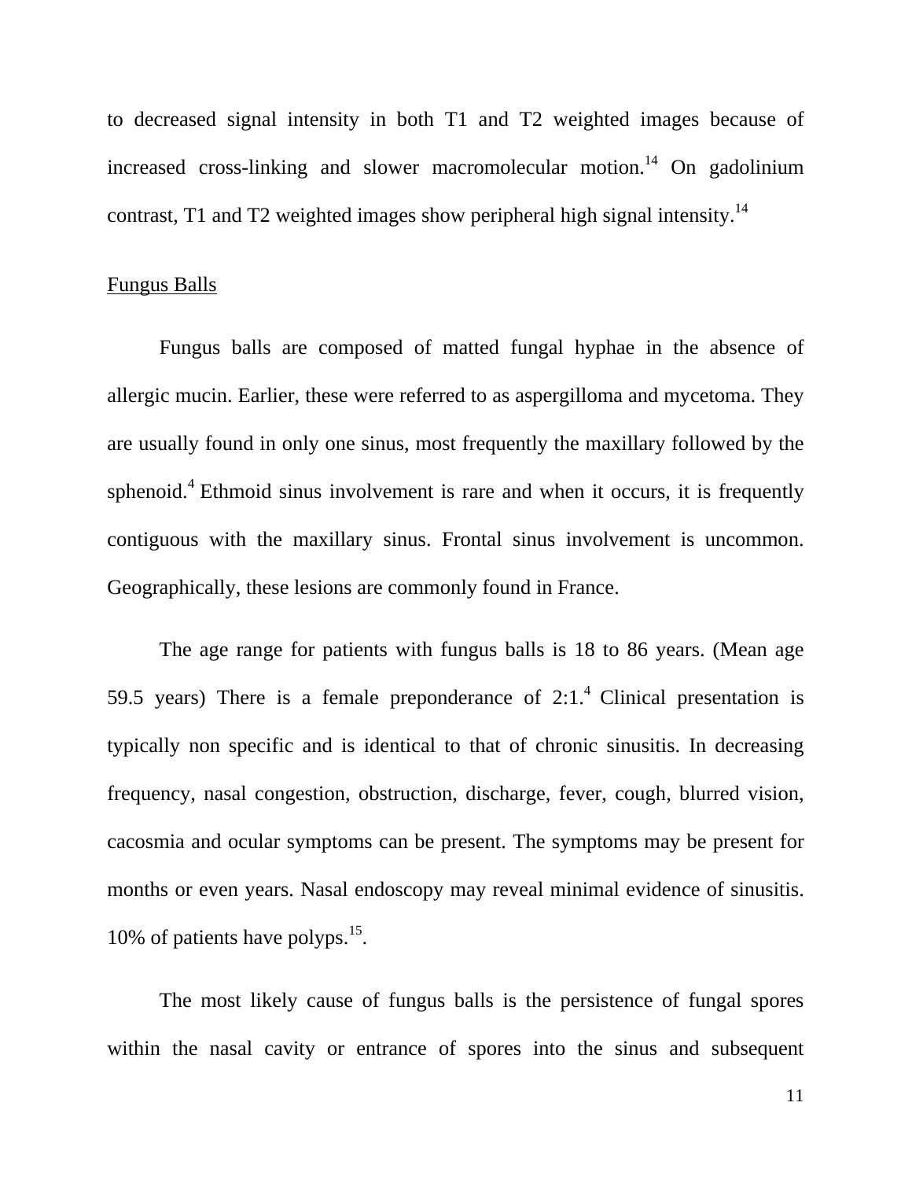to decreased signal intensity in both T1 and T2 weighted images because of increased cross-linking and slower macromolecular motion.[14] On gadolinium contrast, T1 and T2 weighted images show peripheral high signal intensity.[14]

## Fungus Balls

Fungus balls are composed of matted fungal hyphae in the absence of allergic mucin. Earlier, these were referred to as aspergilloma and mycetoma. They are usually found in only one sinus, most frequently the maxillary followed by the sphenoid.[4] Ethmoid sinus involvement is rare and when it occurs, it is frequently contiguous with the maxillary sinus. Frontal sinus involvement is uncommon. Geographically, these lesions are commonly found in France.

The age range for patients with fungus balls is 18 to 86 years. (Mean age 59.5 years) There is a female preponderance of 2:1.[4] Clinical presentation is typically non specific and is identical to that of chronic sinusitis. In decreasing frequency, nasal congestion, obstruction, discharge, fever, cough, blurred vision, cacosmia and ocular symptoms can be present. The symptoms may be present for months or even years. Nasal endoscopy may reveal minimal evidence of sinusitis. 10% of patients have polyps.[15].

The most likely cause of fungus balls is the persistence of fungal spores within the nasal cavity or entrance of spores into the sinus and subsequent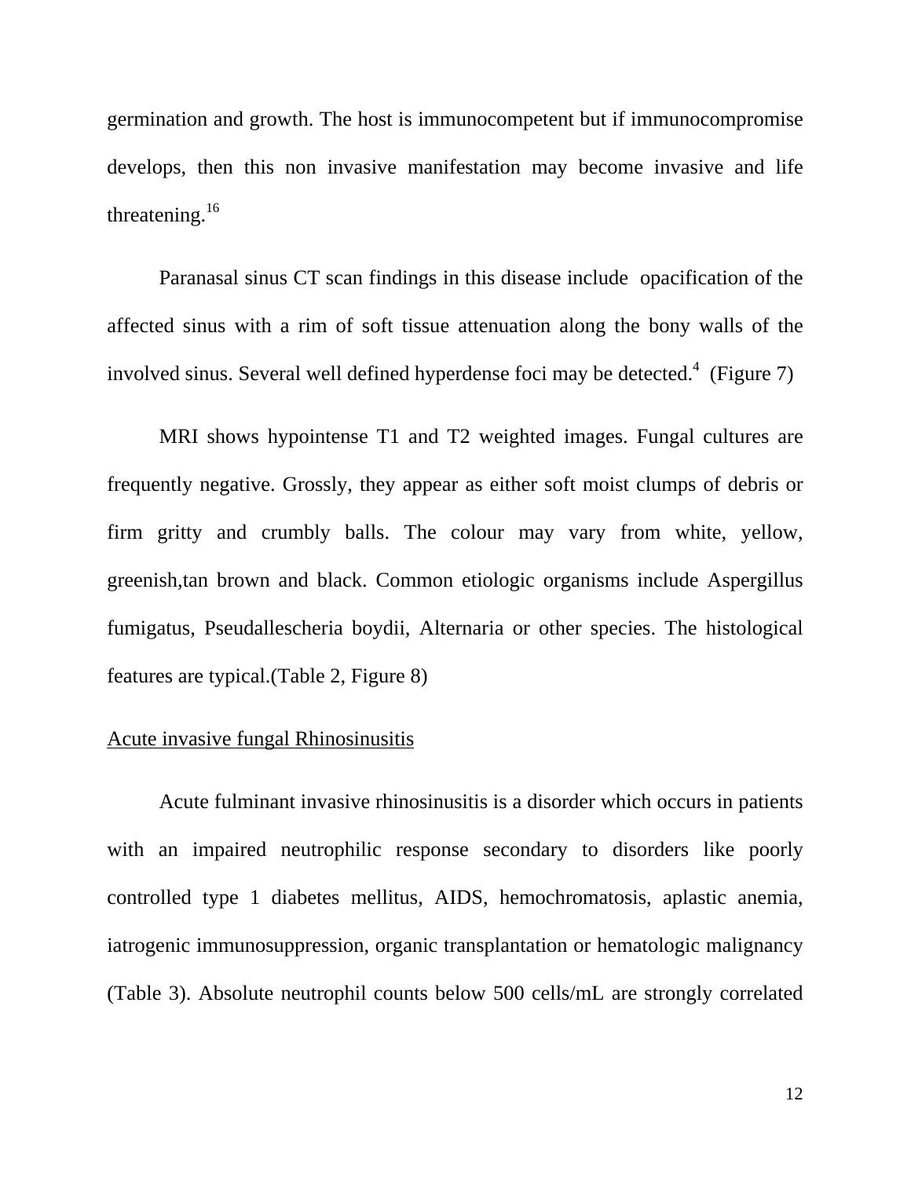germination and growth. The host is immunocompetent but if immunocompromise develops, then this non invasive manifestation may become invasive and life threatening.[16]

Paranasal sinus CT scan findings in this disease include opacification of the affected sinus with a rim of soft tissue attenuation along the bony walls of the involved sinus. Several well defined hyperdense foci may be detected.[4] (Figure 7)

MRI shows hypointense T1 and T2 weighted images. Fungal cultures are frequently negative. Grossly, they appear as either soft moist clumps of debris or firm gritty and crumbly balls. The colour may vary from white, yellow, greenish,tan brown and black. Common etiologic organisms include Aspergillus fumigatus, Pseudallescheria boydii, Alternaria or other species. The histological features are typical.(Table 2, Figure 8)

<u>Acute invasive fungal Rhinosinusitis</u>

Acute fulminant invasive rhinosinusitis is a disorder which occurs in patients with an impaired neutrophilic response secondary to disorders like poorly controlled type 1 diabetes mellitus, AIDS, hemochromatosis, aplastic anemia, iatrogenic immunosuppression, organic transplantation or hematologic malignancy (Table 3). Absolute neutrophil counts below 500 cells/mL are strongly correlated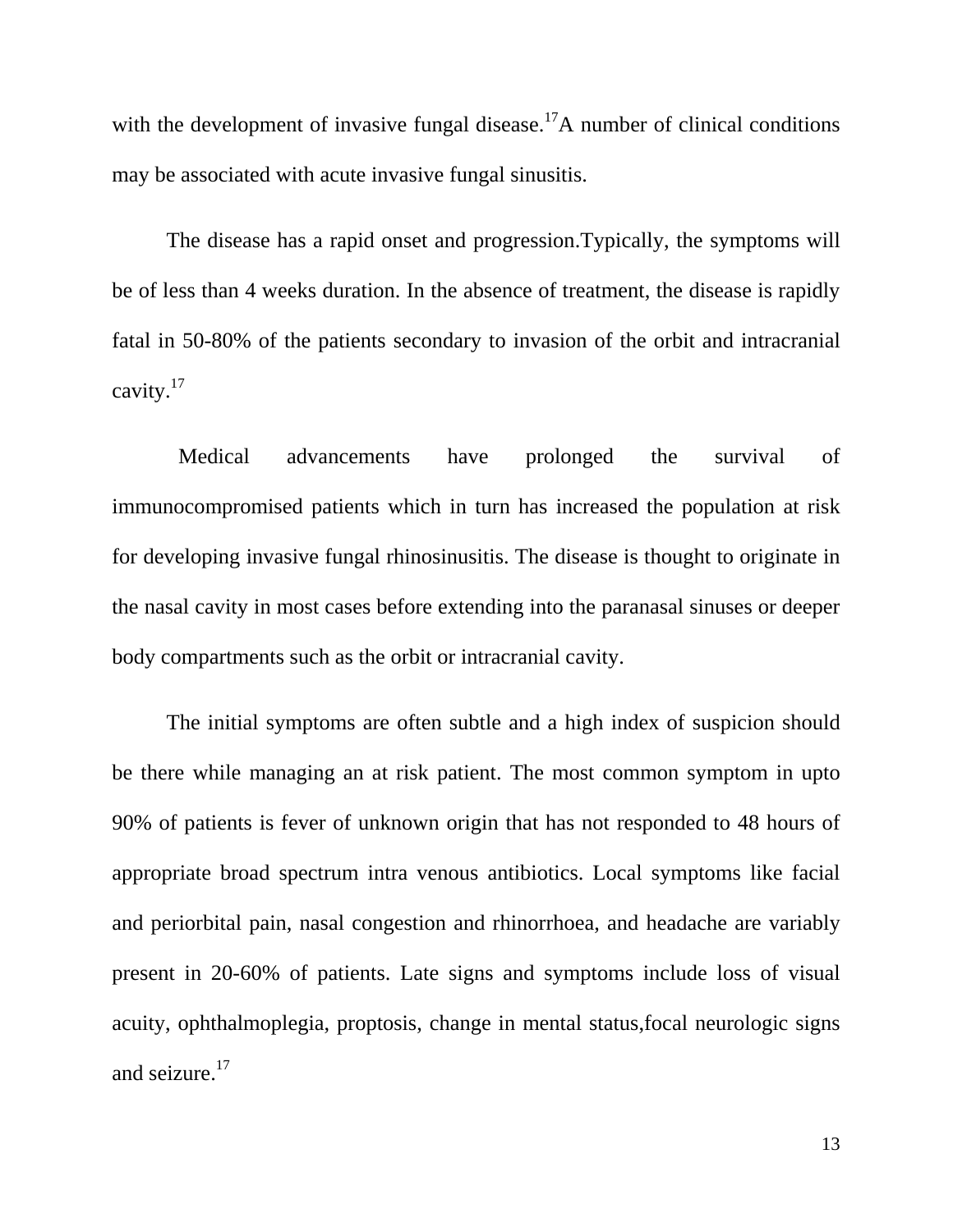with the development of invasive fungal disease.[17]A number of clinical conditions may be associated with acute invasive fungal sinusitis.

The disease has a rapid onset and progression.Typically, the symptoms will be of less than 4 weeks duration. In the absence of treatment, the disease is rapidly fatal in 50-80% of the patients secondary to invasion of the orbit and intracranial cavity.[17]

Medical advancements have prolonged the survival of immunocompromised patients which in turn has increased the population at risk for developing invasive fungal rhinosinusitis. The disease is thought to originate in the nasal cavity in most cases before extending into the paranasal sinuses or deeper body compartments such as the orbit or intracranial cavity.

The initial symptoms are often subtle and a high index of suspicion should be there while managing an at risk patient. The most common symptom in upto 90% of patients is fever of unknown origin that has not responded to 48 hours of appropriate broad spectrum intra venous antibiotics. Local symptoms like facial and periorbital pain, nasal congestion and rhinorrhoea, and headache are variably present in 20-60% of patients. Late signs and symptoms include loss of visual acuity, ophthalmoplegia, proptosis, change in mental status,focal neurologic signs and seizure.[17]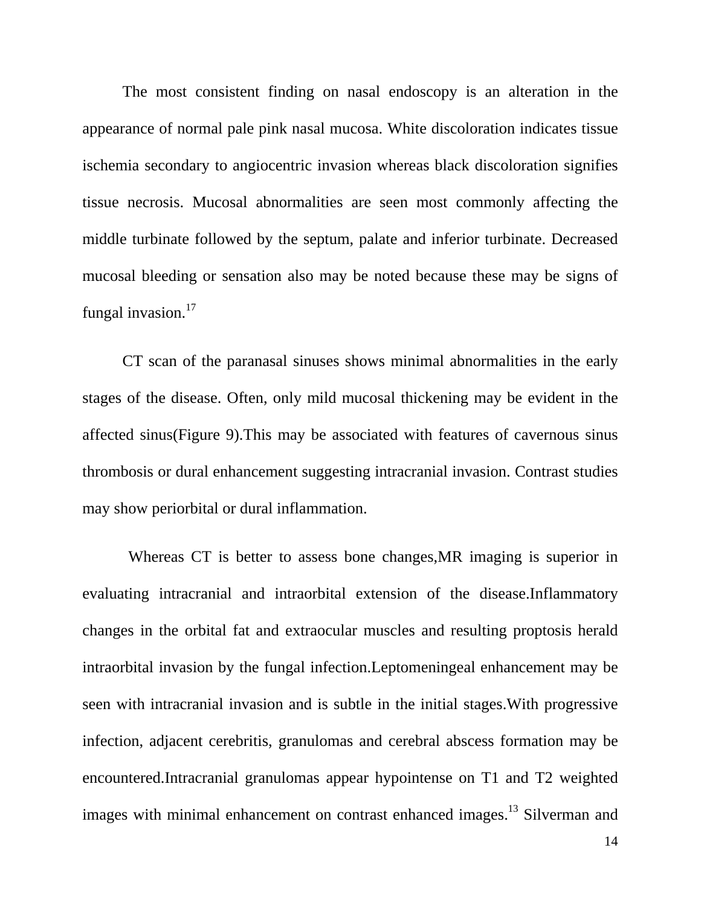The most consistent finding on nasal endoscopy is an alteration in the appearance of normal pale pink nasal mucosa. White discoloration indicates tissue ischemia secondary to angiocentric invasion whereas black discoloration signifies tissue necrosis. Mucosal abnormalities are seen most commonly affecting the middle turbinate followed by the septum, palate and inferior turbinate. Decreased mucosal bleeding or sensation also may be noted because these may be signs of fungal invasion.[17]

CT scan of the paranasal sinuses shows minimal abnormalities in the early stages of the disease. Often, only mild mucosal thickening may be evident in the affected sinus(Figure 9).This may be associated with features of cavernous sinus thrombosis or dural enhancement suggesting intracranial invasion. Contrast studies may show periorbital or dural inflammation.

Whereas CT is better to assess bone changes,MR imaging is superior in evaluating intracranial and intraorbital extension of the disease.Inflammatory changes in the orbital fat and extraocular muscles and resulting proptosis herald intraorbital invasion by the fungal infection.Leptomeningeal enhancement may be seen with intracranial invasion and is subtle in the initial stages.With progressive infection, adjacent cerebritis, granulomas and cerebral abscess formation may be encountered.Intracranial granulomas appear hypointense on T1 and T2 weighted images with minimal enhancement on contrast enhanced images.[13] Silverman and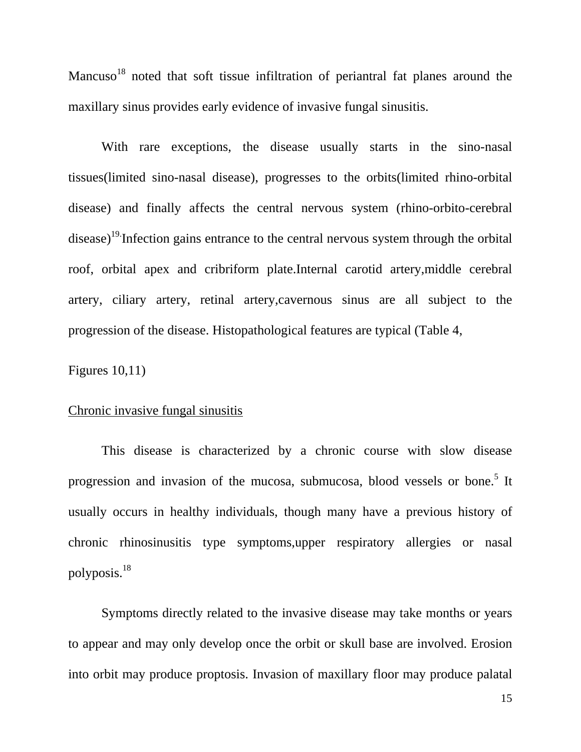Mancuso[18] noted that soft tissue infiltration of periantral fat planes around the maxillary sinus provides early evidence of invasive fungal sinusitis.

With rare exceptions, the disease usually starts in the sino-nasal tissues(limited sino-nasal disease), progresses to the orbits(limited rhino-orbital disease) and finally affects the central nervous system (rhino-orbito-cerebral disease)[19].Infection gains entrance to the central nervous system through the orbital roof, orbital apex and cribriform plate.Internal carotid artery,middle cerebral artery, ciliary artery, retinal artery,cavernous sinus are all subject to the progression of the disease. Histopathological features are typical (Table 4, Figures 10,11)

<u>Chronic invasive fungal sinusitis</u>

This disease is characterized by a chronic course with slow disease progression and invasion of the mucosa, submucosa, blood vessels or bone.[5] It usually occurs in healthy individuals, though many have a previous history of chronic rhinosinusitis type symptoms,upper respiratory allergies or nasal polyposis.[18]

Symptoms directly related to the invasive disease may take months or years to appear and may only develop once the orbit or skull base are involved. Erosion into orbit may produce proptosis. Invasion of maxillary floor may produce palatal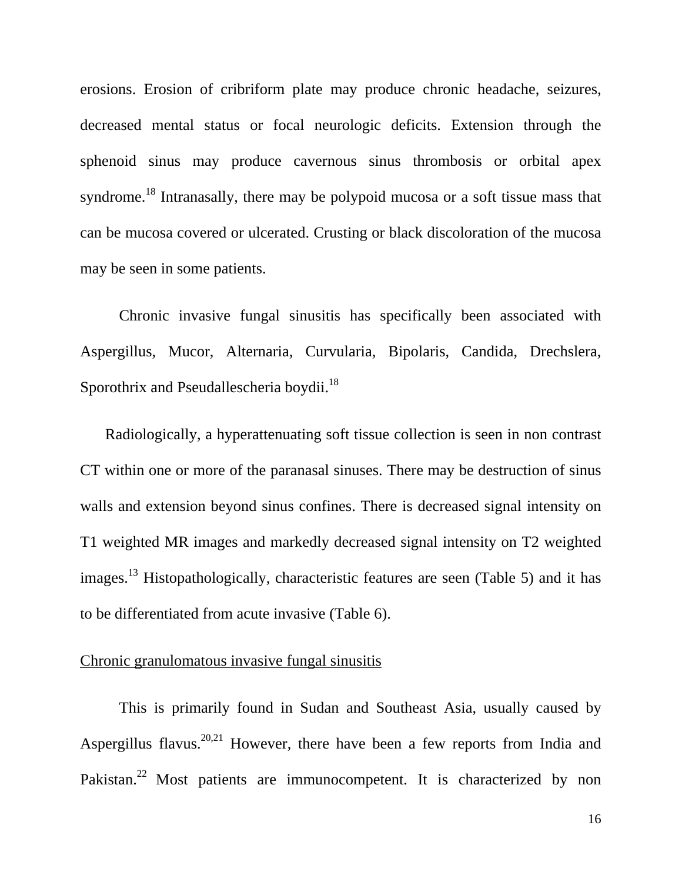erosions. Erosion of cribriform plate may produce chronic headache, seizures, decreased mental status or focal neurologic deficits. Extension through the sphenoid sinus may produce cavernous sinus thrombosis or orbital apex syndrome.[18] Intranasally, there may be polypoid mucosa or a soft tissue mass that can be mucosa covered or ulcerated. Crusting or black discoloration of the mucosa may be seen in some patients.

Chronic invasive fungal sinusitis has specifically been associated with Aspergillus, Mucor, Alternaria, Curvularia, Bipolaris, Candida, Drechslera, Sporothrix and Pseudallescheria boydii.[18]

Radiologically, a hyperattenuating soft tissue collection is seen in non contrast CT within one or more of the paranasal sinuses. There may be destruction of sinus walls and extension beyond sinus confines. There is decreased signal intensity on T1 weighted MR images and markedly decreased signal intensity on T2 weighted images.[13] Histopathologically, characteristic features are seen (Table 5) and it has to be differentiated from acute invasive (Table 6).

Chronic granulomatous invasive fungal sinusitis

This is primarily found in Sudan and Southeast Asia, usually caused by Aspergillus flavus.[20,21] However, there have been a few reports from India and Pakistan.[22] Most patients are immunocompetent. It is characterized by non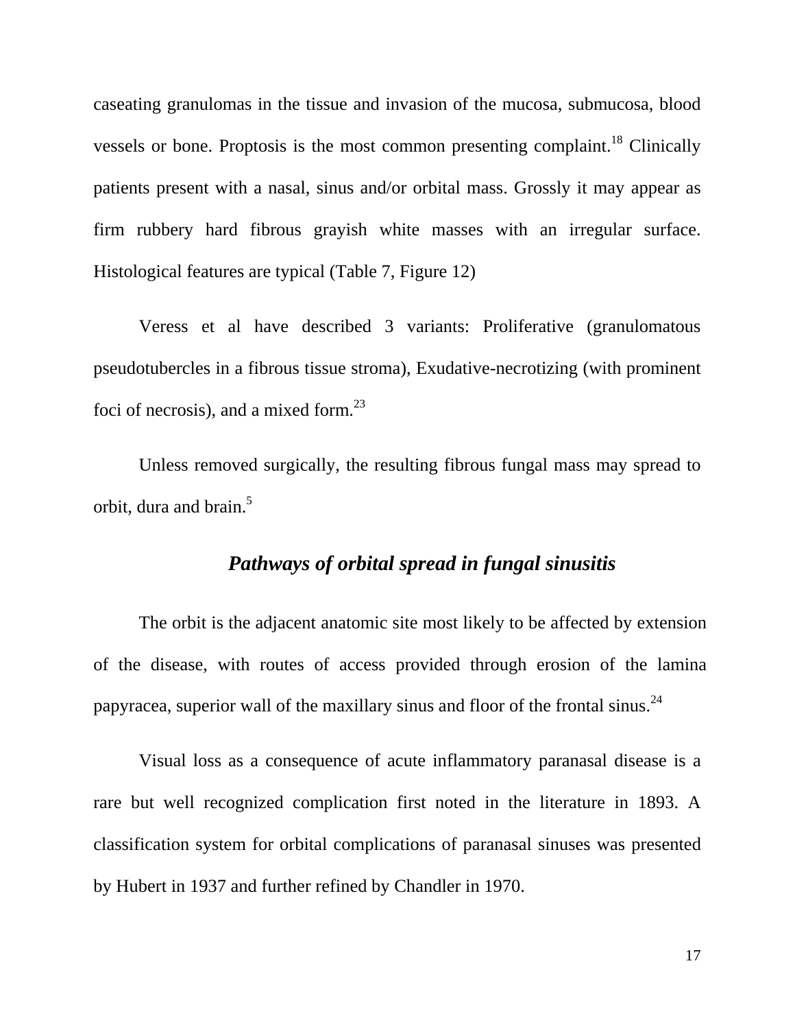caseating granulomas in the tissue and invasion of the mucosa, submucosa, blood vessels or bone. Proptosis is the most common presenting complaint.[18] Clinically patients present with a nasal, sinus and/or orbital mass. Grossly it may appear as firm rubbery hard fibrous grayish white masses with an irregular surface. Histological features are typical (Table 7, Figure 12)

Veress et al have described 3 variants: Proliferative (granulomatous pseudotubercles in a fibrous tissue stroma), Exudative-necrotizing (with prominent foci of necrosis), and a mixed form.[23]

Unless removed surgically, the resulting fibrous fungal mass may spread to orbit, dura and brain.[5]

### *Pathways of orbital spread in fungal sinusitis*

The orbit is the adjacent anatomic site most likely to be affected by extension of the disease, with routes of access provided through erosion of the lamina papyracea, superior wall of the maxillary sinus and floor of the frontal sinus.[24]

Visual loss as a consequence of acute inflammatory paranasal disease is a rare but well recognized complication first noted in the literature in 1893. A classification system for orbital complications of paranasal sinuses was presented by Hubert in 1937 and further refined by Chandler in 1970.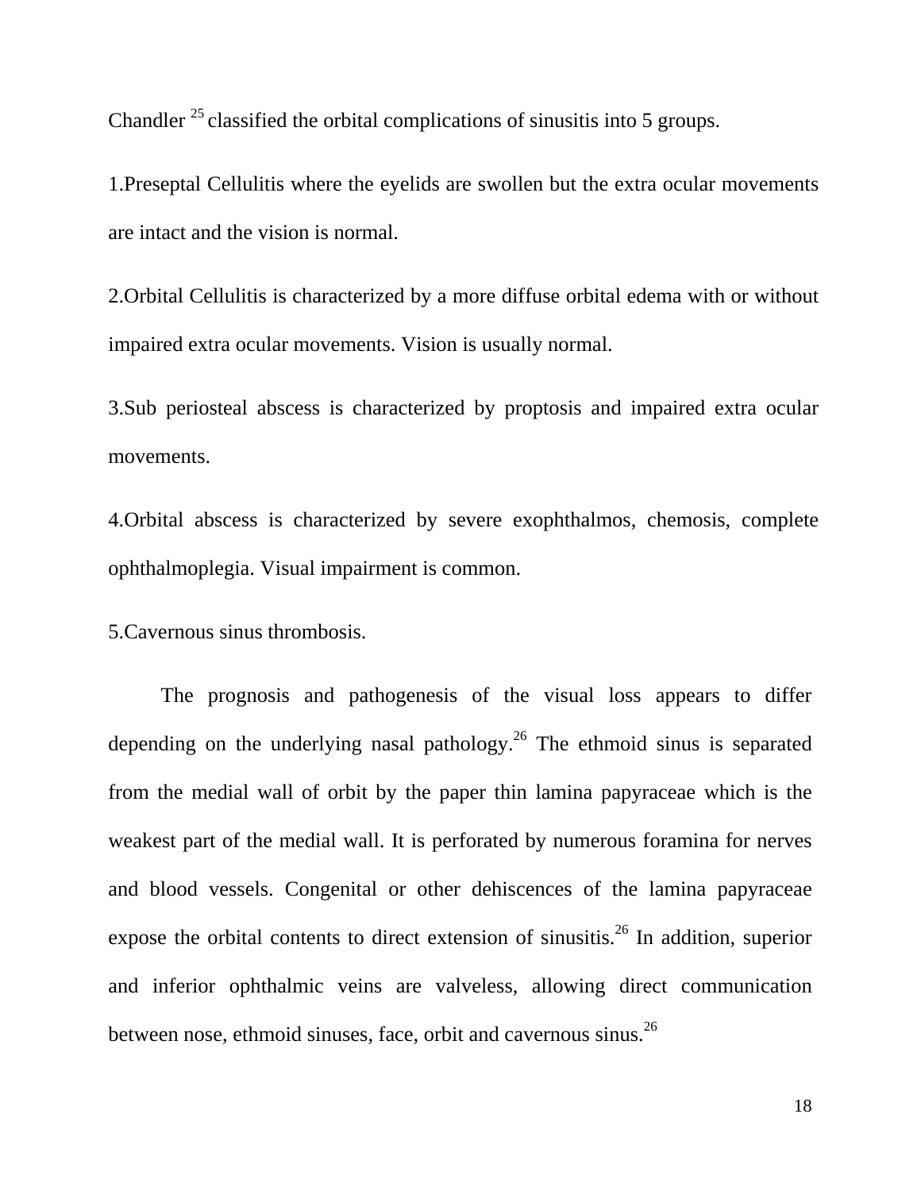Chandler [25] classified the orbital complications of sinusitis into 5 groups.

1.Preseptal Cellulitis where the eyelids are swollen but the extra ocular movements are intact and the vision is normal.

2.Orbital Cellulitis is characterized by a more diffuse orbital edema with or without impaired extra ocular movements. Vision is usually normal.

3.Sub periosteal abscess is characterized by proptosis and impaired extra ocular movements.

4.Orbital abscess is characterized by severe exophthalmos, chemosis, complete ophthalmoplegia. Visual impairment is common.

5.Cavernous sinus thrombosis.

The prognosis and pathogenesis of the visual loss appears to differ depending on the underlying nasal pathology.[26] The ethmoid sinus is separated from the medial wall of orbit by the paper thin lamina papyraceae which is the weakest part of the medial wall. It is perforated by numerous foramina for nerves and blood vessels. Congenital or other dehiscences of the lamina papyraceae expose the orbital contents to direct extension of sinusitis.[26] In addition, superior and inferior ophthalmic veins are valveless, allowing direct communication between nose, ethmoid sinuses, face, orbit and cavernous sinus.[26]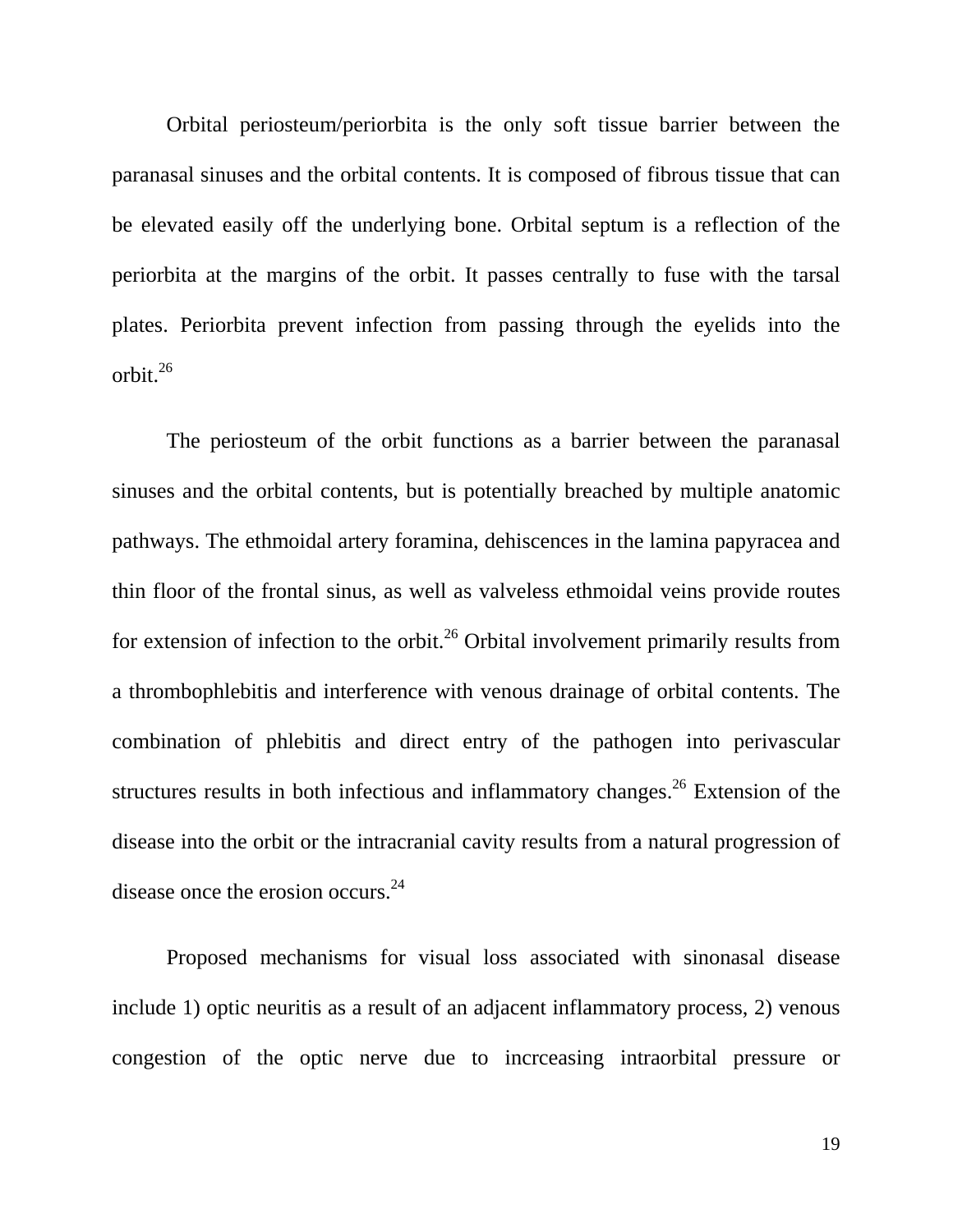Orbital periosteum/periorbita is the only soft tissue barrier between the paranasal sinuses and the orbital contents. It is composed of fibrous tissue that can be elevated easily off the underlying bone. Orbital septum is a reflection of the periorbita at the margins of the orbit. It passes centrally to fuse with the tarsal plates. Periorbita prevent infection from passing through the eyelids into the orbit.[26]

The periosteum of the orbit functions as a barrier between the paranasal sinuses and the orbital contents, but is potentially breached by multiple anatomic pathways. The ethmoidal artery foramina, dehiscences in the lamina papyracea and thin floor of the frontal sinus, as well as valveless ethmoidal veins provide routes for extension of infection to the orbit.[26] Orbital involvement primarily results from a thrombophlebitis and interference with venous drainage of orbital contents. The combination of phlebitis and direct entry of the pathogen into perivascular structures results in both infectious and inflammatory changes.[26] Extension of the disease into the orbit or the intracranial cavity results from a natural progression of disease once the erosion occurs.[24]

Proposed mechanisms for visual loss associated with sinonasal disease include 1) optic neuritis as a result of an adjacent inflammatory process, 2) venous congestion of the optic nerve due to incrceasing intraorbital pressure or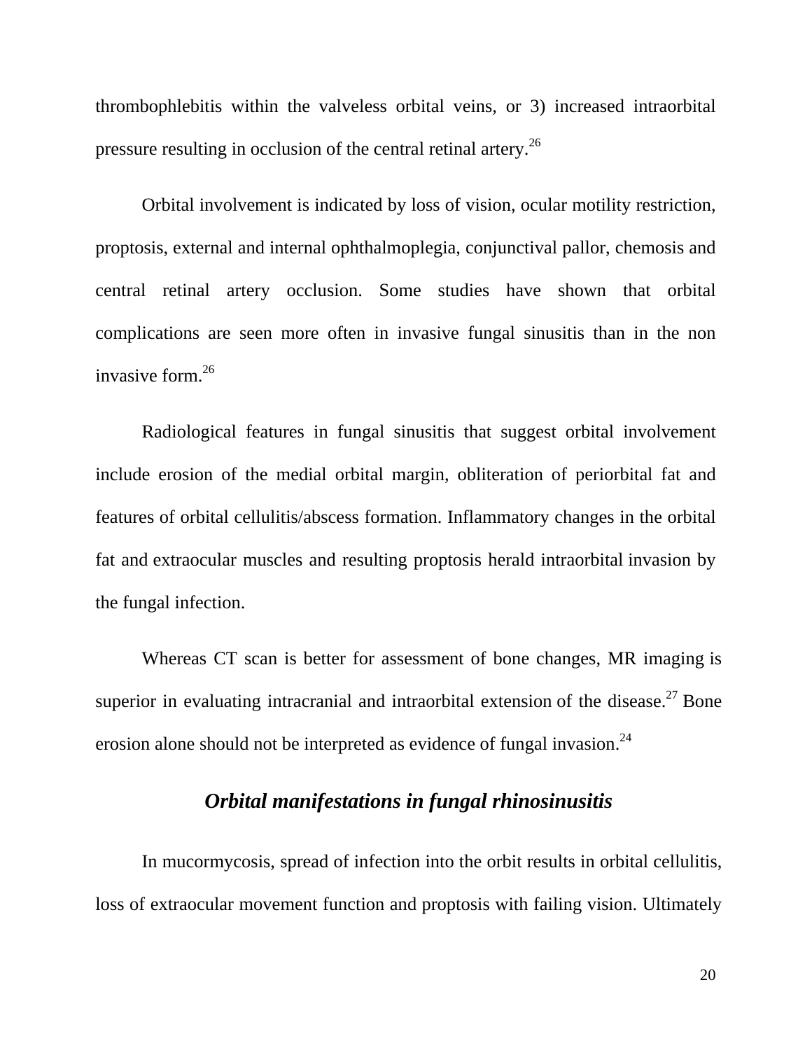thrombophlebitis within the valveless orbital veins, or 3) increased intraorbital pressure resulting in occlusion of the central retinal artery.[26]

Orbital involvement is indicated by loss of vision, ocular motility restriction, proptosis, external and internal ophthalmoplegia, conjunctival pallor, chemosis and central retinal artery occlusion. Some studies have shown that orbital complications are seen more often in invasive fungal sinusitis than in the non invasive form.[26]

Radiological features in fungal sinusitis that suggest orbital involvement include erosion of the medial orbital margin, obliteration of periorbital fat and features of orbital cellulitis/abscess formation. Inflammatory changes in the orbital fat and extraocular muscles and resulting proptosis herald intraorbital invasion by the fungal infection.

Whereas CT scan is better for assessment of bone changes, MR imaging is superior in evaluating intracranial and intraorbital extension of the disease.[27] Bone erosion alone should not be interpreted as evidence of fungal invasion.[24]

## ***Orbital manifestations in fungal rhinosinusitis***

In mucormycosis, spread of infection into the orbit results in orbital cellulitis, loss of extraocular movement function and proptosis with failing vision. Ultimately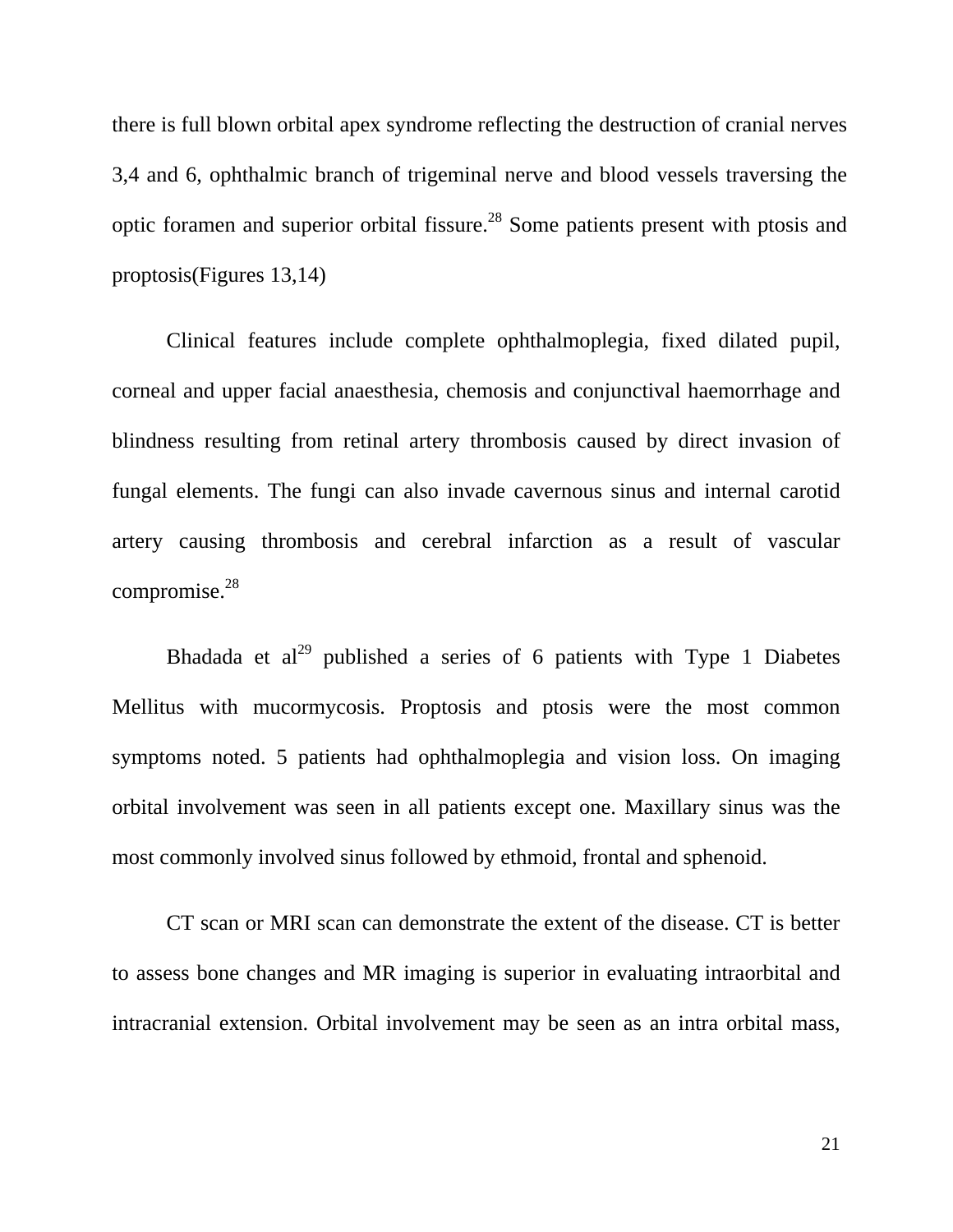there is full blown orbital apex syndrome reflecting the destruction of cranial nerves 3,4 and 6, ophthalmic branch of trigeminal nerve and blood vessels traversing the optic foramen and superior orbital fissure.[28] Some patients present with ptosis and proptosis(Figures 13,14)

Clinical features include complete ophthalmoplegia, fixed dilated pupil, corneal and upper facial anaesthesia, chemosis and conjunctival haemorrhage and blindness resulting from retinal artery thrombosis caused by direct invasion of fungal elements. The fungi can also invade cavernous sinus and internal carotid artery causing thrombosis and cerebral infarction as a result of vascular compromise.[28]

Bhadada et al[29] published a series of 6 patients with Type 1 Diabetes Mellitus with mucormycosis. Proptosis and ptosis were the most common symptoms noted. 5 patients had ophthalmoplegia and vision loss. On imaging orbital involvement was seen in all patients except one. Maxillary sinus was the most commonly involved sinus followed by ethmoid, frontal and sphenoid.

CT scan or MRI scan can demonstrate the extent of the disease. CT is better to assess bone changes and MR imaging is superior in evaluating intraorbital and intracranial extension. Orbital involvement may be seen as an intra orbital mass,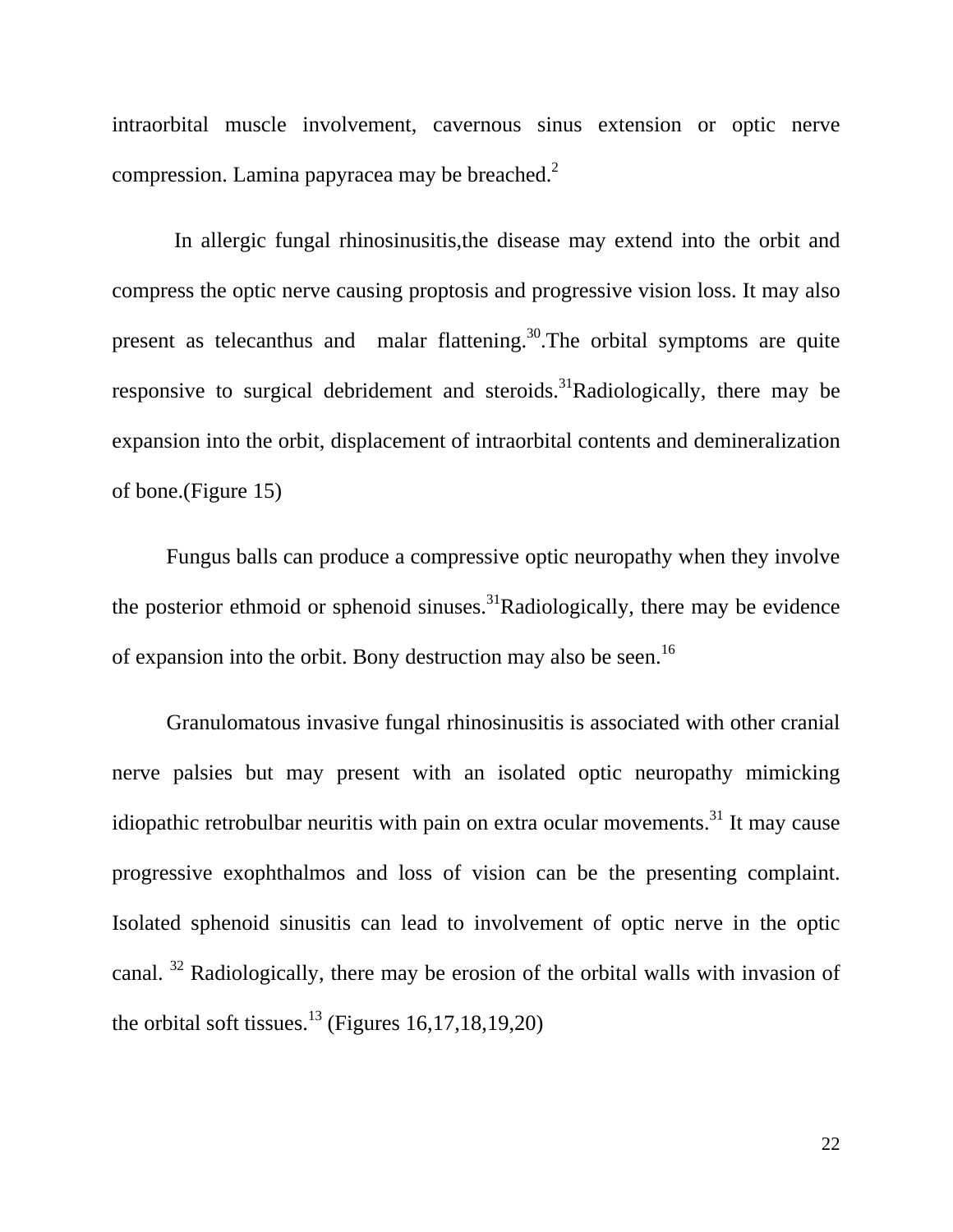intraorbital muscle involvement, cavernous sinus extension or optic nerve compression. Lamina papyracea may be breached.[2]

In allergic fungal rhinosinusitis,the disease may extend into the orbit and compress the optic nerve causing proptosis and progressive vision loss. It may also present as telecanthus and malar flattening.[30].The orbital symptoms are quite responsive to surgical debridement and steroids.[31]Radiologically, there may be expansion into the orbit, displacement of intraorbital contents and demineralization of bone.(Figure 15)

Fungus balls can produce a compressive optic neuropathy when they involve the posterior ethmoid or sphenoid sinuses.[31]Radiologically, there may be evidence of expansion into the orbit. Bony destruction may also be seen.[16]

Granulomatous invasive fungal rhinosinusitis is associated with other cranial nerve palsies but may present with an isolated optic neuropathy mimicking idiopathic retrobulbar neuritis with pain on extra ocular movements.[31] It may cause progressive exophthalmos and loss of vision can be the presenting complaint. Isolated sphenoid sinusitis can lead to involvement of optic nerve in the optic canal. [32] Radiologically, there may be erosion of the orbital walls with invasion of the orbital soft tissues.[13] (Figures 16,17,18,19,20)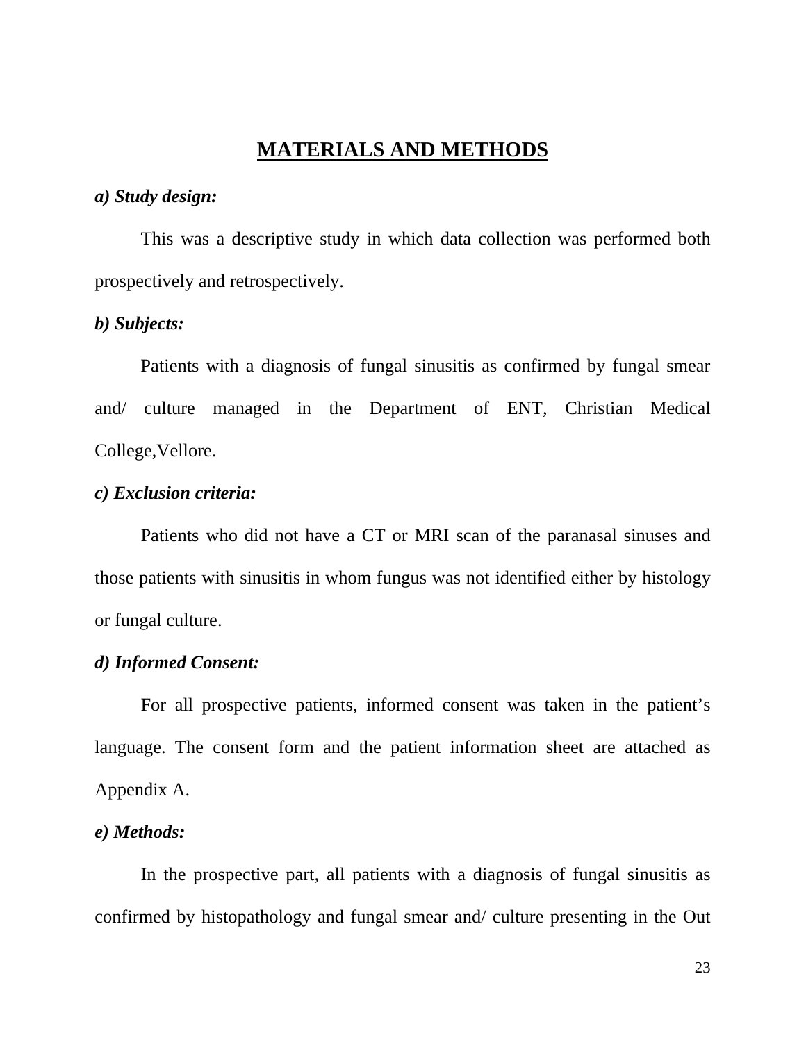# MATERIALS AND METHODS

***a) Study design:***

This was a descriptive study in which data collection was performed both prospectively and retrospectively.

***b) Subjects:***

Patients with a diagnosis of fungal sinusitis as confirmed by fungal smear and/ culture managed in the Department of ENT, Christian Medical College,Vellore.

***c) Exclusion criteria:***

Patients who did not have a CT or MRI scan of the paranasal sinuses and those patients with sinusitis in whom fungus was not identified either by histology or fungal culture.

***d) Informed Consent:***

For all prospective patients, informed consent was taken in the patient's language. The consent form and the patient information sheet are attached as Appendix A.

***e) Methods:***

In the prospective part, all patients with a diagnosis of fungal sinusitis as confirmed by histopathology and fungal smear and/ culture presenting in the Out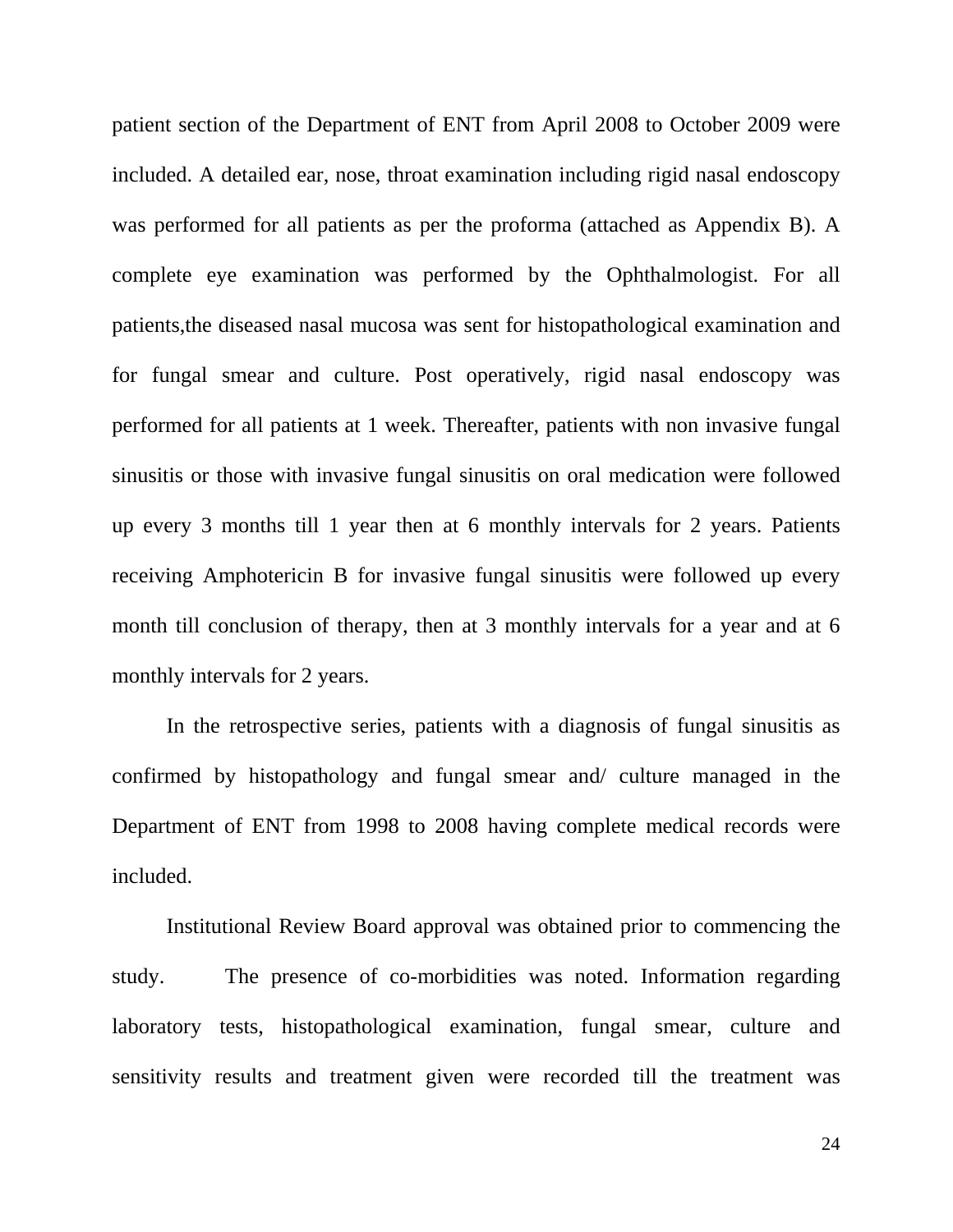patient section of the Department of ENT from April 2008 to October 2009 were included. A detailed ear, nose, throat examination including rigid nasal endoscopy was performed for all patients as per the proforma (attached as Appendix B). A complete eye examination was performed by the Ophthalmologist. For all patients,the diseased nasal mucosa was sent for histopathological examination and for fungal smear and culture. Post operatively, rigid nasal endoscopy was performed for all patients at 1 week. Thereafter, patients with non invasive fungal sinusitis or those with invasive fungal sinusitis on oral medication were followed up every 3 months till 1 year then at 6 monthly intervals for 2 years. Patients receiving Amphotericin B for invasive fungal sinusitis were followed up every month till conclusion of therapy, then at 3 monthly intervals for a year and at 6 monthly intervals for 2 years.

In the retrospective series, patients with a diagnosis of fungal sinusitis as confirmed by histopathology and fungal smear and/ culture managed in the Department of ENT from 1998 to 2008 having complete medical records were included.

Institutional Review Board approval was obtained prior to commencing the study. The presence of co-morbidities was noted. Information regarding laboratory tests, histopathological examination, fungal smear, culture and sensitivity results and treatment given were recorded till the treatment was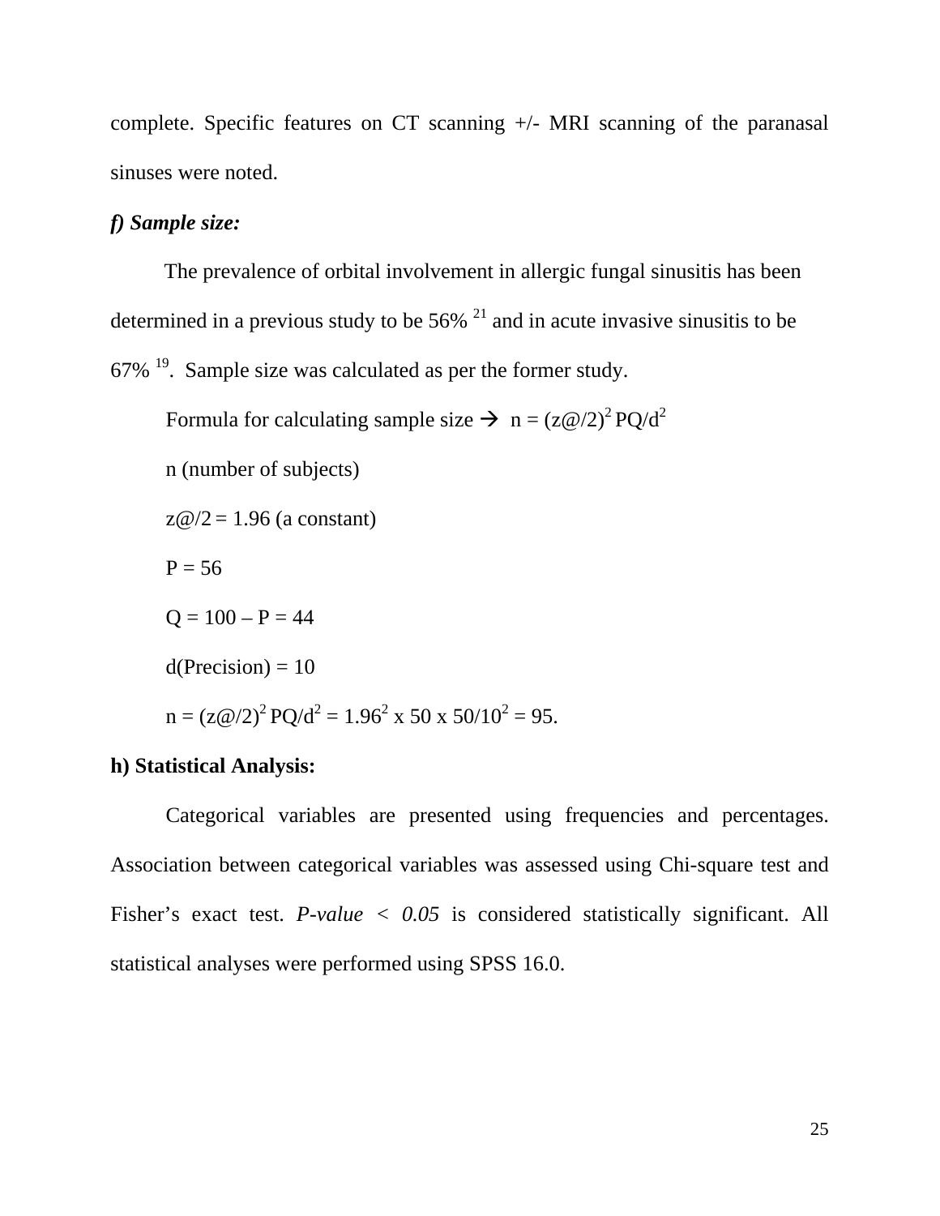complete. Specific features on CT scanning +/- MRI scanning of the paranasal sinuses were noted.

***f) Sample size:***

The prevalence of orbital involvement in allergic fungal sinusitis has been determined in a previous study to be 56% [21] and in acute invasive sinusitis to be 67% [19]. Sample size was calculated as per the former study.

Formula for calculating sample size → $n = (z@/2)^2 PQ/d^2$

n (number of subjects)

z@/2 = 1.96 (a constant)

P = 56

Q = 100 – P = 44

d(Precision) = 10

$n = (z@/2)^2 PQ/d^2 = 1.96^2 \times 50 \times 50/10^2 = 95.$

**h) Statistical Analysis:**

Categorical variables are presented using frequencies and percentages. Association between categorical variables was assessed using Chi-square test and Fisher's exact test. *P-value < 0.05* is considered statistically significant. All statistical analyses were performed using SPSS 16.0.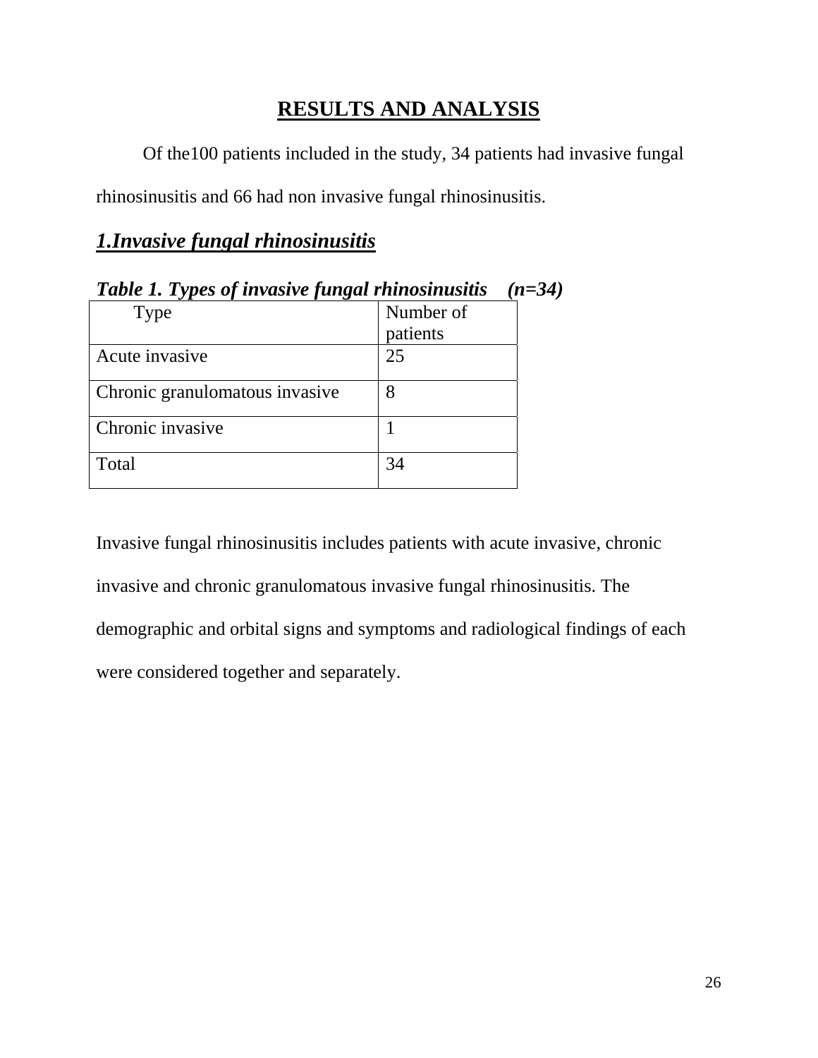# RESULTS AND ANALYSIS

Of the100 patients included in the study, 34 patients had invasive fungal rhinosinusitis and 66 had non invasive fungal rhinosinusitis.

## *1.Invasive fungal rhinosinusitis*

***Table 1. Types of invasive fungal rhinosinusitis (n=34)***

| Type | Number of patients |
|---|---|
| Acute invasive | 25 |
| Chronic granulomatous invasive | 8 |
| Chronic invasive | 1 |
| Total | 34 |

Invasive fungal rhinosinusitis includes patients with acute invasive, chronic invasive and chronic granulomatous invasive fungal rhinosinusitis. The demographic and orbital signs and symptoms and radiological findings of each were considered together and separately.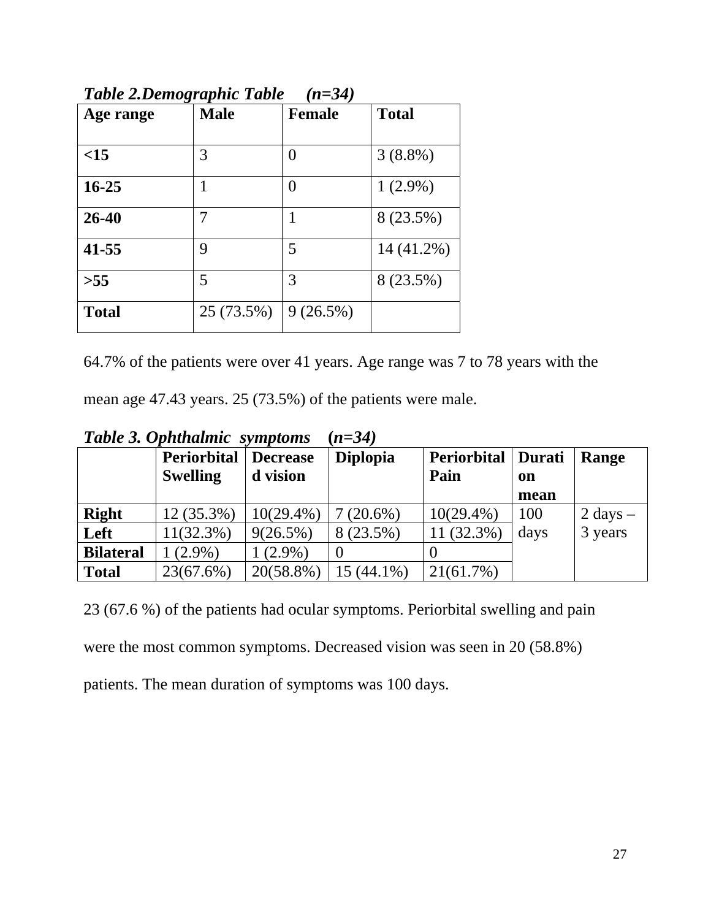***Table 2.Demographic Table (n=34)***

| Age range | Male | Female | Total |
|---|---|---|---|
| **<15** | 3 | 0 | 3 (8.8%) |
| **16-25** | 1 | 0 | 1 (2.9%) |
| **26-40** | 7 | 1 | 8 (23.5%) |
| **41-55** | 9 | 5 | 14 (41.2%) |
| **>55** | 5 | 3 | 8 (23.5%) |
| **Total** | 25 (73.5%) | 9 (26.5%) | |

64.7% of the patients were over 41 years. Age range was 7 to 78 years with the mean age 47.43 years. 25 (73.5%) of the patients were male.

***Table 3. Ophthalmic symptoms (n=34)***

| | Periorbital Swelling | Decreased vision | Diplopia | Periorbital Pain | Duration mean | Range |
|---|---|---|---|---|---|---|
| **Right** | 12 (35.3%) | 10(29.4%) | 7 (20.6%) | 10(29.4%) | 100 days | 2 days – 3 years |
| **Left** | 11(32.3%) | 9(26.5%) | 8 (23.5%) | 11 (32.3%) | | |
| **Bilateral** | 1 (2.9%) | 1 (2.9%) | 0 | 0 | | |
| **Total** | 23(67.6%) | 20(58.8%) | 15 (44.1%) | 21(61.7%) | | |

23 (67.6 %) of the patients had ocular symptoms. Periorbital swelling and pain were the most common symptoms. Decreased vision was seen in 20 (58.8%) patients. The mean duration of symptoms was 100 days.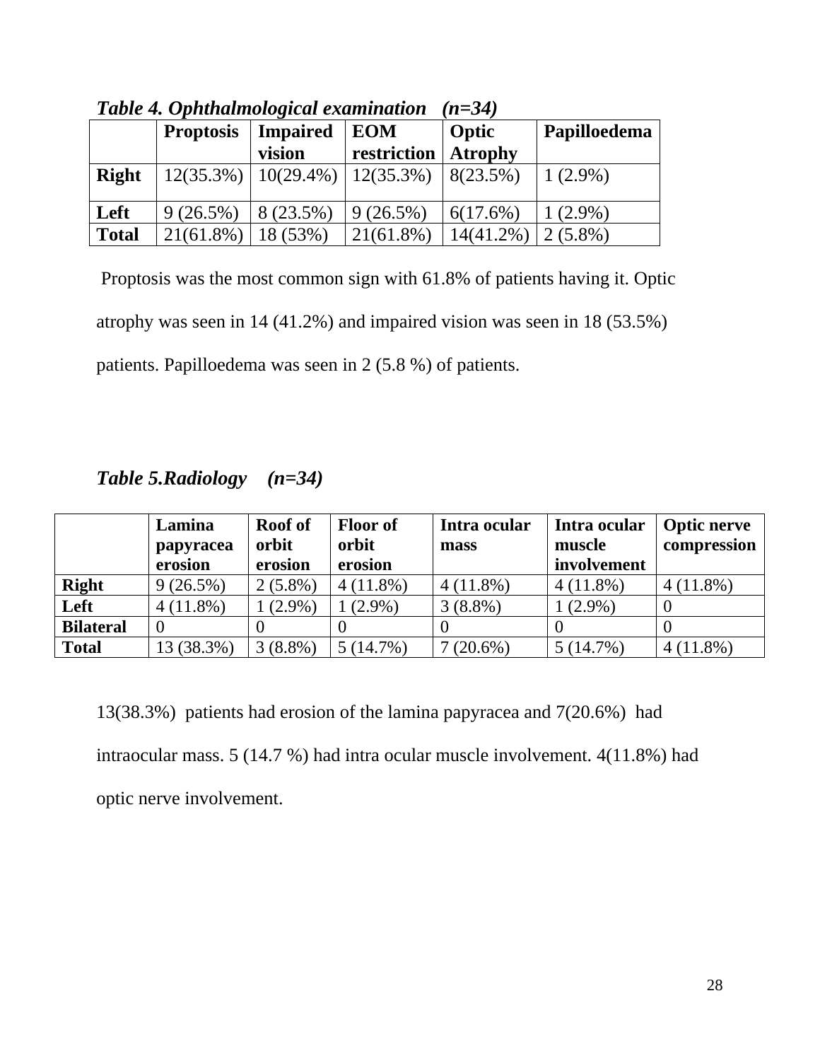***Table 4. Ophthalmological examination (n=34)***

| | Proptosis | Impaired vision | EOM restriction | Optic Atrophy | Papilloedema |
|---|---|---|---|---|---|
| **Right** | 12(35.3%) | 10(29.4%) | 12(35.3%) | 8(23.5%) | 1 (2.9%) |
| **Left** | 9 (26.5%) | 8 (23.5%) | 9 (26.5%) | 6(17.6%) | 1 (2.9%) |
| **Total** | 21(61.8%) | 18 (53%) | 21(61.8%) | 14(41.2%) | 2 (5.8%) |

Proptosis was the most common sign with 61.8% of patients having it. Optic atrophy was seen in 14 (41.2%) and impaired vision was seen in 18 (53.5%) patients. Papilloedema was seen in 2 (5.8 %) of patients.

***Table 5.Radiology (n=34)***

| | Lamina papyracea erosion | Roof of orbit erosion | Floor of orbit erosion | Intra ocular mass | Intra ocular muscle involvement | Optic nerve compression |
|---|---|---|---|---|---|---|
| **Right** | 9 (26.5%) | 2 (5.8%) | 4 (11.8%) | 4 (11.8%) | 4 (11.8%) | 4 (11.8%) |
| **Left** | 4 (11.8%) | 1 (2.9%) | 1 (2.9%) | 3 (8.8%) | 1 (2.9%) | 0 |
| **Bilateral** | 0 | 0 | 0 | 0 | 0 | 0 |
| **Total** | 13 (38.3%) | 3 (8.8%) | 5 (14.7%) | 7 (20.6%) | 5 (14.7%) | 4 (11.8%) |

13(38.3%) patients had erosion of the lamina papyracea and 7(20.6%) had intraocular mass. 5 (14.7 %) had intra ocular muscle involvement. 4(11.8%) had optic nerve involvement.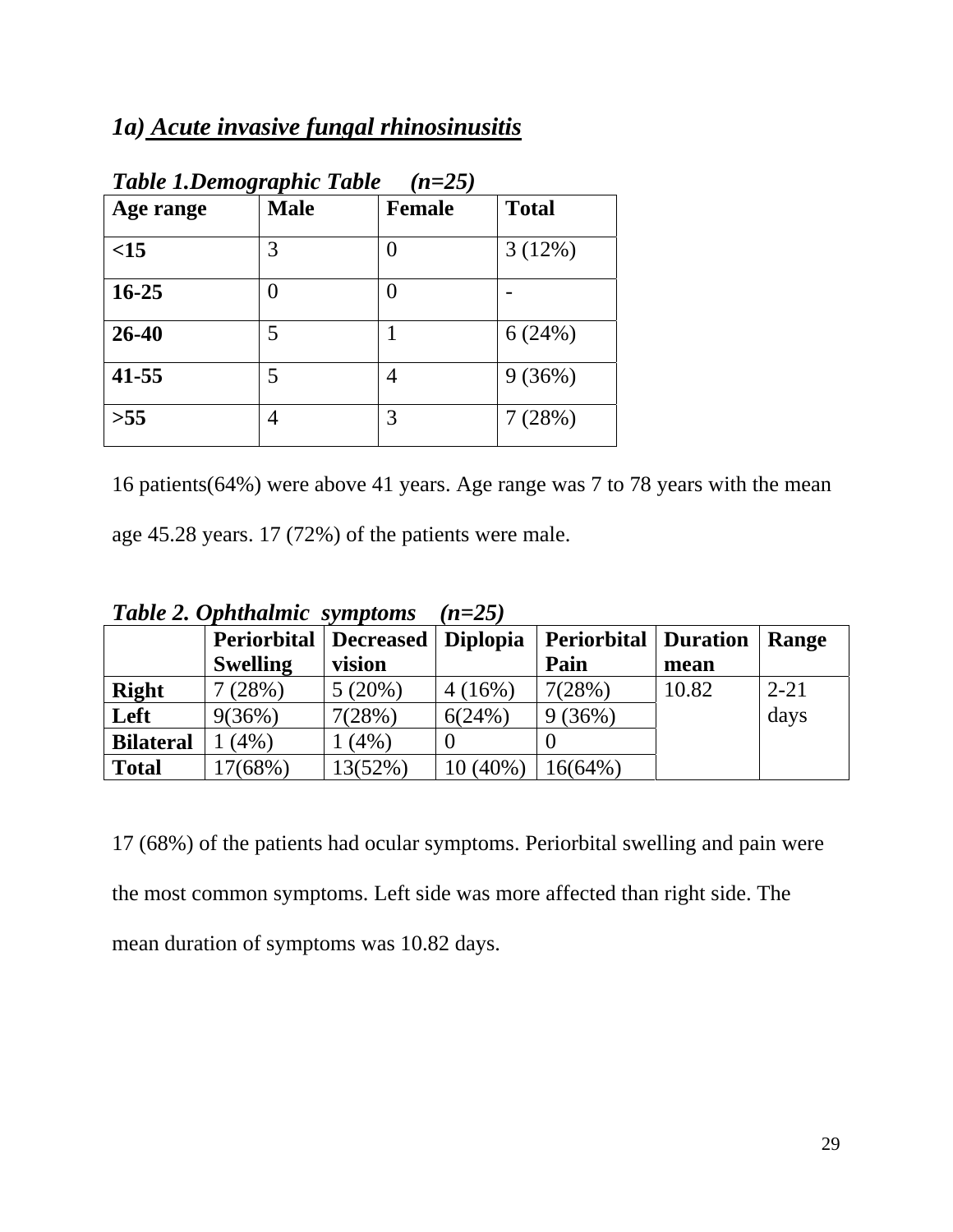### *1a) Acute invasive fungal rhinosinusitis*

***Table 1.Demographic Table (n=25)***

| Age range | Male | Female | Total |
|---|---|---|---|
| **<15** | 3 | 0 | 3 (12%) |
| **16-25** | 0 | 0 | - |
| **26-40** | 5 | 1 | 6 (24%) |
| **41-55** | 5 | 4 | 9 (36%) |
| **>55** | 4 | 3 | 7 (28%) |

16 patients(64%) were above 41 years. Age range was 7 to 78 years with the mean age 45.28 years. 17 (72%) of the patients were male.

***Table 2. Ophthalmic symptoms (n=25)***

| | Periorbital Swelling | Decreased vision | Diplopia | Periorbital Pain | Duration mean | Range |
|---|---|---|---|---|---|---|
| **Right** | 7 (28%) | 5 (20%) | 4 (16%) | 7(28%) | 10.82 | 2-21 days |
| **Left** | 9(36%) | 7(28%) | 6(24%) | 9 (36%) | | |
| **Bilateral** | 1 (4%) | 1 (4%) | 0 | 0 | | |
| **Total** | 17(68%) | 13(52%) | 10 (40%) | 16(64%) | | |

17 (68%) of the patients had ocular symptoms. Periorbital swelling and pain were the most common symptoms. Left side was more affected than right side. The mean duration of symptoms was 10.82 days.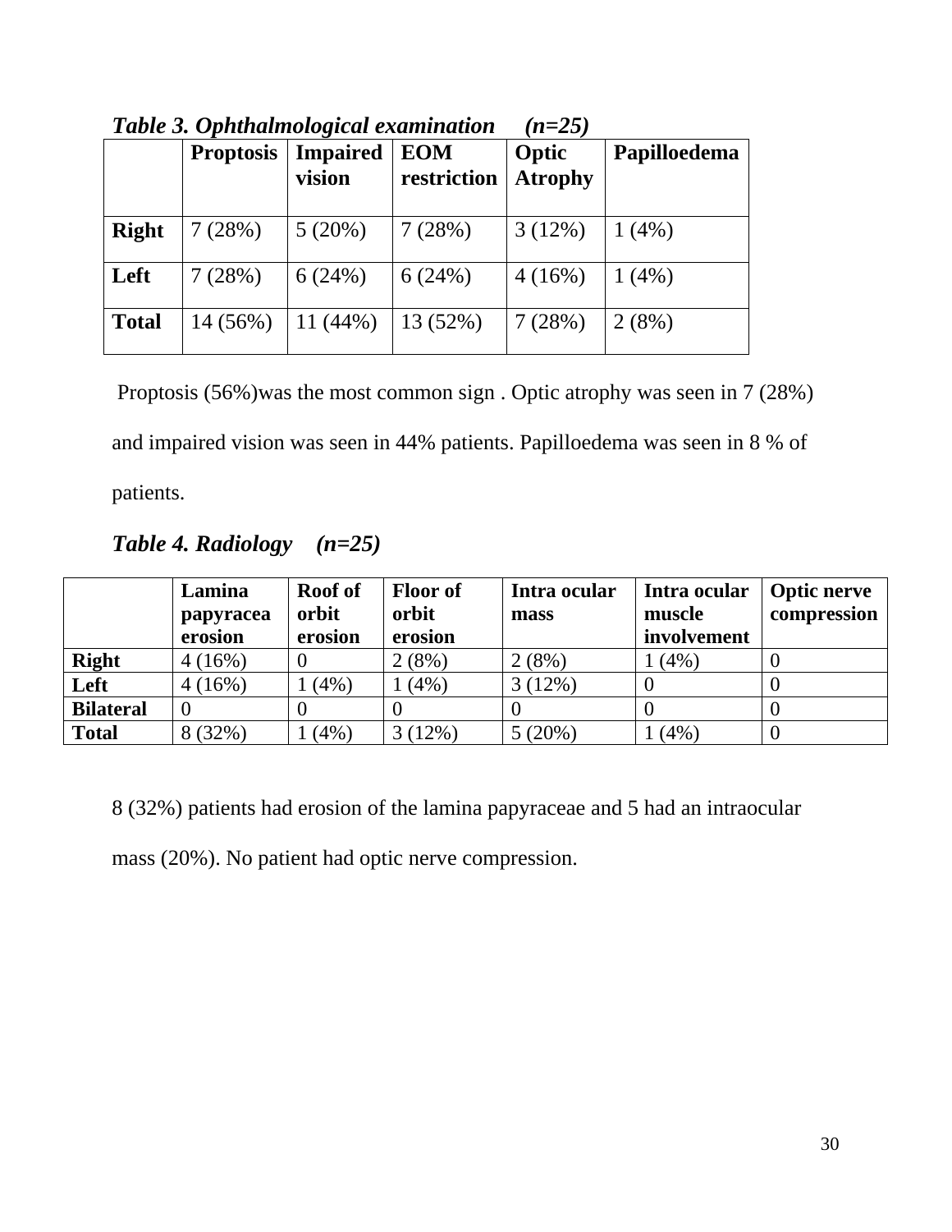***Table 3. Ophthalmological examination (n=25)***

| | **Proptosis** | **Impaired vision** | **EOM restriction** | **Optic Atrophy** | **Papilloedema** |
|---|---|---|---|---|---|
| **Right** | 7 (28%) | 5 (20%) | 7 (28%) | 3 (12%) | 1 (4%) |
| **Left** | 7 (28%) | 6 (24%) | 6 (24%) | 4 (16%) | 1 (4%) |
| **Total** | 14 (56%) | 11 (44%) | 13 (52%) | 7 (28%) | 2 (8%) |

Proptosis (56%)was the most common sign . Optic atrophy was seen in 7 (28%) and impaired vision was seen in 44% patients. Papilloedema was seen in 8 % of patients.

***Table 4. Radiology (n=25)***

| | **Lamina papyracea erosion** | **Roof of orbit erosion** | **Floor of orbit erosion** | **Intra ocular mass** | **Intra ocular muscle involvement** | **Optic nerve compression** |
|---|---|---|---|---|---|---|
| **Right** | 4 (16%) | 0 | 2 (8%) | 2 (8%) | 1 (4%) | 0 |
| **Left** | 4 (16%) | 1 (4%) | 1 (4%) | 3 (12%) | 0 | 0 |
| **Bilateral** | 0 | 0 | 0 | 0 | 0 | 0 |
| **Total** | 8 (32%) | 1 (4%) | 3 (12%) | 5 (20%) | 1 (4%) | 0 |

8 (32%) patients had erosion of the lamina papyraceae and 5 had an intraocular mass (20%). No patient had optic nerve compression.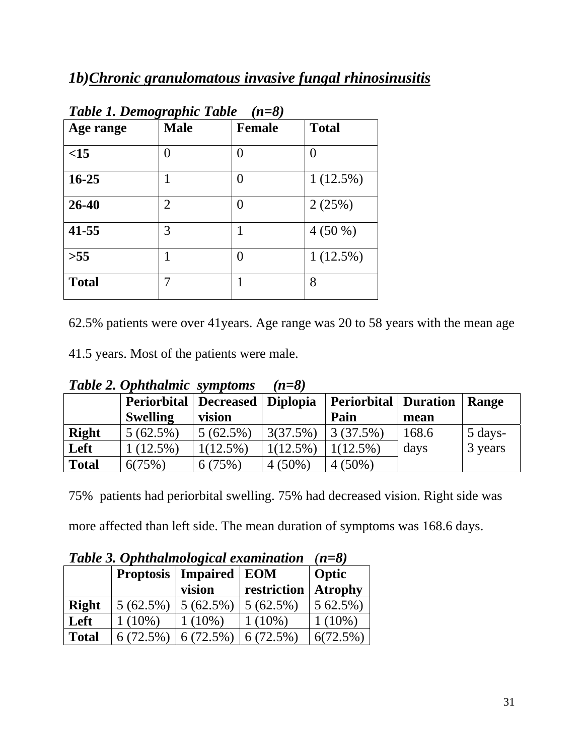## *1b)Chronic granulomatous invasive fungal rhinosinusitis*

***Table 1. Demographic Table (n=8)***

| Age range | Male | Female | Total |
|---|---|---|---|
| **<15** | 0 | 0 | 0 |
| **16-25** | 1 | 0 | 1 (12.5%) |
| **26-40** | 2 | 0 | 2 (25%) |
| **41-55** | 3 | 1 | 4 (50 %) |
| **>55** | 1 | 0 | 1 (12.5%) |
| **Total** | 7 | 1 | 8 |

62.5% patients were over 41years. Age range was 20 to 58 years with the mean age 41.5 years. Most of the patients were male.

***Table 2. Ophthalmic symptoms (n=8)***

| | Periorbital Swelling | Decreased vision | Diplopia | Periorbital Pain | Duration mean | Range |
|---|---|---|---|---|---|---|
| **Right** | 5 (62.5%) | 5 (62.5%) | 3(37.5%) | 3 (37.5%) | 168.6 days | 5 days-3 years |
| **Left** | 1 (12.5%) | 1(12.5%) | 1(12.5%) | 1(12.5%) | | |
| **Total** | 6(75%) | 6 (75%) | 4 (50%) | 4 (50%) | | |

75% patients had periorbital swelling. 75% had decreased vision. Right side was more affected than left side. The mean duration of symptoms was 168.6 days.

***Table 3. Ophthalmological examination (n=8)***

| | Proptosis | Impaired vision | EOM restriction | Optic Atrophy |
|---|---|---|---|---|
| **Right** | 5 (62.5%) | 5 (62.5%) | 5 (62.5%) | 5 62.5%) |
| **Left** | 1 (10%) | 1 (10%) | 1 (10%) | 1 (10%) |
| **Total** | 6 (72.5%) | 6 (72.5%) | 6 (72.5%) | 6(72.5%) |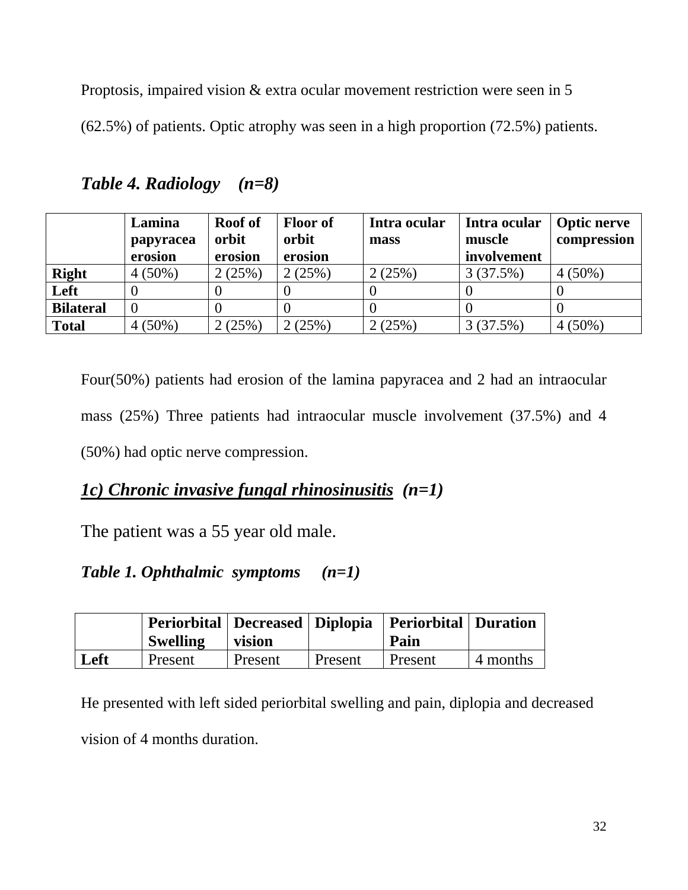Proptosis, impaired vision & extra ocular movement restriction were seen in 5 (62.5%) of patients. Optic atrophy was seen in a high proportion (72.5%) patients.

***Table 4. Radiology (n=8)***

| | Lamina papyracea erosion | Roof of orbit erosion | Floor of orbit erosion | Intra ocular mass | Intra ocular muscle involvement | Optic nerve compression |
|---|---|---|---|---|---|---|
| **Right** | 4 (50%) | 2 (25%) | 2 (25%) | 2 (25%) | 3 (37.5%) | 4 (50%) |
| **Left** | 0 | 0 | 0 | 0 | 0 | 0 |
| **Bilateral** | 0 | 0 | 0 | 0 | 0 | 0 |
| **Total** | 4 (50%) | 2 (25%) | 2 (25%) | 2 (25%) | 3 (37.5%) | 4 (50%) |

Four(50%) patients had erosion of the lamina papyracea and 2 had an intraocular mass (25%) Three patients had intraocular muscle involvement (37.5%) and 4 (50%) had optic nerve compression.

## ***<u>1c) Chronic invasive fungal rhinosinusitis</u> (n=1)***

The patient was a 55 year old male.

***Table 1. Ophthalmic symptoms (n=1)***

| | Periorbital Swelling | Decreased vision | Diplopia | Periorbital Pain | Duration |
|---|---|---|---|---|---|
| **Left** | Present | Present | Present | Present | 4 months |

He presented with left sided periorbital swelling and pain, diplopia and decreased vision of 4 months duration.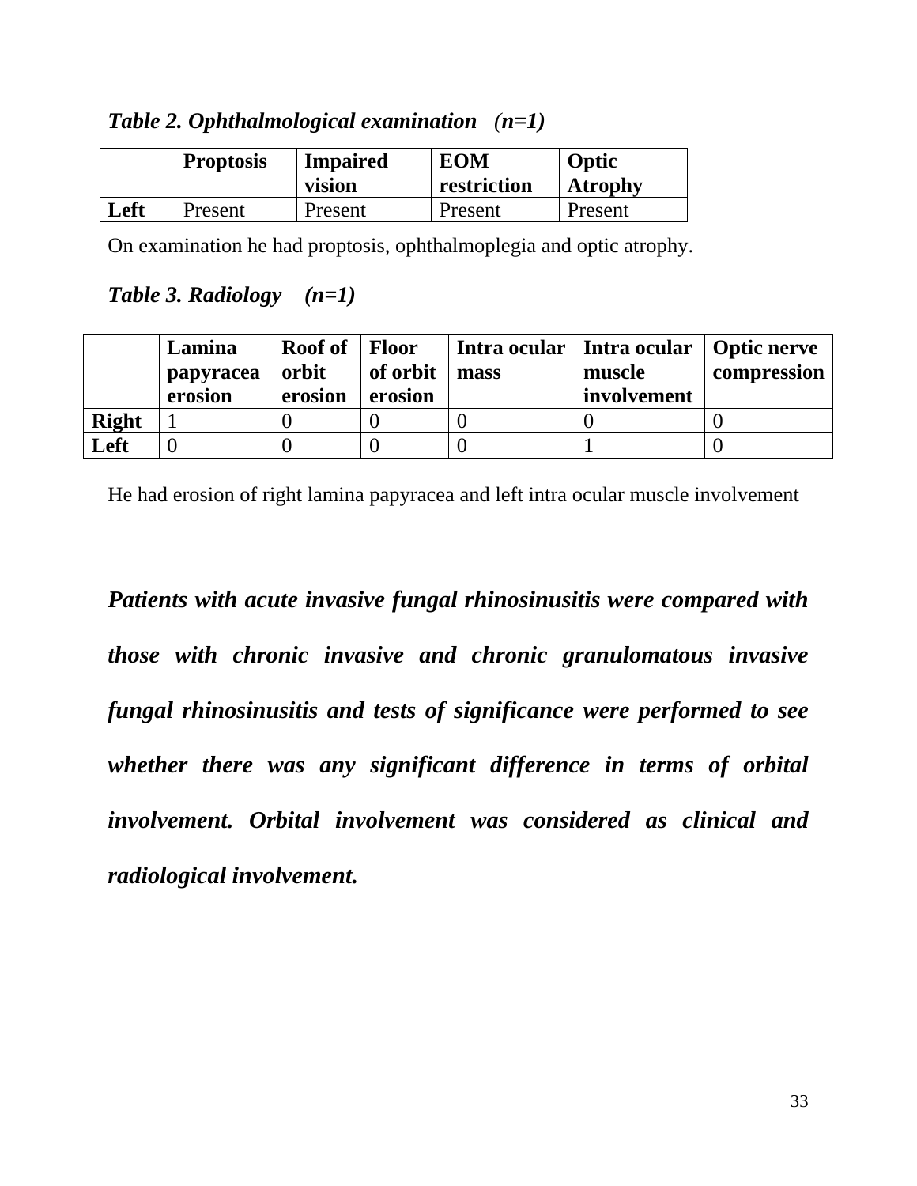***Table 2. Ophthalmological examination (n=1)***

| | **Proptosis** | **Impaired vision** | **EOM restriction** | **Optic Atrophy** |
|---|---|---|---|---|
| **Left** | Present | Present | Present | Present |

On examination he had proptosis, ophthalmoplegia and optic atrophy.

***Table 3. Radiology (n=1)***

| | **Lamina papyracea erosion** | **Roof of orbit erosion** | **Floor of orbit erosion** | **Intra ocular mass** | **Intra ocular muscle involvement** | **Optic nerve compression** |
|---|---|---|---|---|---|---|
| **Right** | 1 | 0 | 0 | 0 | 0 | 0 |
| **Left** | 0 | 0 | 0 | 0 | 1 | 0 |

He had erosion of right lamina papyracea and left intra ocular muscle involvement

***Patients with acute invasive fungal rhinosinusitis were compared with those with chronic invasive and chronic granulomatous invasive fungal rhinosinusitis and tests of significance were performed to see whether there was any significant difference in terms of orbital involvement. Orbital involvement was considered as clinical and radiological involvement.***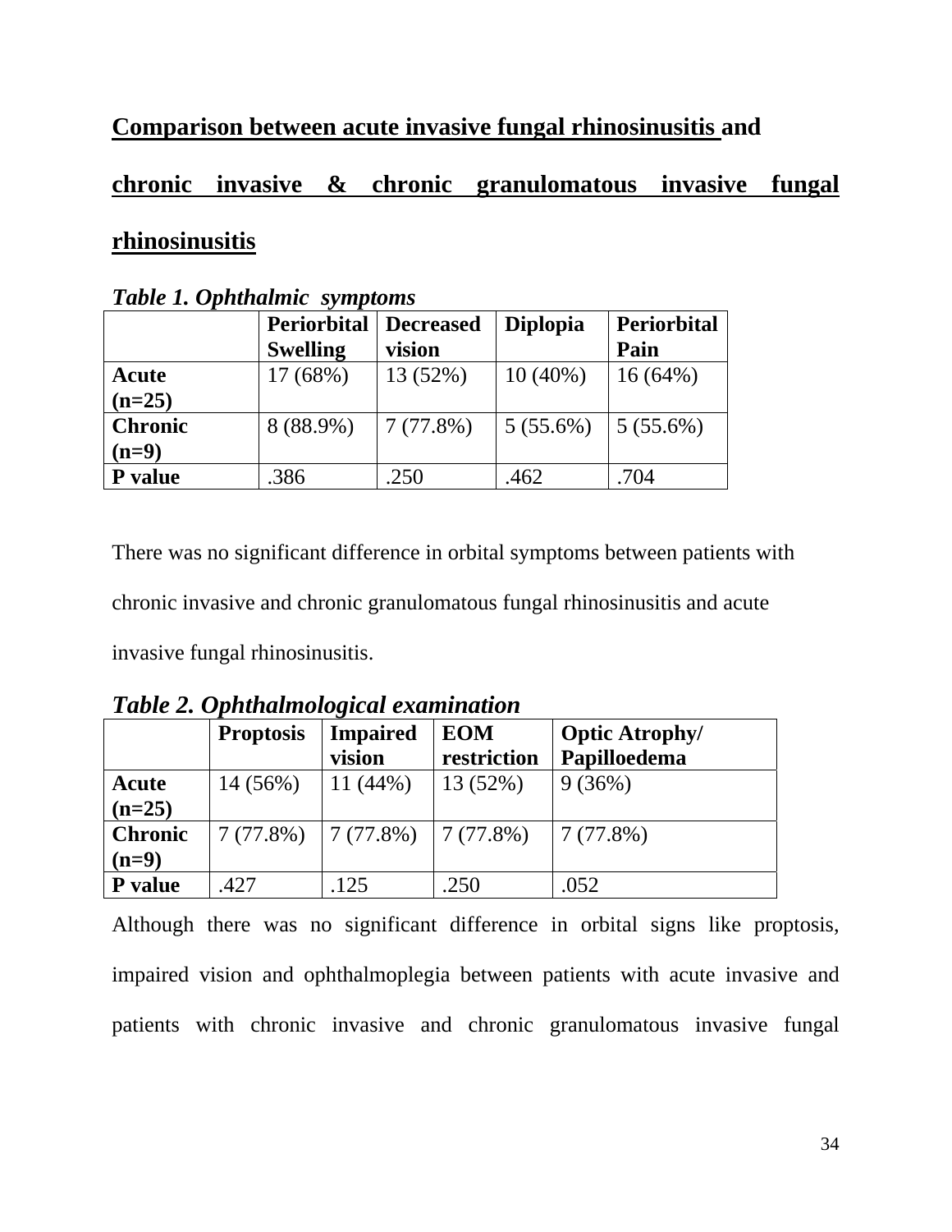## Comparison between acute invasive fungal rhinosinusitis and chronic invasive & chronic granulomatous invasive fungal rhinosinusitis

***Table 1. Ophthalmic symptoms***

| | Periorbital Swelling | Decreased vision | Diplopia | Periorbital Pain |
|---|---|---|---|---|
| **Acute (n=25)** | 17 (68%) | 13 (52%) | 10 (40%) | 16 (64%) |
| **Chronic (n=9)** | 8 (88.9%) | 7 (77.8%) | 5 (55.6%) | 5 (55.6%) |
| **P value** | .386 | .250 | .462 | .704 |

There was no significant difference in orbital symptoms between patients with chronic invasive and chronic granulomatous fungal rhinosinusitis and acute invasive fungal rhinosinusitis.

***Table 2. Ophthalmological examination***

| | Proptosis | Impaired vision | EOM restriction | Optic Atrophy/ Papilloedema |
|---|---|---|---|---|
| **Acute (n=25)** | 14 (56%) | 11 (44%) | 13 (52%) | 9 (36%) |
| **Chronic (n=9)** | 7 (77.8%) | 7 (77.8%) | 7 (77.8%) | 7 (77.8%) |
| **P value** | .427 | .125 | .250 | .052 |

Although there was no significant difference in orbital signs like proptosis, impaired vision and ophthalmoplegia between patients with acute invasive and patients with chronic invasive and chronic granulomatous invasive fungal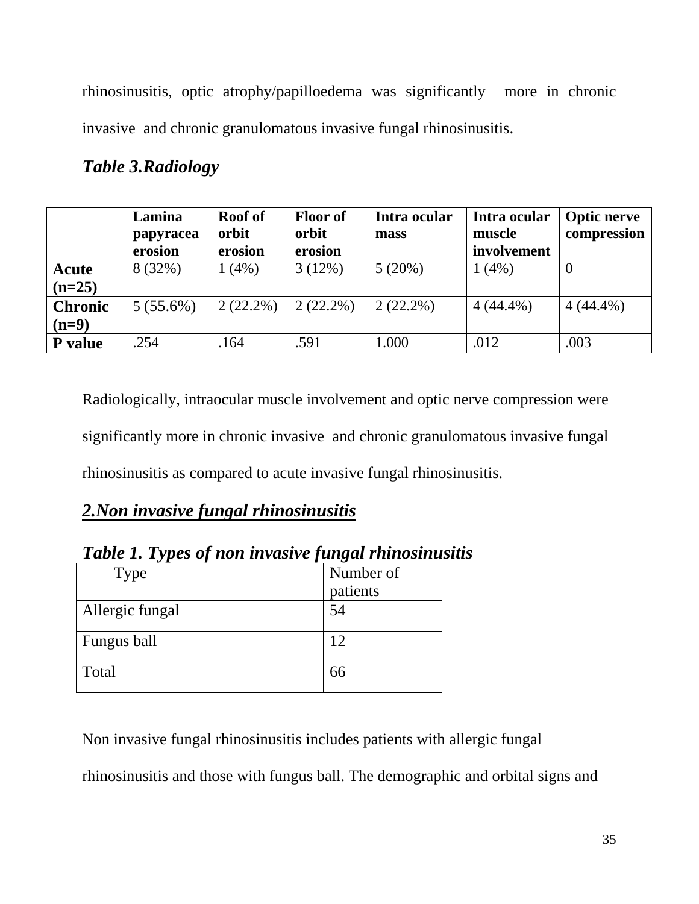rhinosinusitis, optic atrophy/papilloedema was significantly more in chronic invasive and chronic granulomatous invasive fungal rhinosinusitis.

***Table 3.Radiology***

| | **Lamina papyracea erosion** | **Roof of orbit erosion** | **Floor of orbit erosion** | **Intra ocular mass** | **Intra ocular muscle involvement** | **Optic nerve compression** |
|---|---|---|---|---|---|---|
| **Acute (n=25)** | 8 (32%) | 1 (4%) | 3 (12%) | 5 (20%) | 1 (4%) | 0 |
| **Chronic (n=9)** | 5 (55.6%) | 2 (22.2%) | 2 (22.2%) | 2 (22.2%) | 4 (44.4%) | 4 (44.4%) |
| **P value** | .254 | .164 | .591 | 1.000 | .012 | .003 |

Radiologically, intraocular muscle involvement and optic nerve compression were significantly more in chronic invasive and chronic granulomatous invasive fungal rhinosinusitis as compared to acute invasive fungal rhinosinusitis.

## ***2.Non invasive fungal rhinosinusitis***

***Table 1. Types of non invasive fungal rhinosinusitis***

| Type | Number of patients |
|---|---|
| Allergic fungal | 54 |
| Fungus ball | 12 |
| Total | 66 |

Non invasive fungal rhinosinusitis includes patients with allergic fungal rhinosinusitis and those with fungus ball. The demographic and orbital signs and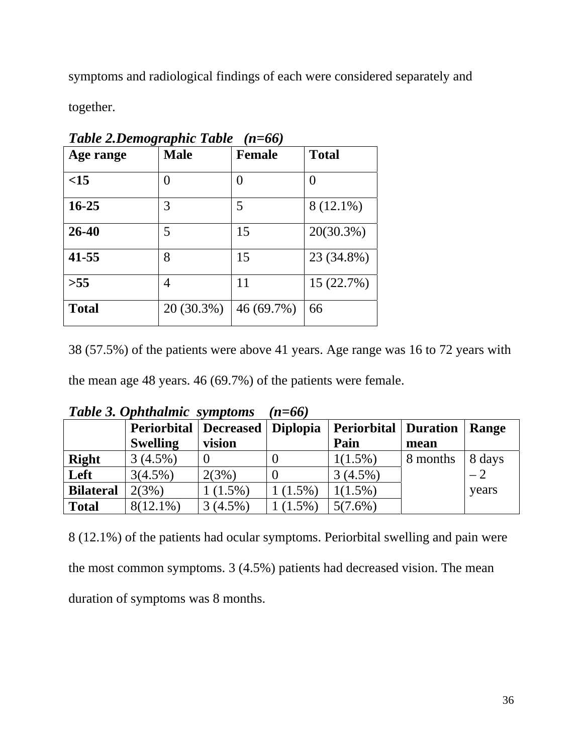symptoms and radiological findings of each were considered separately and together.

***Table 2.Demographic Table (n=66)***

| Age range | Male | Female | Total |
|---|---|---|---|
| **<15** | 0 | 0 | 0 |
| **16-25** | 3 | 5 | 8 (12.1%) |
| **26-40** | 5 | 15 | 20(30.3%) |
| **41-55** | 8 | 15 | 23 (34.8%) |
| **>55** | 4 | 11 | 15 (22.7%) |
| **Total** | 20 (30.3%) | 46 (69.7%) | 66 |

38 (57.5%) of the patients were above 41 years. Age range was 16 to 72 years with the mean age 48 years. 46 (69.7%) of the patients were female.

***Table 3. Ophthalmic symptoms (n=66)***

| | Periorbital Swelling | Decreased vision | Diplopia | Periorbital Pain | Duration mean | Range |
|---|---|---|---|---|---|---|
| **Right** | 3 (4.5%) | 0 | 0 | 1(1.5%) | 8 months | 8 days – 2 years |
| **Left** | 3(4.5%) | 2(3%) | 0 | 3 (4.5%) | | |
| **Bilateral** | 2(3%) | 1 (1.5%) | 1 (1.5%) | 1(1.5%) | | |
| **Total** | 8(12.1%) | 3 (4.5%) | 1 (1.5%) | 5(7.6%) | | |

8 (12.1%) of the patients had ocular symptoms. Periorbital swelling and pain were the most common symptoms. 3 (4.5%) patients had decreased vision. The mean duration of symptoms was 8 months.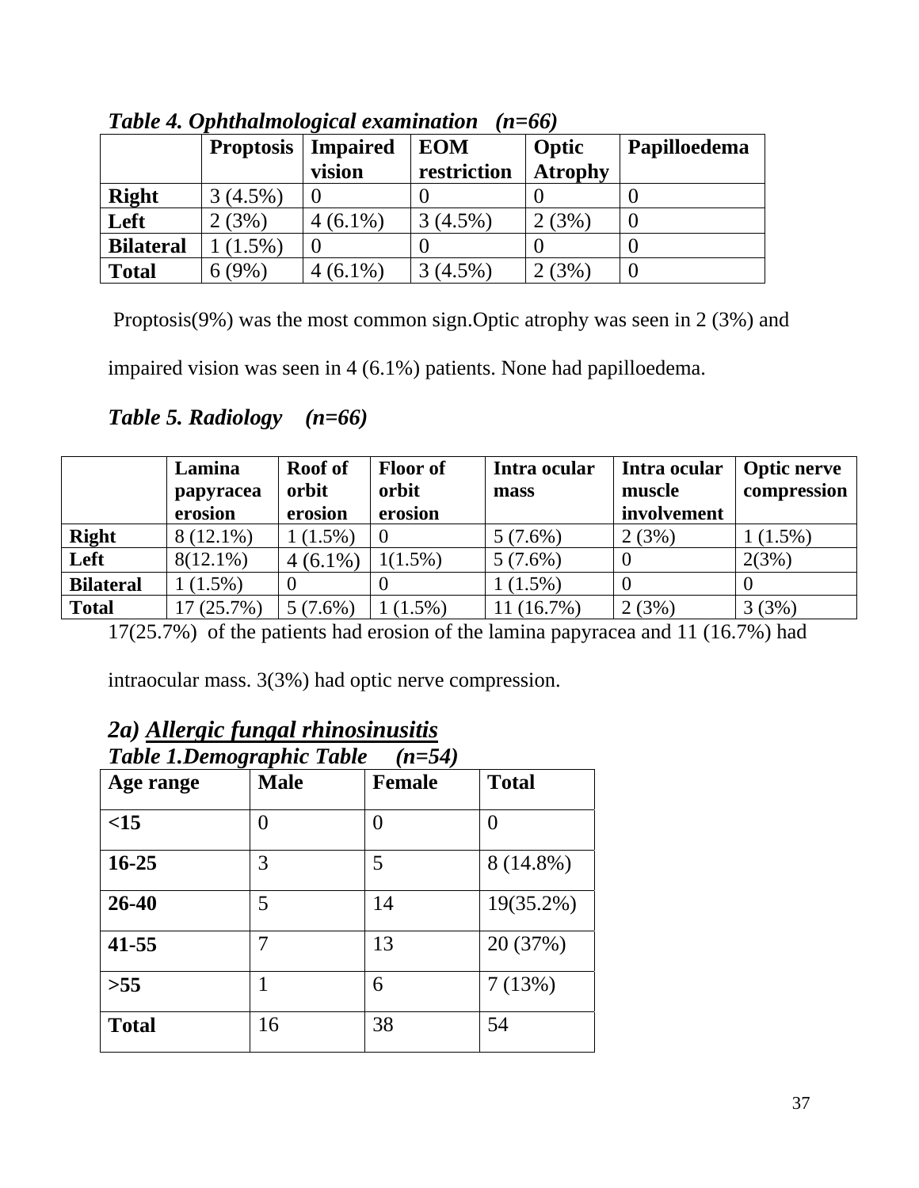***Table 4. Ophthalmological examination (n=66)***

| | Proptosis | Impaired vision | EOM restriction | Optic Atrophy | Papilloedema |
|---|---|---|---|---|---|
| **Right** | 3 (4.5%) | 0 | 0 | 0 | 0 |
| **Left** | 2 (3%) | 4 (6.1%) | 3 (4.5%) | 2 (3%) | 0 |
| **Bilateral** | 1 (1.5%) | 0 | 0 | 0 | 0 |
| **Total** | 6 (9%) | 4 (6.1%) | 3 (4.5%) | 2 (3%) | 0 |

Proptosis(9%) was the most common sign.Optic atrophy was seen in 2 (3%) and impaired vision was seen in 4 (6.1%) patients. None had papilloedema.

***Table 5. Radiology (n=66)***

| | Lamina papyracea erosion | Roof of orbit erosion | Floor of orbit erosion | Intra ocular mass | Intra ocular muscle involvement | Optic nerve compression |
|---|---|---|---|---|---|---|
| **Right** | 8 (12.1%) | 1 (1.5%) | 0 | 5 (7.6%) | 2 (3%) | 1 (1.5%) |
| **Left** | 8(12.1%) | 4 (6.1%) | 1(1.5%) | 5 (7.6%) | 0 | 2(3%) |
| **Bilateral** | 1 (1.5%) | 0 | 0 | 1 (1.5%) | 0 | 0 |
| **Total** | 17 (25.7%) | 5 (7.6%) | 1 (1.5%) | 11 (16.7%) | 2 (3%) | 3 (3%) |

17(25.7%) of the patients had erosion of the lamina papyracea and 11 (16.7%) had intraocular mass. 3(3%) had optic nerve compression.

## *2a) Allergic fungal rhinosinusitis*

***Table 1.Demographic Table (n=54)***

| Age range | Male | Female | Total |
|---|---|---|---|
| **<15** | 0 | 0 | 0 |
| **16-25** | 3 | 5 | 8 (14.8%) |
| **26-40** | 5 | 14 | 19(35.2%) |
| **41-55** | 7 | 13 | 20 (37%) |
| **>55** | 1 | 6 | 7 (13%) |
| **Total** | 16 | 38 | 54 |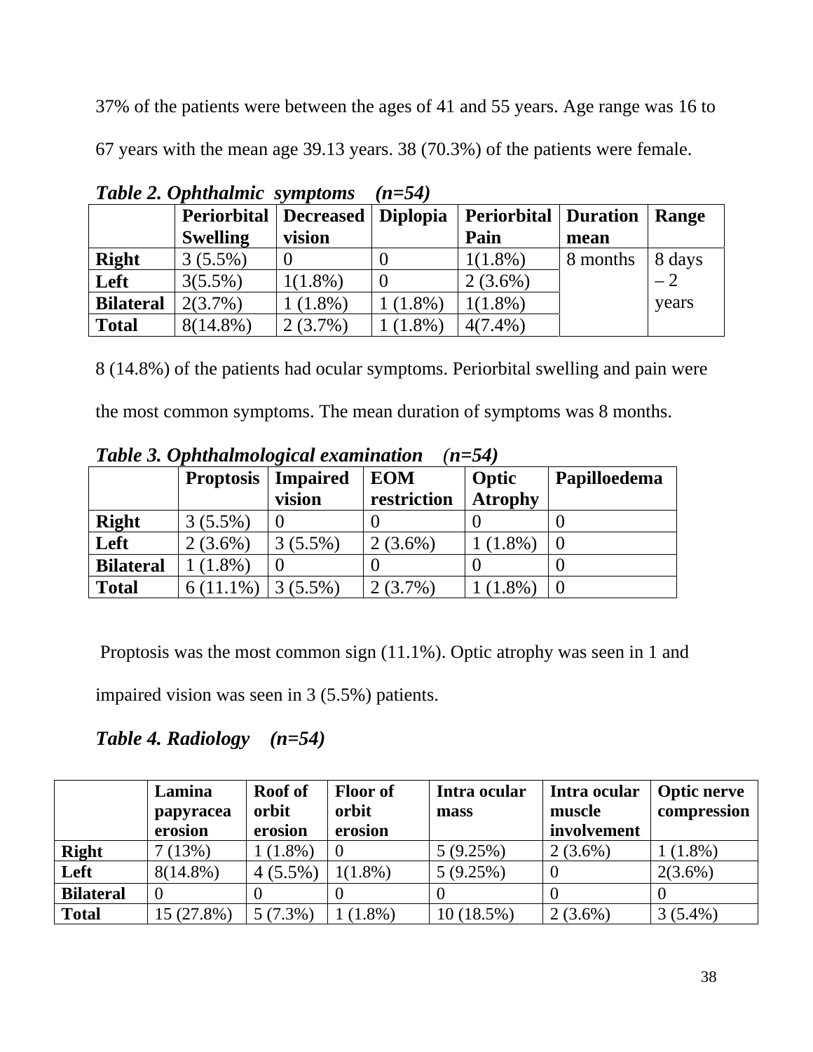37% of the patients were between the ages of 41 and 55 years. Age range was 16 to 67 years with the mean age 39.13 years. 38 (70.3%) of the patients were female.

***Table 2. Ophthalmic symptoms (n=54)***

| | Periorbital Swelling | Decreased vision | Diplopia | Periorbital Pain | Duration mean | Range |
|---|---|---|---|---|---|---|
| **Right** | 3 (5.5%) | 0 | 0 | 1(1.8%) | 8 months | 8 days – 2 years |
| **Left** | 3(5.5%) | 1(1.8%) | 0 | 2 (3.6%) | | |
| **Bilateral** | 2(3.7%) | 1 (1.8%) | 1 (1.8%) | 1(1.8%) | | |
| **Total** | 8(14.8%) | 2 (3.7%) | 1 (1.8%) | 4(7.4%) | | |

8 (14.8%) of the patients had ocular symptoms. Periorbital swelling and pain were the most common symptoms. The mean duration of symptoms was 8 months.

***Table 3. Ophthalmological examination (n=54)***

| | Proptosis | Impaired vision | EOM restriction | Optic Atrophy | Papilloedema |
|---|---|---|---|---|---|
| **Right** | 3 (5.5%) | 0 | 0 | 0 | 0 |
| **Left** | 2 (3.6%) | 3 (5.5%) | 2 (3.6%) | 1 (1.8%) | 0 |
| **Bilateral** | 1 (1.8%) | 0 | 0 | 0 | 0 |
| **Total** | 6 (11.1%) | 3 (5.5%) | 2 (3.7%) | 1 (1.8%) | 0 |

Proptosis was the most common sign (11.1%). Optic atrophy was seen in 1 and impaired vision was seen in 3 (5.5%) patients.

***Table 4. Radiology (n=54)***

| | Lamina papyracea erosion | Roof of orbit erosion | Floor of orbit erosion | Intra ocular mass | Intra ocular muscle involvement | Optic nerve compression |
|---|---|---|---|---|---|---|
| **Right** | 7 (13%) | 1 (1.8%) | 0 | 5 (9.25%) | 2 (3.6%) | 1 (1.8%) |
| **Left** | 8(14.8%) | 4 (5.5%) | 1(1.8%) | 5 (9.25%) | 0 | 2(3.6%) |
| **Bilateral** | 0 | 0 | 0 | 0 | 0 | 0 |
| **Total** | 15 (27.8%) | 5 (7.3%) | 1 (1.8%) | 10 (18.5%) | 2 (3.6%) | 3 (5.4%) |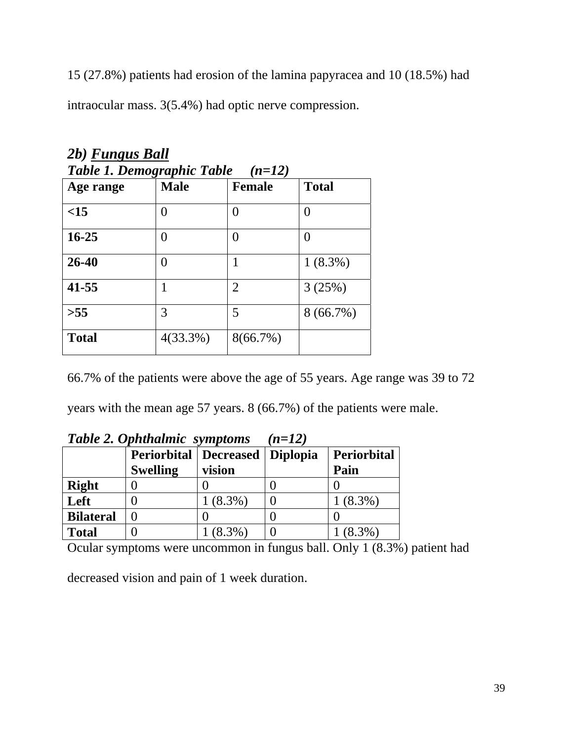15 (27.8%) patients had erosion of the lamina papyracea and 10 (18.5%) had intraocular mass. 3(5.4%) had optic nerve compression.

### *2b) Fungus Ball*

***Table 1. Demographic Table (n=12)***

| Age range | Male | Female | Total |
|---|---|---|---|
| **<15** | 0 | 0 | 0 |
| **16-25** | 0 | 0 | 0 |
| **26-40** | 0 | 1 | 1 (8.3%) |
| **41-55** | 1 | 2 | 3 (25%) |
| **>55** | 3 | 5 | 8 (66.7%) |
| **Total** | 4(33.3%) | 8(66.7%) | |

66.7% of the patients were above the age of 55 years. Age range was 39 to 72 years with the mean age 57 years. 8 (66.7%) of the patients were male.

***Table 2. Ophthalmic symptoms (n=12)***

| | Periorbital Swelling | Decreased vision | Diplopia | Periorbital Pain |
|---|---|---|---|---|
| **Right** | 0 | 0 | 0 | 0 |
| **Left** | 0 | 1 (8.3%) | 0 | 1 (8.3%) |
| **Bilateral** | 0 | 0 | 0 | 0 |
| **Total** | 0 | 1 (8.3%) | 0 | 1 (8.3%) |

Ocular symptoms were uncommon in fungus ball. Only 1 (8.3%) patient had decreased vision and pain of 1 week duration.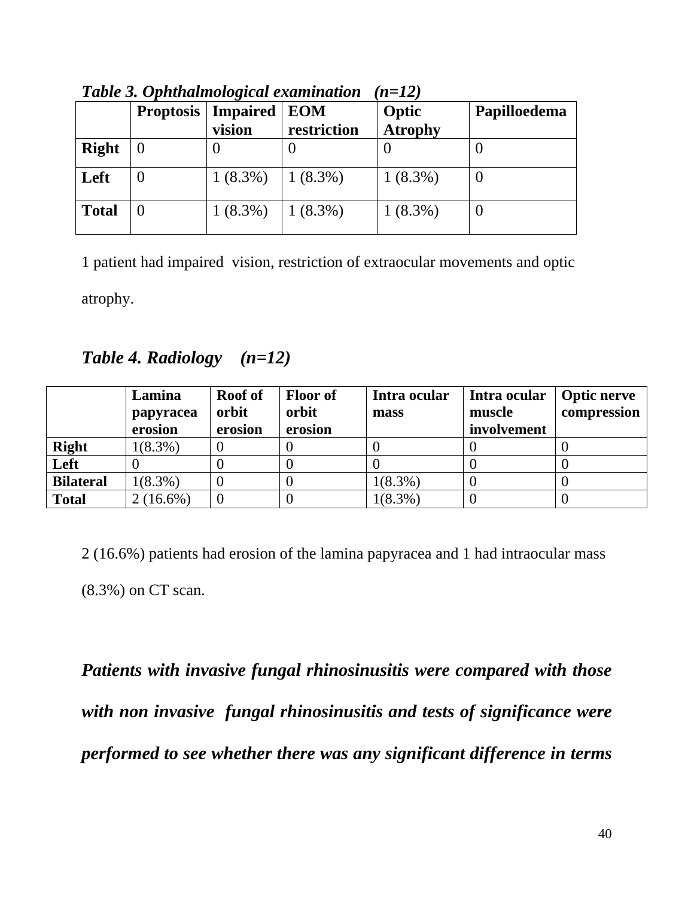***Table 3. Ophthalmological examination (n=12)***

| | Proptosis | Impaired vision | EOM restriction | Optic Atrophy | Papilloedema |
|---|---|---|---|---|---|
| **Right** | 0 | 0 | 0 | 0 | 0 |
| **Left** | 0 | 1 (8.3%) | 1 (8.3%) | 1 (8.3%) | 0 |
| **Total** | 0 | 1 (8.3%) | 1 (8.3%) | 1 (8.3%) | 0 |

1 patient had impaired vision, restriction of extraocular movements and optic atrophy.

***Table 4. Radiology (n=12)***

| | Lamina papyracea erosion | Roof of orbit erosion | Floor of orbit erosion | Intra ocular mass | Intra ocular muscle involvement | Optic nerve compression |
|---|---|---|---|---|---|---|
| **Right** | 1(8.3%) | 0 | 0 | 0 | 0 | 0 |
| **Left** | 0 | 0 | 0 | 0 | 0 | 0 |
| **Bilateral** | 1(8.3%) | 0 | 0 | 1(8.3%) | 0 | 0 |
| **Total** | 2 (16.6%) | 0 | 0 | 1(8.3%) | 0 | 0 |

2 (16.6%) patients had erosion of the lamina papyracea and 1 had intraocular mass (8.3%) on CT scan.

***Patients with invasive fungal rhinosinusitis were compared with those with non invasive fungal rhinosinusitis and tests of significance were performed to see whether there was any significant difference in terms***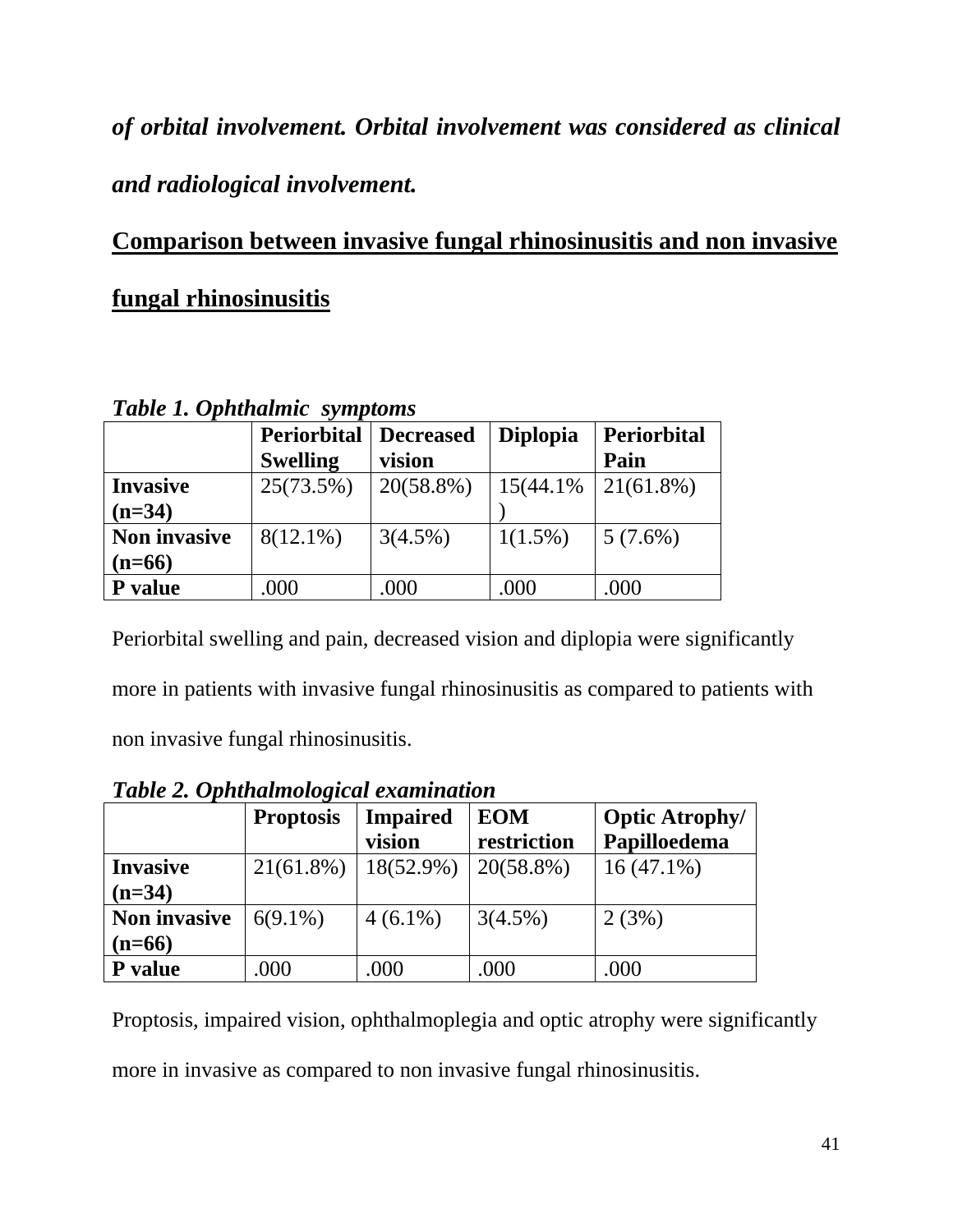*of orbital involvement. Orbital involvement was considered as clinical and radiological involvement.*

## Comparison between invasive fungal rhinosinusitis and non invasive fungal rhinosinusitis

***Table 1. Ophthalmic symptoms***

| | **Periorbital Swelling** | **Decreased vision** | **Diplopia** | **Periorbital Pain** |
|---|---|---|---|---|
| **Invasive (n=34)** | 25(73.5%) | 20(58.8%) | 15(44.1%) | 21(61.8%) |
| **Non invasive (n=66)** | 8(12.1%) | 3(4.5%) | 1(1.5%) | 5 (7.6%) |
| **P value** | .000 | .000 | .000 | .000 |

Periorbital swelling and pain, decreased vision and diplopia were significantly more in patients with invasive fungal rhinosinusitis as compared to patients with non invasive fungal rhinosinusitis.

***Table 2. Ophthalmological examination***

| | **Proptosis** | **Impaired vision** | **EOM restriction** | **Optic Atrophy/ Papilloedema** |
|---|---|---|---|---|
| **Invasive (n=34)** | 21(61.8%) | 18(52.9%) | 20(58.8%) | 16 (47.1%) |
| **Non invasive (n=66)** | 6(9.1%) | 4 (6.1%) | 3(4.5%) | 2 (3%) |
| **P value** | .000 | .000 | .000 | .000 |

Proptosis, impaired vision, ophthalmoplegia and optic atrophy were significantly more in invasive as compared to non invasive fungal rhinosinusitis.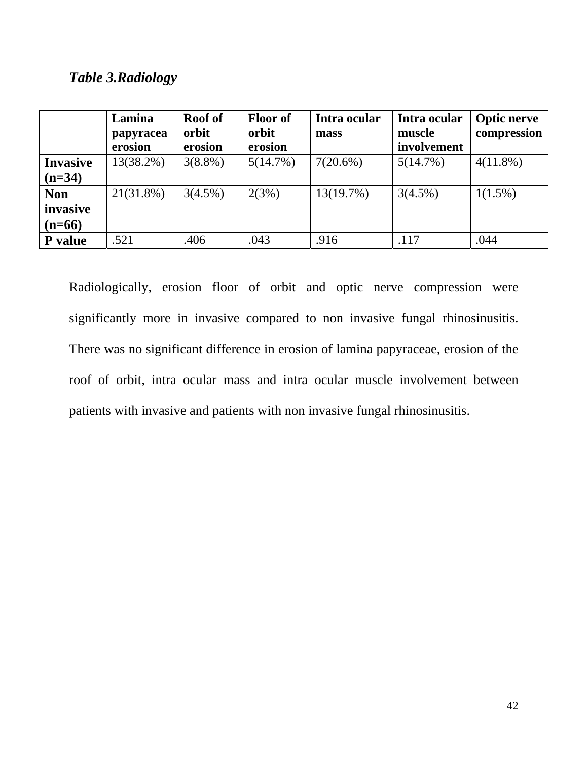***Table 3.Radiology***

| | Lamina papyracea erosion | Roof of orbit erosion | Floor of orbit erosion | Intra ocular mass | Intra ocular muscle involvement | Optic nerve compression |
|---|---|---|---|---|---|---|
| **Invasive (n=34)** | 13(38.2%) | 3(8.8%) | 5(14.7%) | 7(20.6%) | 5(14.7%) | 4(11.8%) |
| **Non invasive (n=66)** | 21(31.8%) | 3(4.5%) | 2(3%) | 13(19.7%) | 3(4.5%) | 1(1.5%) |
| **P value** | .521 | .406 | .043 | .916 | .117 | .044 |

Radiologically, erosion floor of orbit and optic nerve compression were significantly more in invasive compared to non invasive fungal rhinosinusitis. There was no significant difference in erosion of lamina papyraceae, erosion of the roof of orbit, intra ocular mass and intra ocular muscle involvement between patients with invasive and patients with non invasive fungal rhinosinusitis.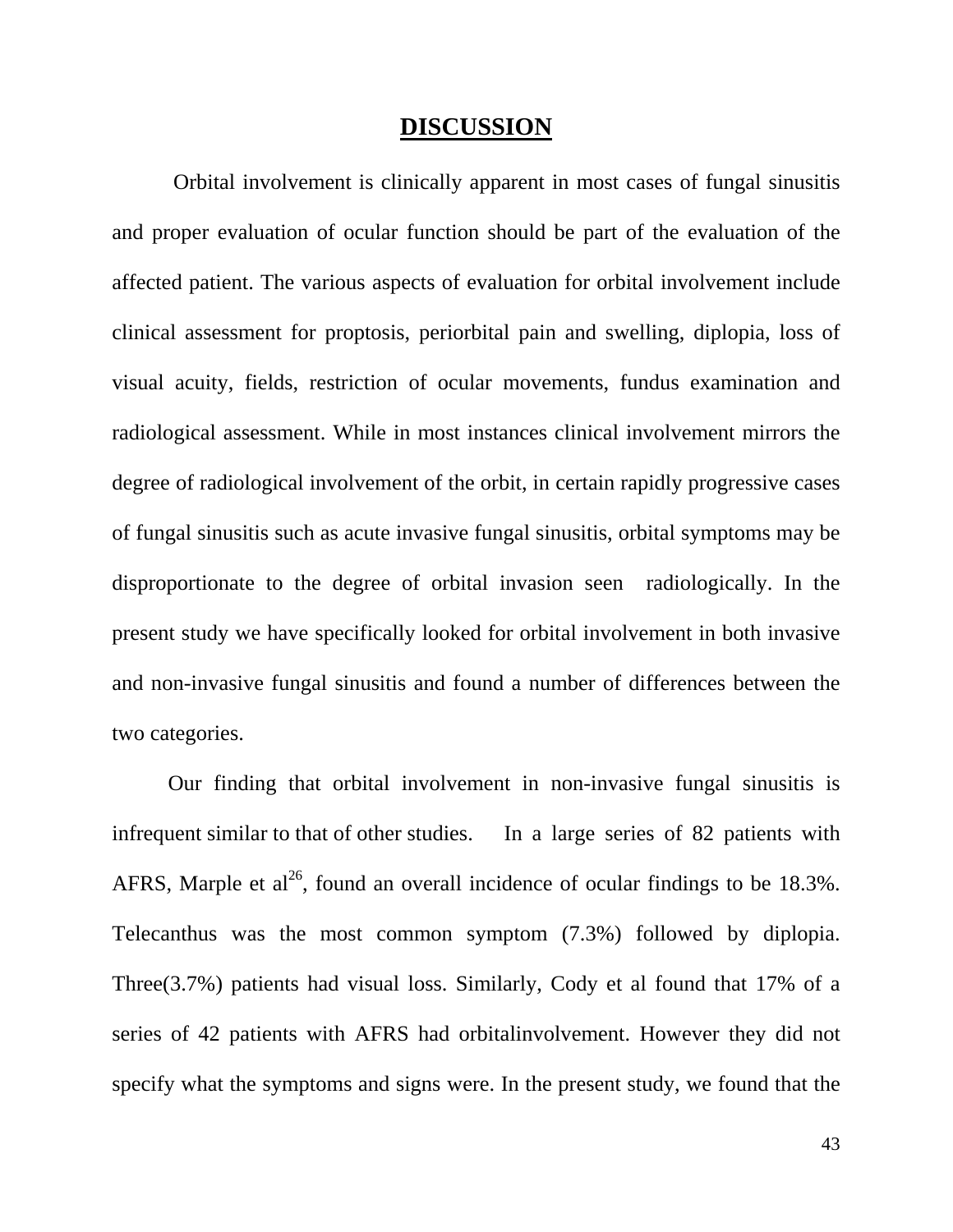## DISCUSSION

Orbital involvement is clinically apparent in most cases of fungal sinusitis and proper evaluation of ocular function should be part of the evaluation of the affected patient. The various aspects of evaluation for orbital involvement include clinical assessment for proptosis, periorbital pain and swelling, diplopia, loss of visual acuity, fields, restriction of ocular movements, fundus examination and radiological assessment. While in most instances clinical involvement mirrors the degree of radiological involvement of the orbit, in certain rapidly progressive cases of fungal sinusitis such as acute invasive fungal sinusitis, orbital symptoms may be disproportionate to the degree of orbital invasion seen radiologically. In the present study we have specifically looked for orbital involvement in both invasive and non-invasive fungal sinusitis and found a number of differences between the two categories.

Our finding that orbital involvement in non-invasive fungal sinusitis is infrequent similar to that of other studies. In a large series of 82 patients with AFRS, Marple et al[26], found an overall incidence of ocular findings to be 18.3%. Telecanthus was the most common symptom (7.3%) followed by diplopia. Three(3.7%) patients had visual loss. Similarly, Cody et al found that 17% of a series of 42 patients with AFRS had orbitalinvolvement. However they did not specify what the symptoms and signs were. In the present study, we found that the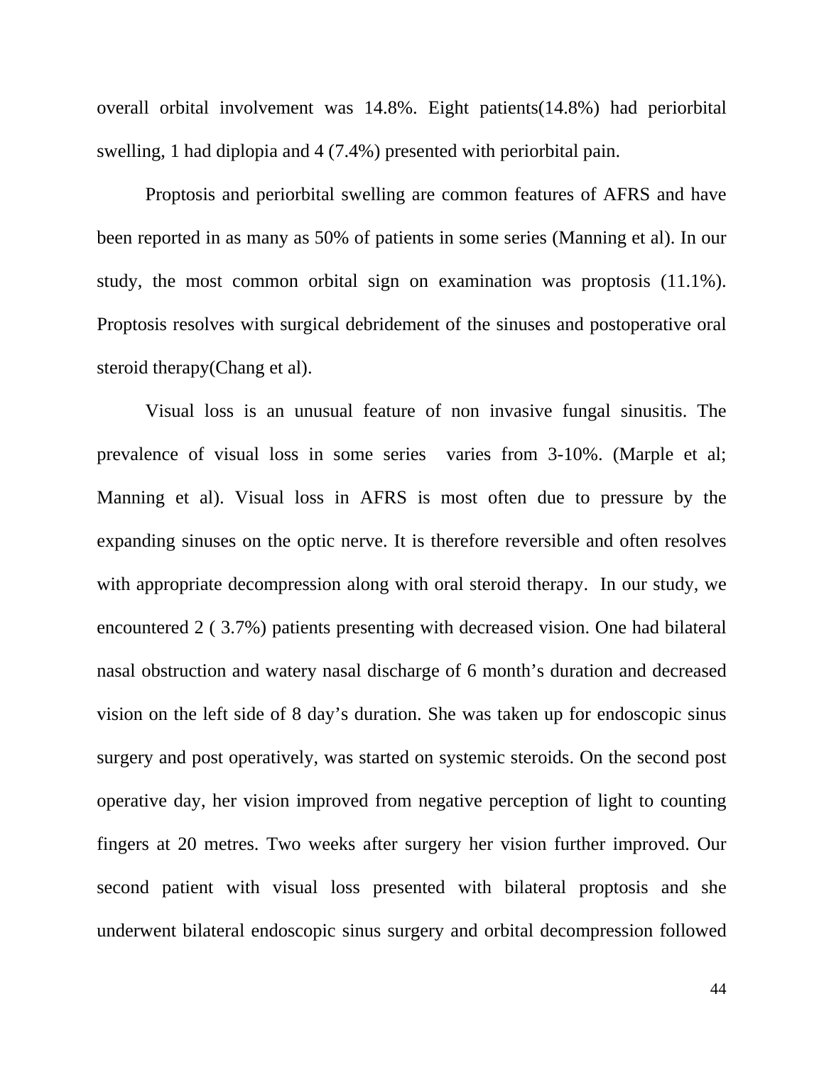overall orbital involvement was 14.8%. Eight patients(14.8%) had periorbital swelling, 1 had diplopia and 4 (7.4%) presented with periorbital pain.

Proptosis and periorbital swelling are common features of AFRS and have been reported in as many as 50% of patients in some series (Manning et al). In our study, the most common orbital sign on examination was proptosis (11.1%). Proptosis resolves with surgical debridement of the sinuses and postoperative oral steroid therapy(Chang et al).

Visual loss is an unusual feature of non invasive fungal sinusitis. The prevalence of visual loss in some series varies from 3-10%. (Marple et al; Manning et al). Visual loss in AFRS is most often due to pressure by the expanding sinuses on the optic nerve. It is therefore reversible and often resolves with appropriate decompression along with oral steroid therapy. In our study, we encountered 2 ( 3.7%) patients presenting with decreased vision. One had bilateral nasal obstruction and watery nasal discharge of 6 month's duration and decreased vision on the left side of 8 day's duration. She was taken up for endoscopic sinus surgery and post operatively, was started on systemic steroids. On the second post operative day, her vision improved from negative perception of light to counting fingers at 20 metres. Two weeks after surgery her vision further improved. Our second patient with visual loss presented with bilateral proptosis and she underwent bilateral endoscopic sinus surgery and orbital decompression followed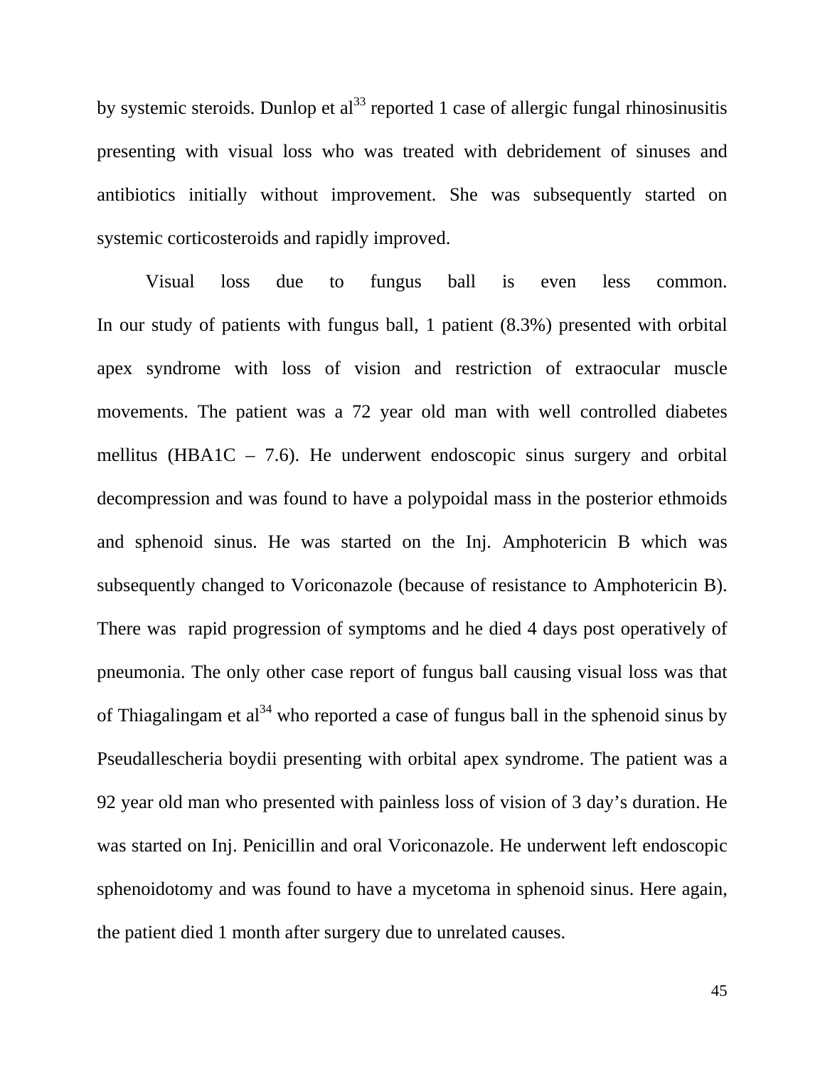by systemic steroids. Dunlop et al[33] reported 1 case of allergic fungal rhinosinusitis presenting with visual loss who was treated with debridement of sinuses and antibiotics initially without improvement. She was subsequently started on systemic corticosteroids and rapidly improved.

Visual loss due to fungus ball is even less common. In our study of patients with fungus ball, 1 patient (8.3%) presented with orbital apex syndrome with loss of vision and restriction of extraocular muscle movements. The patient was a 72 year old man with well controlled diabetes mellitus (HBA1C – 7.6). He underwent endoscopic sinus surgery and orbital decompression and was found to have a polypoidal mass in the posterior ethmoids and sphenoid sinus. He was started on the Inj. Amphotericin B which was subsequently changed to Voriconazole (because of resistance to Amphotericin B). There was rapid progression of symptoms and he died 4 days post operatively of pneumonia. The only other case report of fungus ball causing visual loss was that of Thiagalingam et al[34] who reported a case of fungus ball in the sphenoid sinus by Pseudallescheria boydii presenting with orbital apex syndrome. The patient was a 92 year old man who presented with painless loss of vision of 3 day's duration. He was started on Inj. Penicillin and oral Voriconazole. He underwent left endoscopic sphenoidotomy and was found to have a mycetoma in sphenoid sinus. Here again, the patient died 1 month after surgery due to unrelated causes.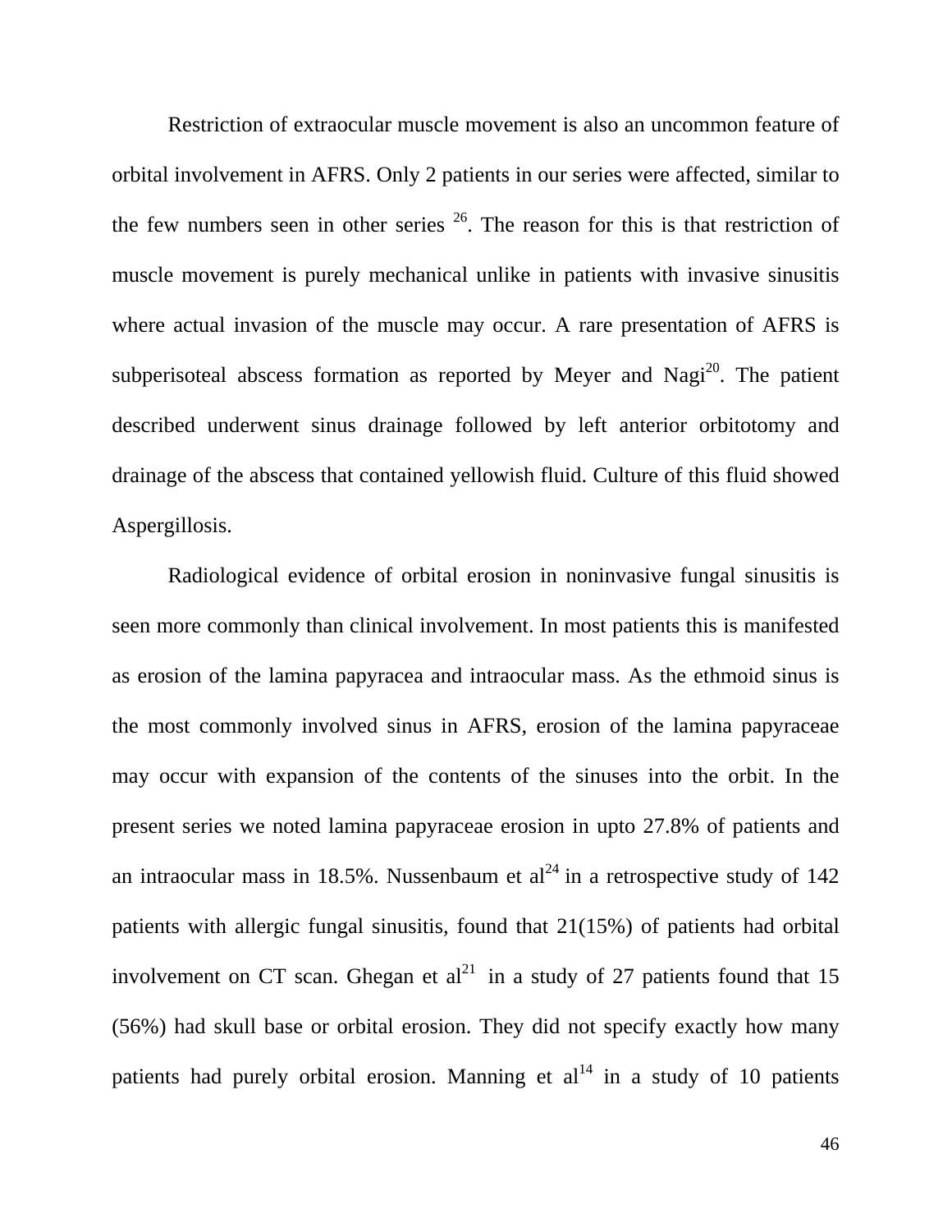Restriction of extraocular muscle movement is also an uncommon feature of orbital involvement in AFRS. Only 2 patients in our series were affected, similar to the few numbers seen in other series [26]. The reason for this is that restriction of muscle movement is purely mechanical unlike in patients with invasive sinusitis where actual invasion of the muscle may occur. A rare presentation of AFRS is subperisoteal abscess formation as reported by Meyer and Nagi[20]. The patient described underwent sinus drainage followed by left anterior orbitotomy and drainage of the abscess that contained yellowish fluid. Culture of this fluid showed Aspergillosis.

Radiological evidence of orbital erosion in noninvasive fungal sinusitis is seen more commonly than clinical involvement. In most patients this is manifested as erosion of the lamina papyracea and intraocular mass. As the ethmoid sinus is the most commonly involved sinus in AFRS, erosion of the lamina papyraceae may occur with expansion of the contents of the sinuses into the orbit. In the present series we noted lamina papyraceae erosion in upto 27.8% of patients and an intraocular mass in 18.5%. Nussenbaum et al[24] in a retrospective study of 142 patients with allergic fungal sinusitis, found that 21(15%) of patients had orbital involvement on CT scan. Ghegan et al[21] in a study of 27 patients found that 15 (56%) had skull base or orbital erosion. They did not specify exactly how many patients had purely orbital erosion. Manning et al[14] in a study of 10 patients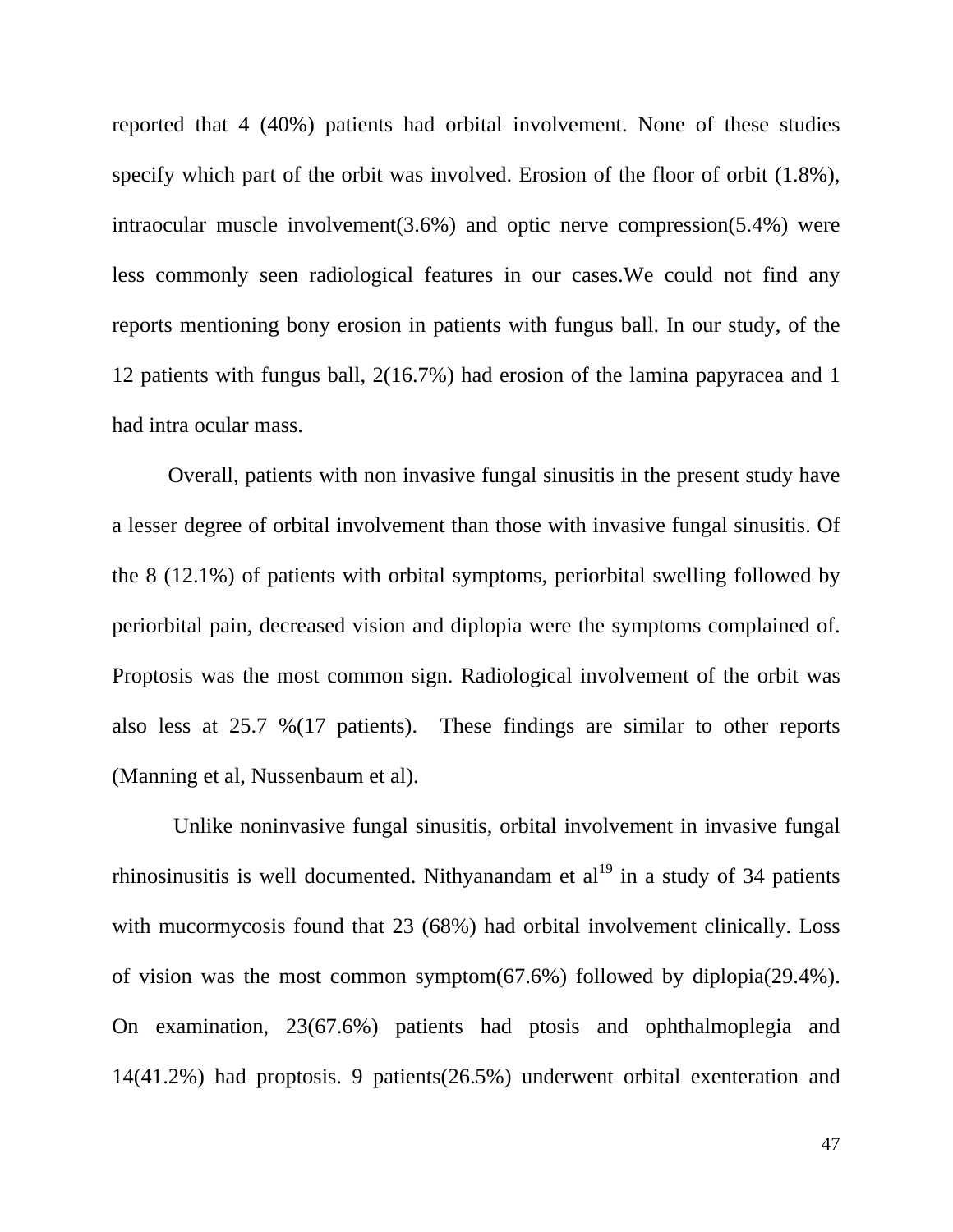reported that 4 (40%) patients had orbital involvement. None of these studies specify which part of the orbit was involved. Erosion of the floor of orbit (1.8%), intraocular muscle involvement(3.6%) and optic nerve compression(5.4%) were less commonly seen radiological features in our cases.We could not find any reports mentioning bony erosion in patients with fungus ball. In our study, of the 12 patients with fungus ball, 2(16.7%) had erosion of the lamina papyracea and 1 had intra ocular mass.

Overall, patients with non invasive fungal sinusitis in the present study have a lesser degree of orbital involvement than those with invasive fungal sinusitis. Of the 8 (12.1%) of patients with orbital symptoms, periorbital swelling followed by periorbital pain, decreased vision and diplopia were the symptoms complained of. Proptosis was the most common sign. Radiological involvement of the orbit was also less at 25.7 %(17 patients). These findings are similar to other reports (Manning et al, Nussenbaum et al).

Unlike noninvasive fungal sinusitis, orbital involvement in invasive fungal rhinosinusitis is well documented. Nithyanandam et al[19] in a study of 34 patients with mucormycosis found that 23 (68%) had orbital involvement clinically. Loss of vision was the most common symptom(67.6%) followed by diplopia(29.4%). On examination, 23(67.6%) patients had ptosis and ophthalmoplegia and 14(41.2%) had proptosis. 9 patients(26.5%) underwent orbital exenteration and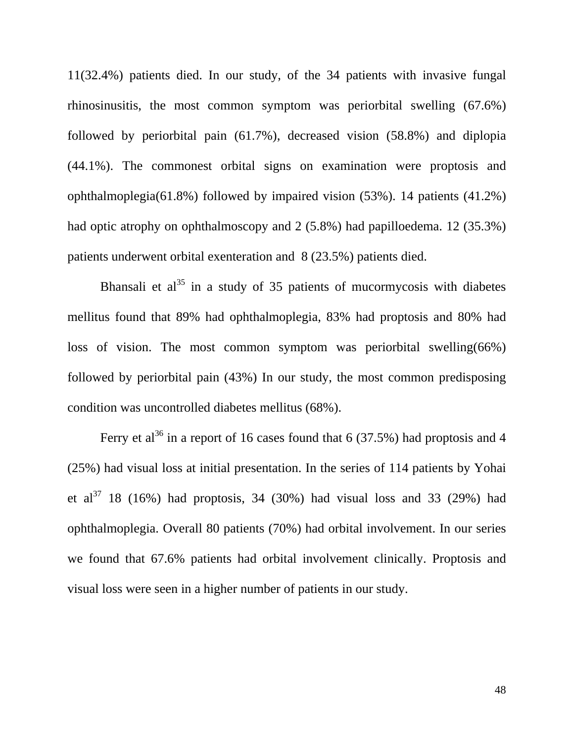11(32.4%) patients died. In our study, of the 34 patients with invasive fungal rhinosinusitis, the most common symptom was periorbital swelling (67.6%) followed by periorbital pain (61.7%), decreased vision (58.8%) and diplopia (44.1%). The commonest orbital signs on examination were proptosis and ophthalmoplegia(61.8%) followed by impaired vision (53%). 14 patients (41.2%) had optic atrophy on ophthalmoscopy and 2 (5.8%) had papilloedema. 12 (35.3%) patients underwent orbital exenteration and 8 (23.5%) patients died.

Bhansali et al[35] in a study of 35 patients of mucormycosis with diabetes mellitus found that 89% had ophthalmoplegia, 83% had proptosis and 80% had loss of vision. The most common symptom was periorbital swelling(66%) followed by periorbital pain (43%) In our study, the most common predisposing condition was uncontrolled diabetes mellitus (68%).

Ferry et al[36] in a report of 16 cases found that 6 (37.5%) had proptosis and 4 (25%) had visual loss at initial presentation. In the series of 114 patients by Yohai et al[37] 18 (16%) had proptosis, 34 (30%) had visual loss and 33 (29%) had ophthalmoplegia. Overall 80 patients (70%) had orbital involvement. In our series we found that 67.6% patients had orbital involvement clinically. Proptosis and visual loss were seen in a higher number of patients in our study.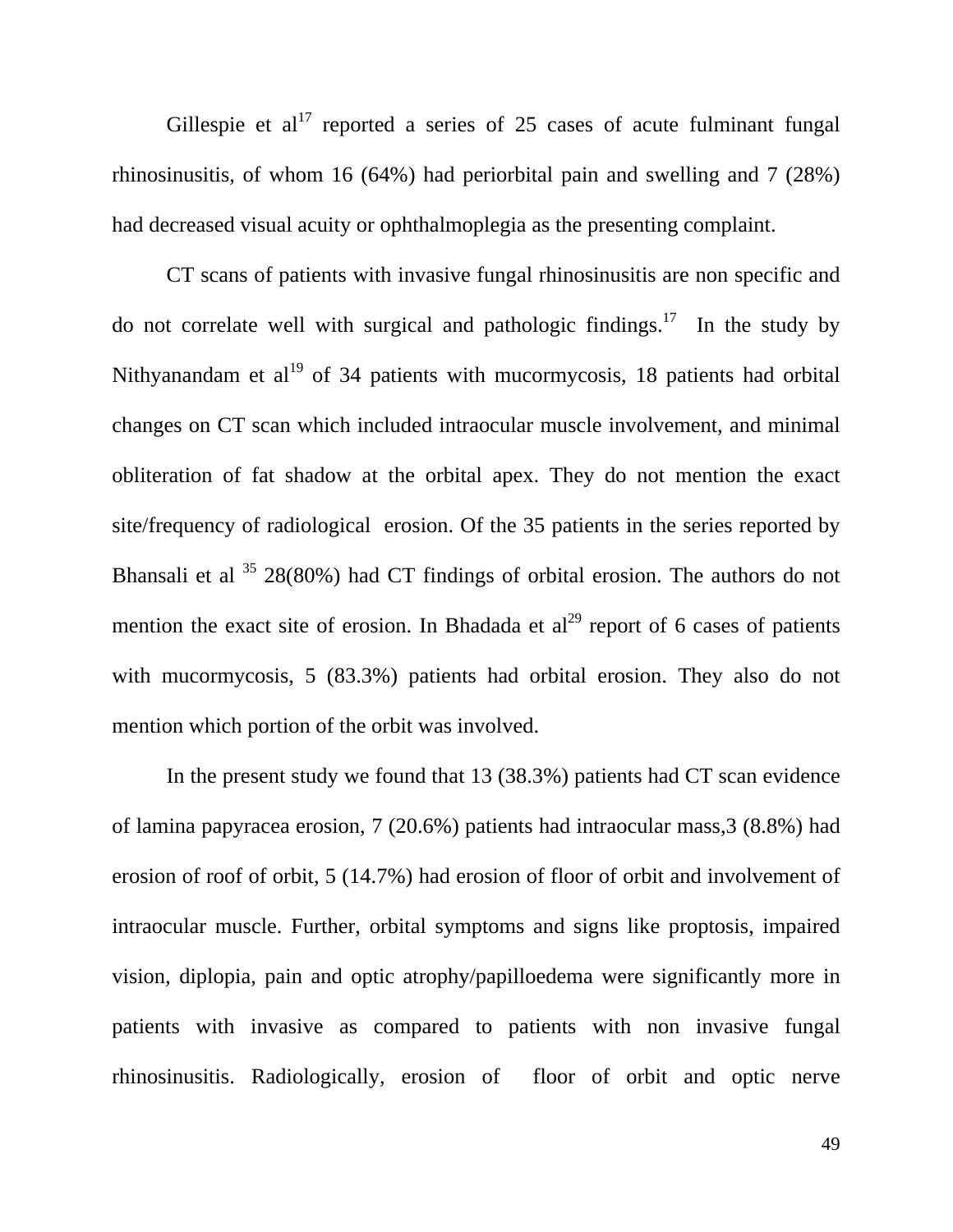Gillespie et al[17] reported a series of 25 cases of acute fulminant fungal rhinosinusitis, of whom 16 (64%) had periorbital pain and swelling and 7 (28%) had decreased visual acuity or ophthalmoplegia as the presenting complaint.

CT scans of patients with invasive fungal rhinosinusitis are non specific and do not correlate well with surgical and pathologic findings.[17] In the study by Nithyanandam et al[19] of 34 patients with mucormycosis, 18 patients had orbital changes on CT scan which included intraocular muscle involvement, and minimal obliteration of fat shadow at the orbital apex. They do not mention the exact site/frequency of radiological erosion. Of the 35 patients in the series reported by Bhansali et al [35] 28(80%) had CT findings of orbital erosion. The authors do not mention the exact site of erosion. In Bhadada et al[29] report of 6 cases of patients with mucormycosis, 5 (83.3%) patients had orbital erosion. They also do not mention which portion of the orbit was involved.

In the present study we found that 13 (38.3%) patients had CT scan evidence of lamina papyracea erosion, 7 (20.6%) patients had intraocular mass,3 (8.8%) had erosion of roof of orbit, 5 (14.7%) had erosion of floor of orbit and involvement of intraocular muscle. Further, orbital symptoms and signs like proptosis, impaired vision, diplopia, pain and optic atrophy/papilloedema were significantly more in patients with invasive as compared to patients with non invasive fungal rhinosinusitis. Radiologically, erosion of floor of orbit and optic nerve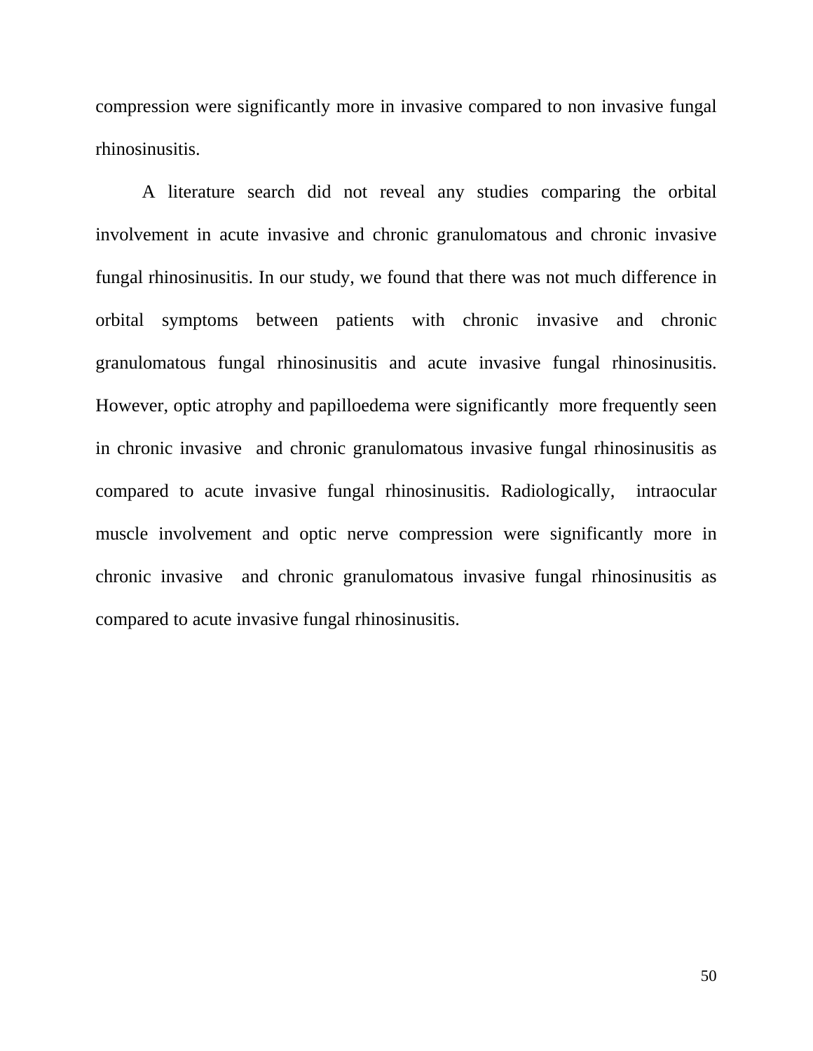compression were significantly more in invasive compared to non invasive fungal rhinosinusitis.

A literature search did not reveal any studies comparing the orbital involvement in acute invasive and chronic granulomatous and chronic invasive fungal rhinosinusitis. In our study, we found that there was not much difference in orbital symptoms between patients with chronic invasive and chronic granulomatous fungal rhinosinusitis and acute invasive fungal rhinosinusitis. However, optic atrophy and papilloedema were significantly more frequently seen in chronic invasive and chronic granulomatous invasive fungal rhinosinusitis as compared to acute invasive fungal rhinosinusitis. Radiologically, intraocular muscle involvement and optic nerve compression were significantly more in chronic invasive and chronic granulomatous invasive fungal rhinosinusitis as compared to acute invasive fungal rhinosinusitis.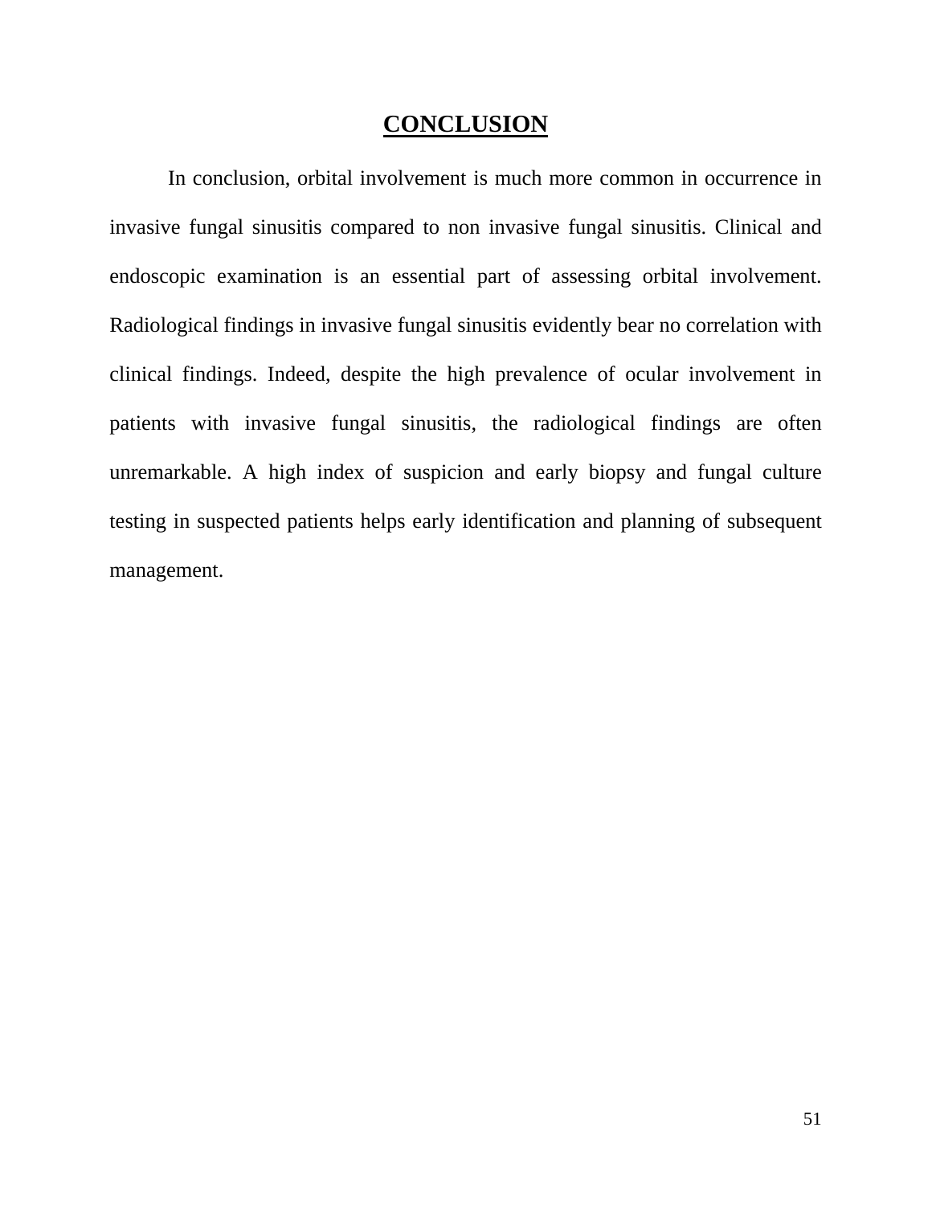# CONCLUSION

In conclusion, orbital involvement is much more common in occurrence in invasive fungal sinusitis compared to non invasive fungal sinusitis. Clinical and endoscopic examination is an essential part of assessing orbital involvement. Radiological findings in invasive fungal sinusitis evidently bear no correlation with clinical findings. Indeed, despite the high prevalence of ocular involvement in patients with invasive fungal sinusitis, the radiological findings are often unremarkable. A high index of suspicion and early biopsy and fungal culture testing in suspected patients helps early identification and planning of subsequent management.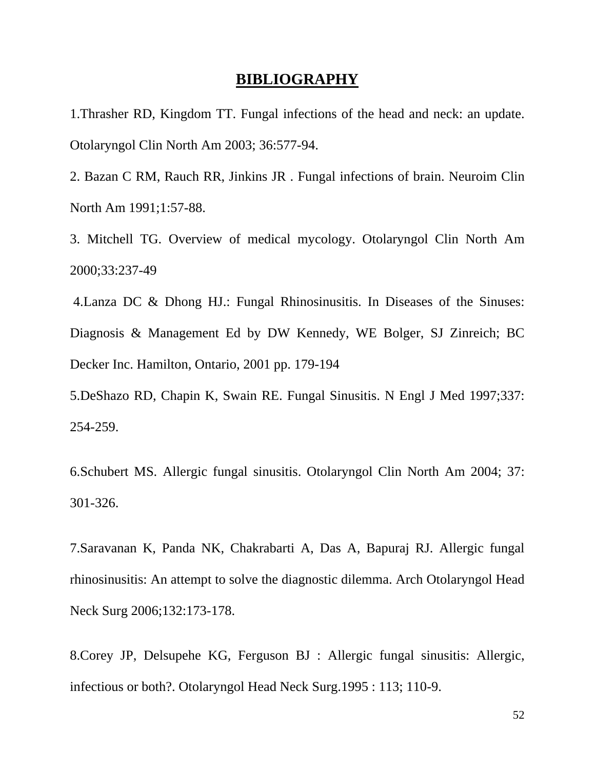# BIBLIOGRAPHY

1.Thrasher RD, Kingdom TT. Fungal infections of the head and neck: an update. Otolaryngol Clin North Am 2003; 36:577-94.

2. Bazan C RM, Rauch RR, Jinkins JR . Fungal infections of brain. Neuroim Clin North Am 1991;1:57-88.

3. Mitchell TG. Overview of medical mycology. Otolaryngol Clin North Am 2000;33:237-49

4.Lanza DC & Dhong HJ.: Fungal Rhinosinusitis. In Diseases of the Sinuses: Diagnosis & Management Ed by DW Kennedy, WE Bolger, SJ Zinreich; BC Decker Inc. Hamilton, Ontario, 2001 pp. 179-194

5.DeShazo RD, Chapin K, Swain RE. Fungal Sinusitis. N Engl J Med 1997;337: 254-259.

6.Schubert MS. Allergic fungal sinusitis. Otolaryngol Clin North Am 2004; 37: 301-326.

7.Saravanan K, Panda NK, Chakrabarti A, Das A, Bapuraj RJ. Allergic fungal rhinosinusitis: An attempt to solve the diagnostic dilemma. Arch Otolaryngol Head Neck Surg 2006;132:173-178.

8.Corey JP, Delsupehe KG, Ferguson BJ : Allergic fungal sinusitis: Allergic, infectious or both?. Otolaryngol Head Neck Surg.1995 : 113; 110-9.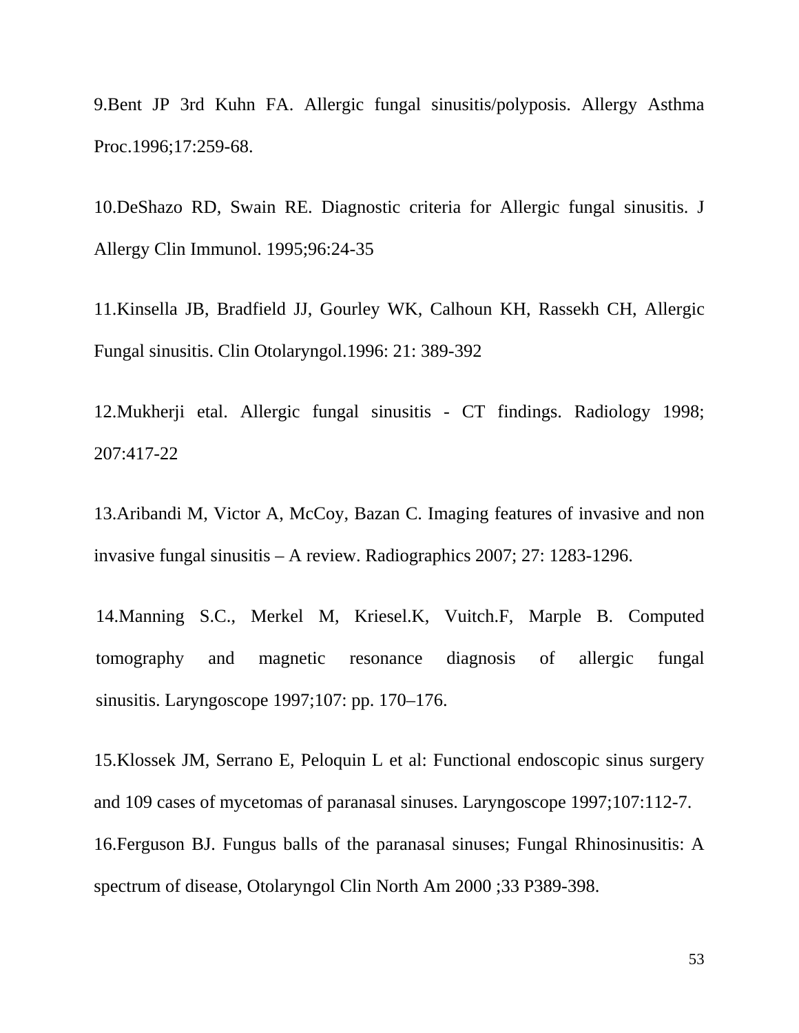9.Bent JP 3rd Kuhn FA. Allergic fungal sinusitis/polyposis. Allergy Asthma Proc.1996;17:259-68.

10.DeShazo RD, Swain RE. Diagnostic criteria for Allergic fungal sinusitis. J Allergy Clin Immunol. 1995;96:24-35

11.Kinsella JB, Bradfield JJ, Gourley WK, Calhoun KH, Rassekh CH, Allergic Fungal sinusitis. Clin Otolaryngol.1996: 21: 389-392

12.Mukherji etal. Allergic fungal sinusitis - CT findings. Radiology 1998; 207:417-22

13.Aribandi M, Victor A, McCoy, Bazan C. Imaging features of invasive and non invasive fungal sinusitis – A review. Radiographics 2007; 27: 1283-1296.

14.Manning S.C., Merkel M, Kriesel.K, Vuitch.F, Marple B. Computed tomography and magnetic resonance diagnosis of allergic fungal sinusitis. Laryngoscope 1997;107: pp. 170–176.

15.Klossek JM, Serrano E, Peloquin L et al: Functional endoscopic sinus surgery and 109 cases of mycetomas of paranasal sinuses. Laryngoscope 1997;107:112-7.

16.Ferguson BJ. Fungus balls of the paranasal sinuses; Fungal Rhinosinusitis: A spectrum of disease, Otolaryngol Clin North Am 2000 ;33 P389-398.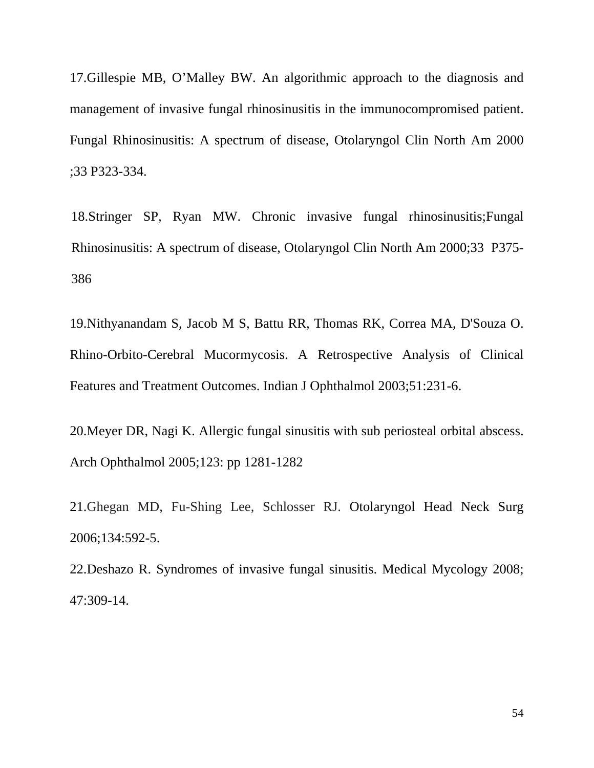17.Gillespie MB, O'Malley BW. An algorithmic approach to the diagnosis and management of invasive fungal rhinosinusitis in the immunocompromised patient. Fungal Rhinosinusitis: A spectrum of disease, Otolaryngol Clin North Am 2000 ;33 P323-334.

18.Stringer SP, Ryan MW. Chronic invasive fungal rhinosinusitis;Fungal Rhinosinusitis: A spectrum of disease, Otolaryngol Clin North Am 2000;33 P375-386

19.Nithyanandam S, Jacob M S, Battu RR, Thomas RK, Correa MA, D'Souza O. Rhino-Orbito-Cerebral Mucormycosis. A Retrospective Analysis of Clinical Features and Treatment Outcomes. Indian J Ophthalmol 2003;51:231-6.

20.Meyer DR, Nagi K. Allergic fungal sinusitis with sub periosteal orbital abscess. Arch Ophthalmol 2005;123: pp 1281-1282

21.Ghegan MD, Fu-Shing Lee, Schlosser RJ. Otolaryngol Head Neck Surg 2006;134:592-5.

22.Deshazo R. Syndromes of invasive fungal sinusitis. Medical Mycology 2008; 47:309-14.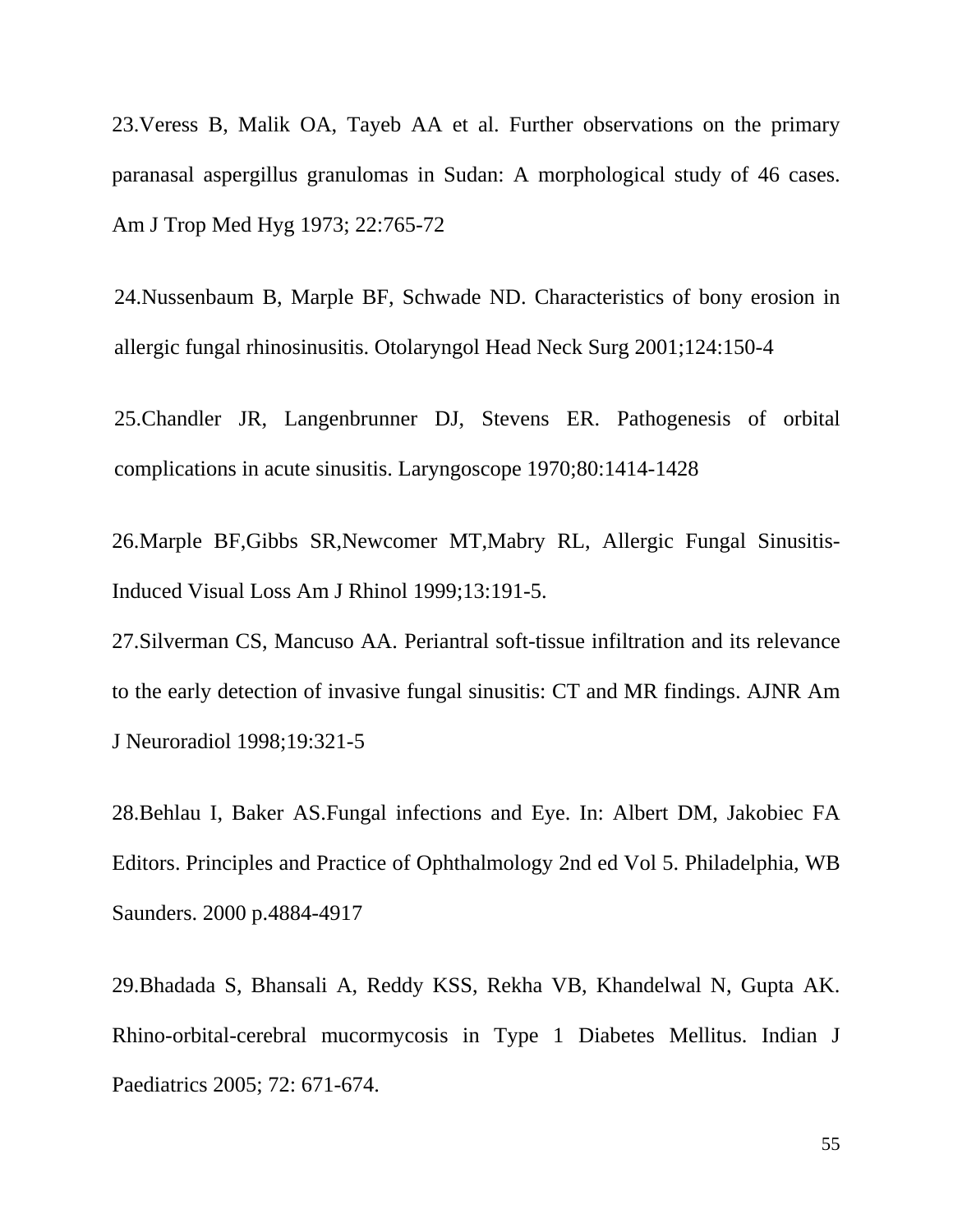23.Veress B, Malik OA, Tayeb AA et al. Further observations on the primary paranasal aspergillus granulomas in Sudan: A morphological study of 46 cases. Am J Trop Med Hyg 1973; 22:765-72

24.Nussenbaum B, Marple BF, Schwade ND. Characteristics of bony erosion in allergic fungal rhinosinusitis. Otolaryngol Head Neck Surg 2001;124:150-4

25.Chandler JR, Langenbrunner DJ, Stevens ER. Pathogenesis of orbital complications in acute sinusitis. Laryngoscope 1970;80:1414-1428

26.Marple BF,Gibbs SR,Newcomer MT,Mabry RL, Allergic Fungal Sinusitis-Induced Visual Loss Am J Rhinol 1999;13:191-5.

27.Silverman CS, Mancuso AA. Periantral soft-tissue infiltration and its relevance to the early detection of invasive fungal sinusitis: CT and MR findings. AJNR Am J Neuroradiol 1998;19:321-5

28.Behlau I, Baker AS.Fungal infections and Eye. In: Albert DM, Jakobiec FA Editors. Principles and Practice of Ophthalmology 2nd ed Vol 5. Philadelphia, WB Saunders. 2000 p.4884-4917

29.Bhadada S, Bhansali A, Reddy KSS, Rekha VB, Khandelwal N, Gupta AK. Rhino-orbital-cerebral mucormycosis in Type 1 Diabetes Mellitus. Indian J Paediatrics 2005; 72: 671-674.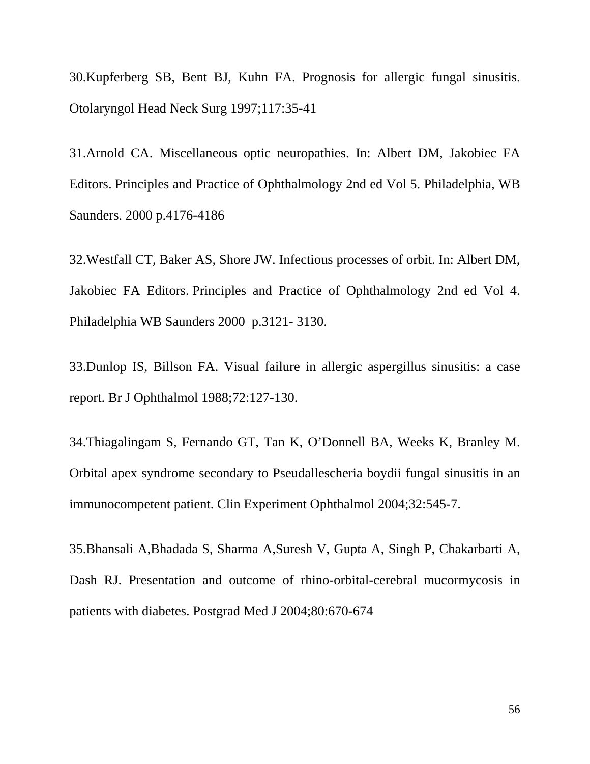30.Kupferberg SB, Bent BJ, Kuhn FA. Prognosis for allergic fungal sinusitis. Otolaryngol Head Neck Surg 1997;117:35-41

31.Arnold CA. Miscellaneous optic neuropathies. In: Albert DM, Jakobiec FA Editors. Principles and Practice of Ophthalmology 2nd ed Vol 5. Philadelphia, WB Saunders. 2000 p.4176-4186

32.Westfall CT, Baker AS, Shore JW. Infectious processes of orbit. In: Albert DM, Jakobiec FA Editors. Principles and Practice of Ophthalmology 2nd ed Vol 4. Philadelphia WB Saunders 2000 p.3121- 3130.

33.Dunlop IS, Billson FA. Visual failure in allergic aspergillus sinusitis: a case report. Br J Ophthalmol 1988;72:127-130.

34.Thiagalingam S, Fernando GT, Tan K, O'Donnell BA, Weeks K, Branley M. Orbital apex syndrome secondary to Pseudallescheria boydii fungal sinusitis in an immunocompetent patient. Clin Experiment Ophthalmol 2004;32:545-7.

35.Bhansali A,Bhadada S, Sharma A,Suresh V, Gupta A, Singh P, Chakarbarti A, Dash RJ. Presentation and outcome of rhino-orbital-cerebral mucormycosis in patients with diabetes. Postgrad Med J 2004;80:670-674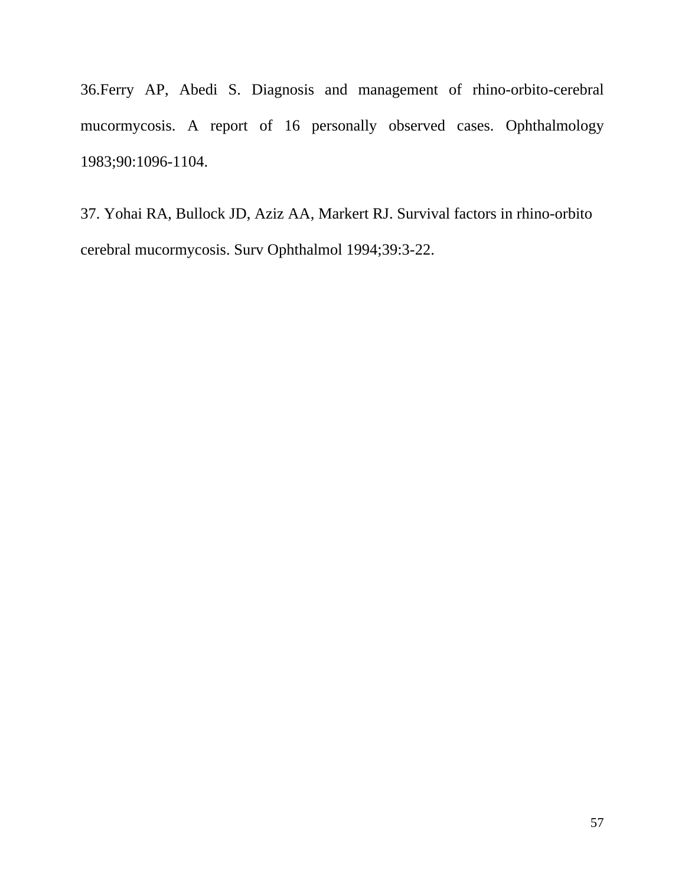36.Ferry AP, Abedi S. Diagnosis and management of rhino-orbito-cerebral mucormycosis. A report of 16 personally observed cases. Ophthalmology 1983;90:1096-1104.

37. Yohai RA, Bullock JD, Aziz AA, Markert RJ. Survival factors in rhino-orbito cerebral mucormycosis. Surv Ophthalmol 1994;39:3-22.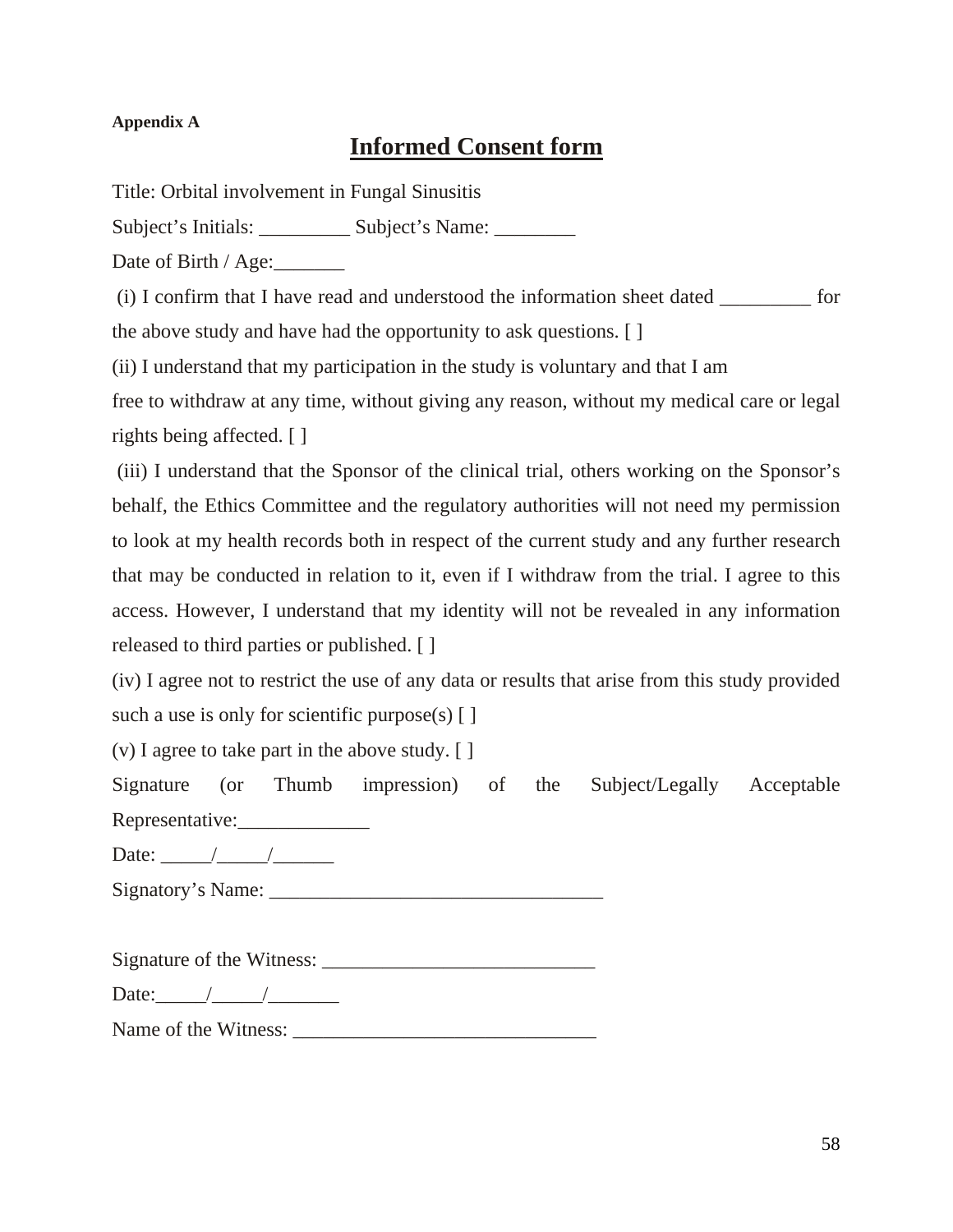**Appendix A**

# Informed Consent form

Title: Orbital involvement in Fungal Sinusitis

Subject's Initials: _________ Subject's Name: ________

Date of Birth / Age:_______

(i) I confirm that I have read and understood the information sheet dated _________ for the above study and have had the opportunity to ask questions. [ ]

(ii) I understand that my participation in the study is voluntary and that I am free to withdraw at any time, without giving any reason, without my medical care or legal rights being affected. [ ]

(iii) I understand that the Sponsor of the clinical trial, others working on the Sponsor's behalf, the Ethics Committee and the regulatory authorities will not need my permission to look at my health records both in respect of the current study and any further research that may be conducted in relation to it, even if I withdraw from the trial. I agree to this access. However, I understand that my identity will not be revealed in any information released to third parties or published. [ ]

(iv) I agree not to restrict the use of any data or results that arise from this study provided such a use is only for scientific purpose(s) [ ]

(v) I agree to take part in the above study. [ ]

Signature (or Thumb impression) of the Subject/Legally Acceptable Representative:_____________

Date: _____/_____/______

Signatory's Name: _________________________________

Signature of the Witness: ___________________________

Date:_____/_____/_______

Name of the Witness: ______________________________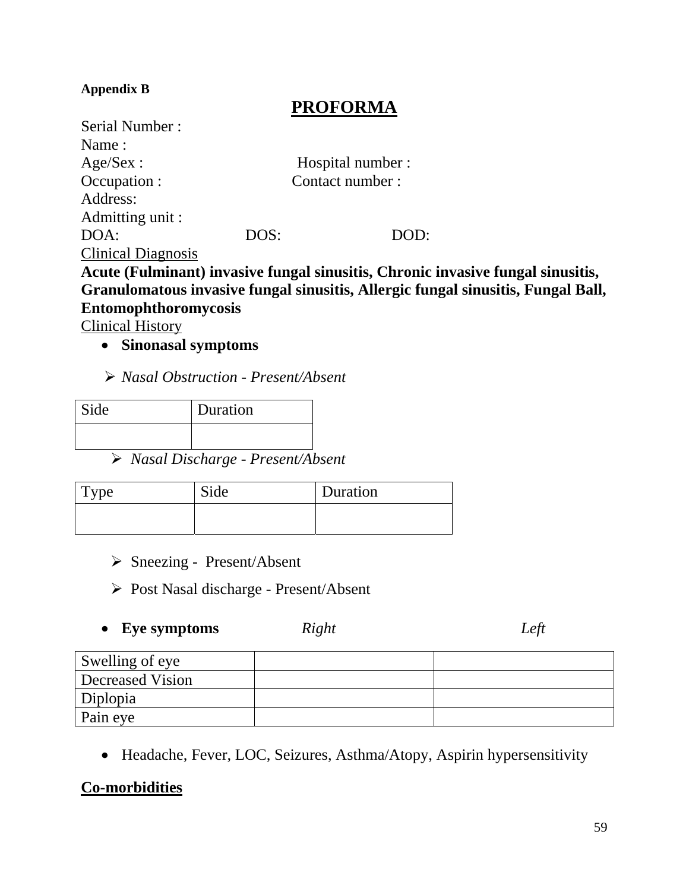**Appendix B**

# PROFORMA

Serial Number :
Name :
Age/Sex : Hospital number :
Occupation : Contact number :
Address:
Admitting unit :
DOA: DOS: DOD:

Clinical Diagnosis

**Acute (Fulminant) invasive fungal sinusitis, Chronic invasive fungal sinusitis, Granulomatous invasive fungal sinusitis, Allergic fungal sinusitis, Fungal Ball, Entomophthoromycosis**

Clinical History

- **Sinonasal symptoms**

  - *Nasal Obstruction - Present/Absent*

| Side | Duration |
|---|---|
| | |

  - *Nasal Discharge - Present/Absent*

| Type | Side | Duration |
|---|---|---|
| | | |

  - Sneezing - Present/Absent
  - Post Nasal discharge - Present/Absent

- **Eye symptoms**

| | *Right* | *Left* |
|---|---|---|
| Swelling of eye | | |
| Decreased Vision | | |
| Diplopia | | |
| Pain eye | | |

- Headache, Fever, LOC, Seizures, Asthma/Atopy, Aspirin hypersensitivity

**Co-morbidities**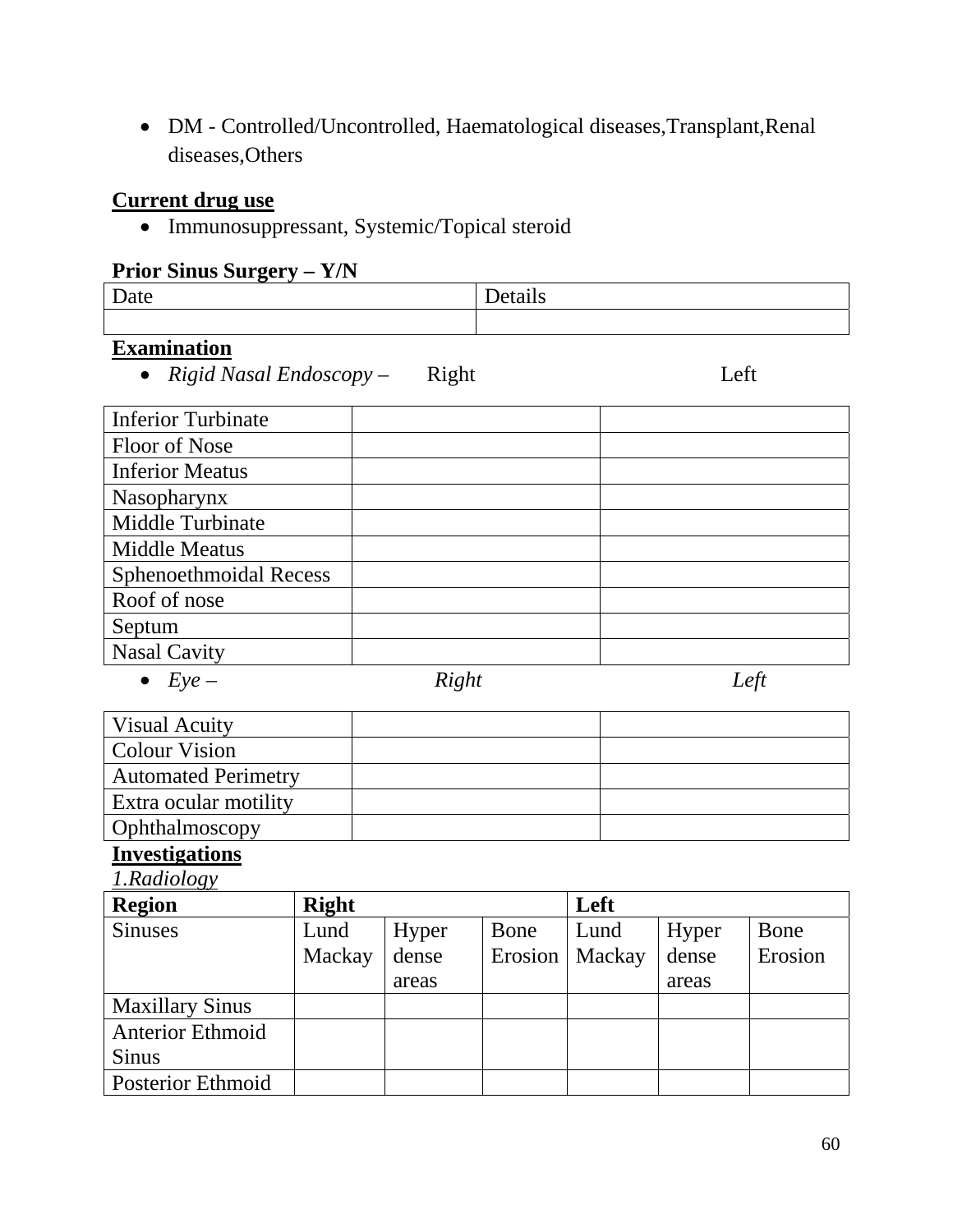- DM - Controlled/Uncontrolled, Haematological diseases,Transplant,Renal diseases,Others

**Current drug use**

- Immunosuppressant, Systemic/Topical steroid

**Prior Sinus Surgery – Y/N**

| Date | Details |
|---|---|
| | |

**Examination**

- *Rigid Nasal Endoscopy* – Right Left

| | Right | Left |
|---|---|---|
| Inferior Turbinate | | |
| Floor of Nose | | |
| Inferior Meatus | | |
| Nasopharynx | | |
| Middle Turbinate | | |
| Middle Meatus | | |
| Sphenoethmoidal Recess | | |
| Roof of nose | | |
| Septum | | |
| Nasal Cavity | | |

- *Eye* – *Right* *Left*

| | Right | Left |
|---|---|---|
| Visual Acuity | | |
| Colour Vision | | |
| Automated Perimetry | | |
| Extra ocular motility | | |
| Ophthalmoscopy | | |

**Investigations**

*1.Radiology*

| Region | Right | | | Left | | |
|---|---|---|---|---|---|---|
| Sinuses | Lund Mackay | Hyper dense areas | Bone Erosion | Lund Mackay | Hyper dense areas | Bone Erosion |
| Maxillary Sinus | | | | | | |
| Anterior Ethmoid Sinus | | | | | | |
| Posterior Ethmoid | | | | | | |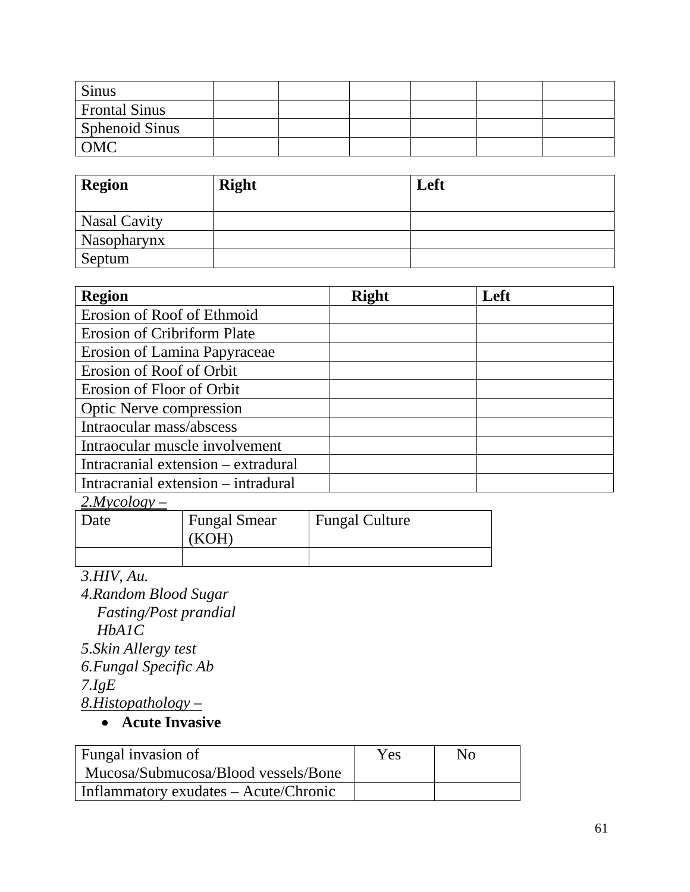| Sinus | | | | | | |
|---|---|---|---|---|---|---|
| Frontal Sinus | | | | | | |
| Sphenoid Sinus | | | | | | |
| OMC | | | | | | |

| **Region** | **Right** | **Left** |
|---|---|---|
| Nasal Cavity | | |
| Nasopharynx | | |
| Septum | | |

| **Region** | **Right** | **Left** |
|---|---|---|
| Erosion of Roof of Ethmoid | | |
| Erosion of Cribriform Plate | | |
| Erosion of Lamina Papyraceae | | |
| Erosion of Roof of Orbit | | |
| Erosion of Floor of Orbit | | |
| Optic Nerve compression | | |
| Intraocular mass/abscess | | |
| Intraocular muscle involvement | | |
| Intracranial extension – extradural | | |
| Intracranial extension – intradural | | |

*2.Mycology –*

| Date | Fungal Smear (KOH) | Fungal Culture |
|---|---|---|
| | | |

*3.HIV, Au.*

*4.Random Blood Sugar*
*Fasting/Post prandial*
*HbA1C*

*5.Skin Allergy test*

*6.Fungal Specific Ab*

*7.IgE*

*8.Histopathology –*

- **Acute Invasive**

| Fungal invasion of Mucosa/Submucosa/Blood vessels/Bone | Yes | No |
|---|---|---|
| Inflammatory exudates – Acute/Chronic | | |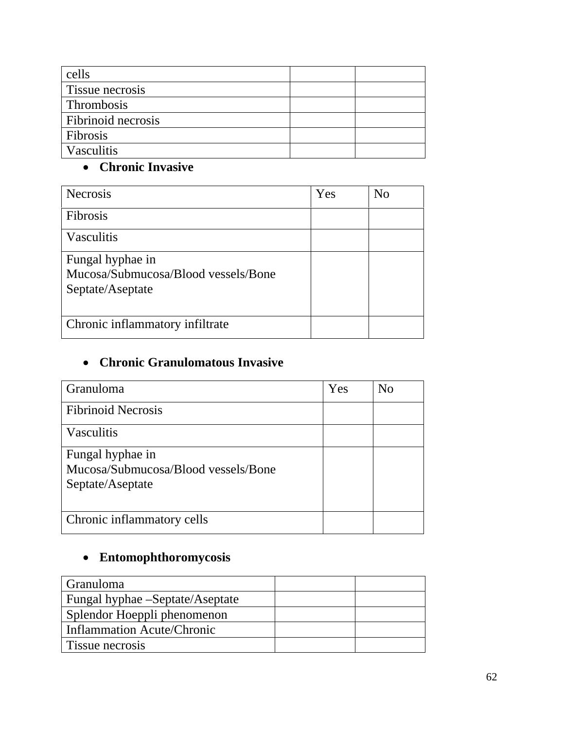| cells | | |
|---|---|---|
| Tissue necrosis | | |
| Thrombosis | | |
| Fibrinoid necrosis | | |
| Fibrosis | | |
| Vasculitis | | |

- **Chronic Invasive**

| Necrosis | Yes | No |
|---|---|---|
| Fibrosis | | |
| Vasculitis | | |
| Fungal hyphae in Mucosa/Submucosa/Blood vessels/Bone Septate/Aseptate | | |
| Chronic inflammatory infiltrate | | |

- **Chronic Granulomatous Invasive**

| Granuloma | Yes | No |
|---|---|---|
| Fibrinoid Necrosis | | |
| Vasculitis | | |
| Fungal hyphae in Mucosa/Submucosa/Blood vessels/Bone Septate/Aseptate | | |
| Chronic inflammatory cells | | |

- **Entomophthoromycosis**

| Granuloma | | |
|---|---|---|
| Fungal hyphae –Septate/Aseptate | | |
| Splendor Hoeppli phenomenon | | |
| Inflammation Acute/Chronic | | |
| Tissue necrosis | | |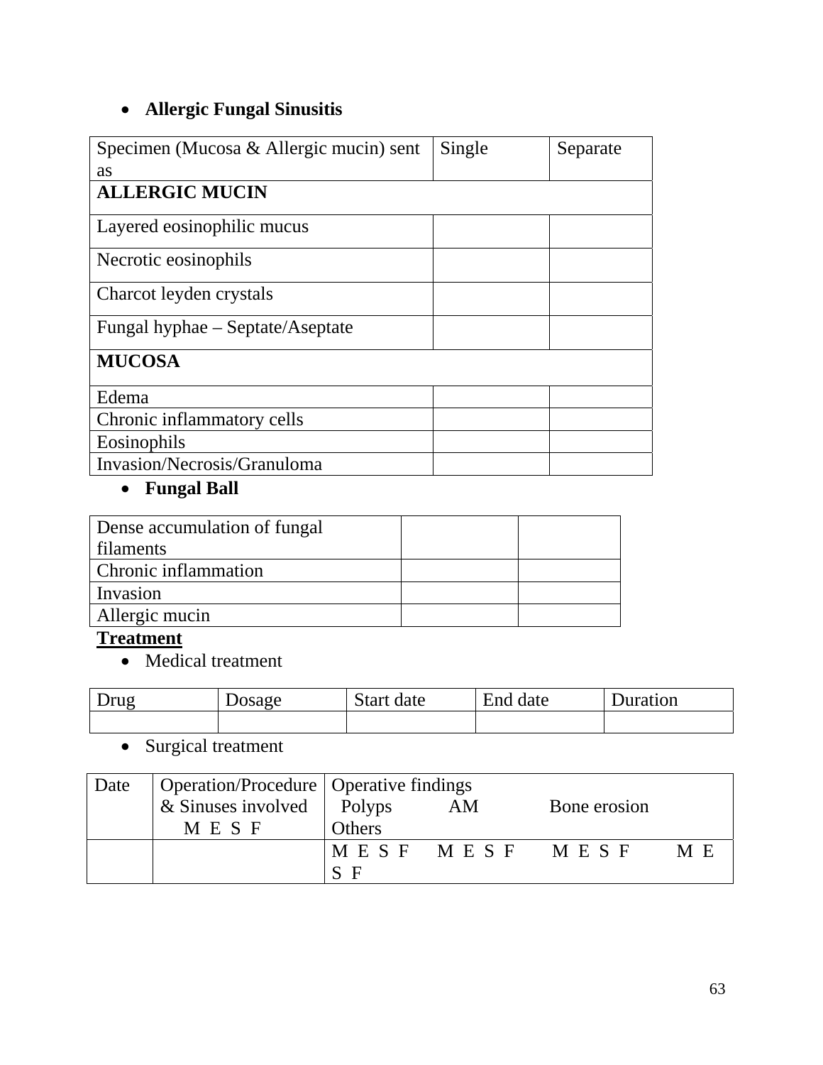- **Allergic Fungal Sinusitis**

| Specimen (Mucosa & Allergic mucin) sent as | Single | Separate |
|---|---|---|
| **ALLERGIC MUCIN** | | |
| Layered eosinophilic mucus | | |
| Necrotic eosinophils | | |
| Charcot leyden crystals | | |
| Fungal hyphae – Septate/Aseptate | | |
| **MUCOSA** | | |
| Edema | | |
| Chronic inflammatory cells | | |
| Eosinophils | | |
| Invasion/Necrosis/Granuloma | | |

- **Fungal Ball**

| Dense accumulation of fungal filaments | | |
|---|---|---|
| Chronic inflammation | | |
| Invasion | | |
| Allergic mucin | | |

**<u>Treatment</u>**

- Medical treatment

| Drug | Dosage | Start date | End date | Duration |
|---|---|---|---|---|
| | | | | |

- Surgical treatment

| Date | Operation/Procedure & Sinuses involved M E S F | Operative findings Polyps AM Bone erosion Others |
|---|---|---|
| | | M E S F M E S F M E S F M E S F |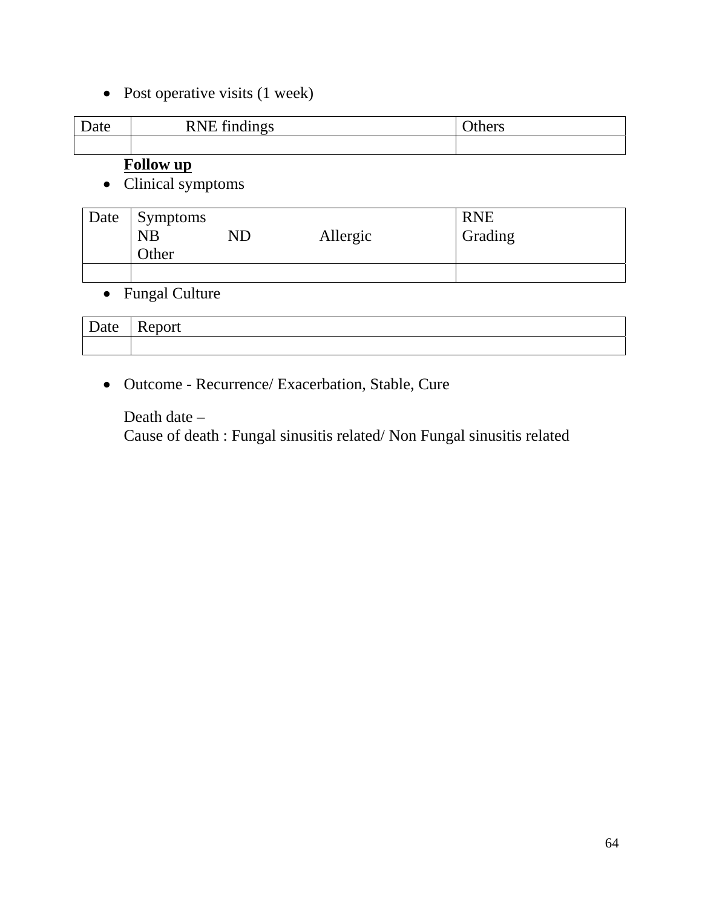- Post operative visits (1 week)

| Date | RNE findings | Others |
|---|---|---|
| | | |

**Follow up**

- Clinical symptoms

| Date | Symptoms<br>NB ND Allergic<br>Other | RNE<br>Grading |
|---|---|---|
| | | |

- Fungal Culture

| Date | Report |
|---|---|
| | |

- Outcome - Recurrence/ Exacerbation, Stable, Cure

  Death date –
  Cause of death : Fungal sinusitis related/ Non Fungal sinusitis related